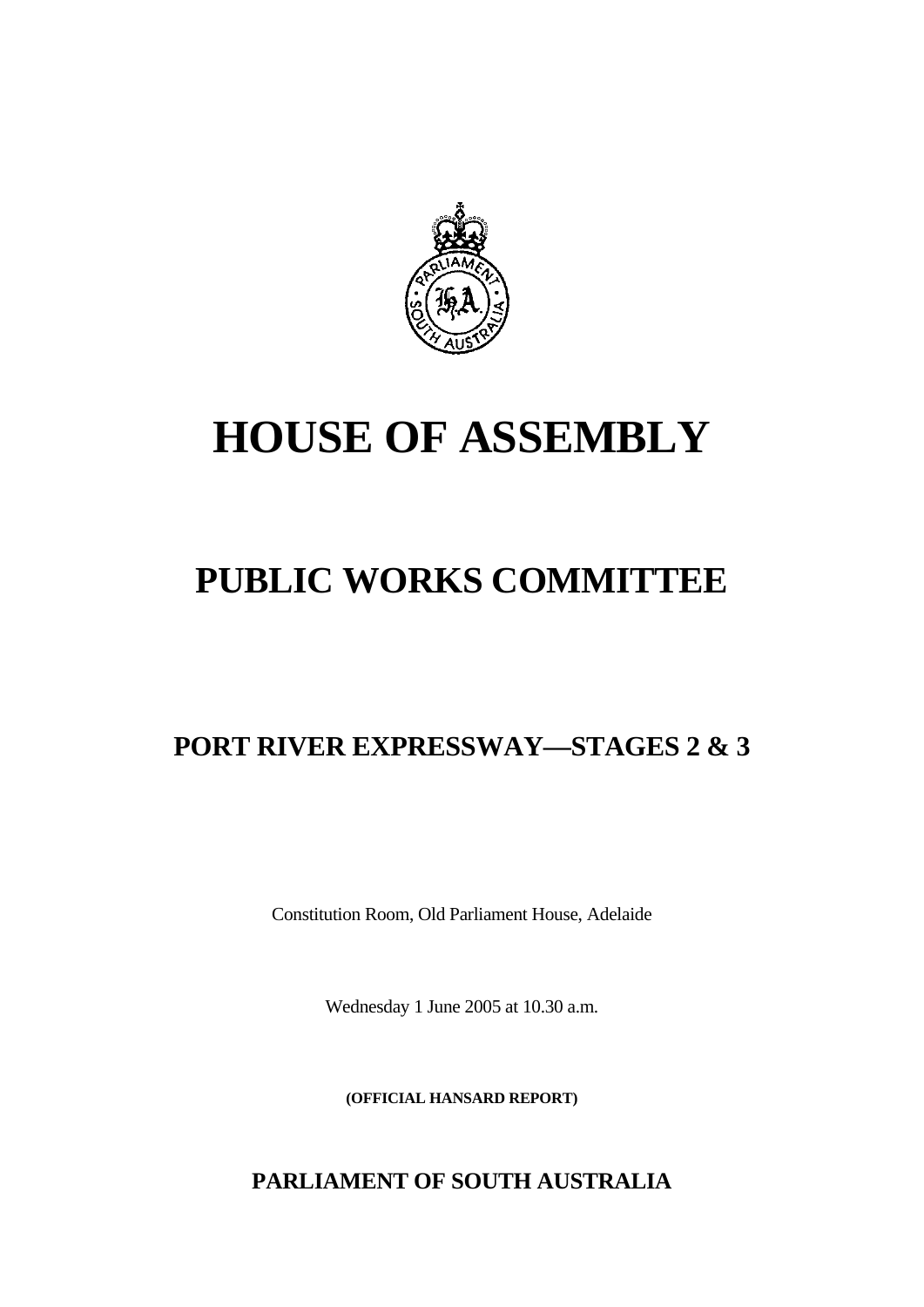# HOUSE OF ASSEMBLY

# PUBLIC WORKS COMMITTEE

## PORT RIVER EXPRESSWAY—STAGES 2 & 3

Constitution Room, Old Parliament House, Adelaide

Wednesday 1 June 2005 at 10.30 a.m.

**(OFFICIAL HANSARD REPORT)**

**PARLIAMENT OF SOUTH AUSTRALIA**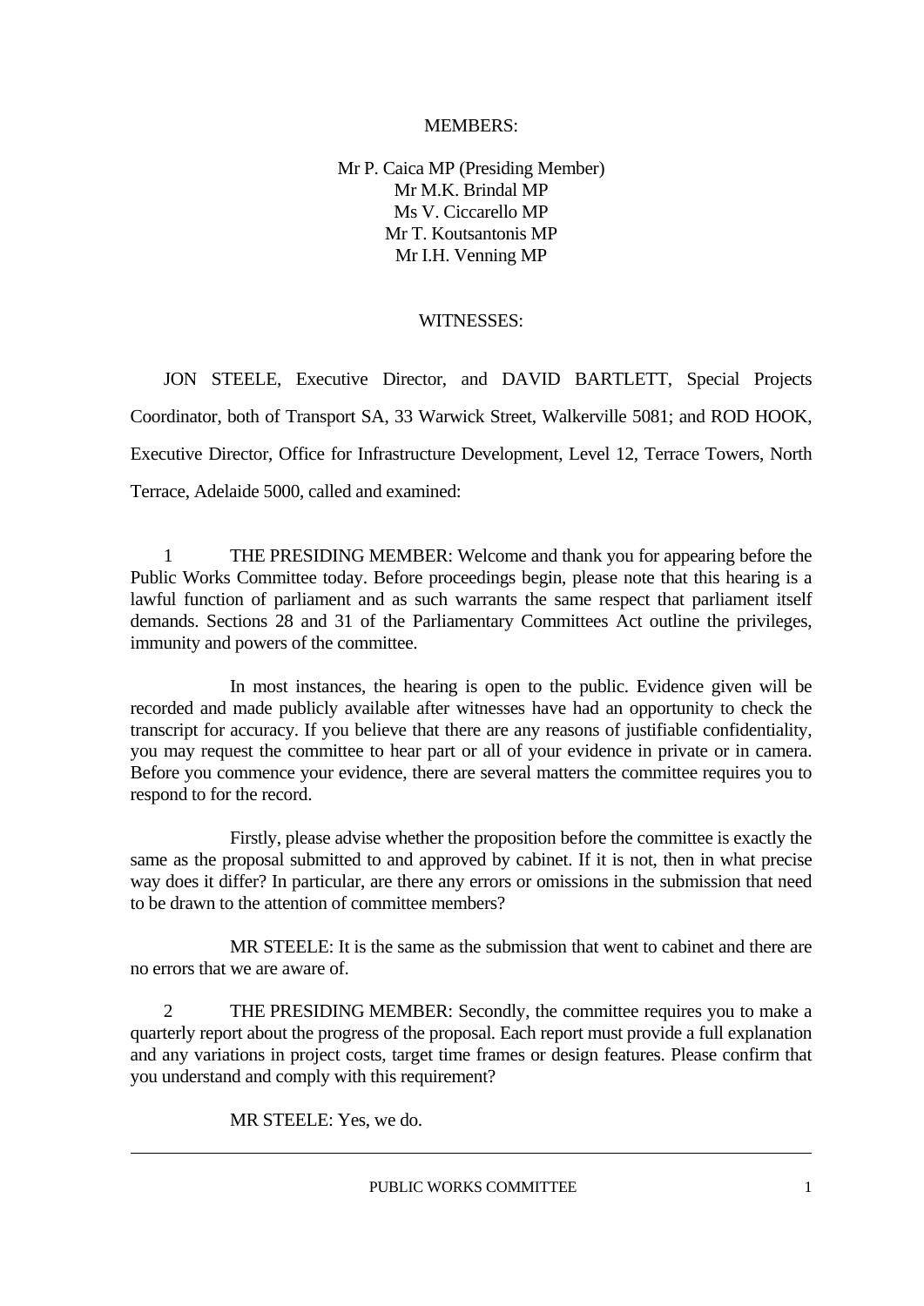MEMBERS:

Mr P. Caica MP (Presiding Member)
Mr M.K. Brindal MP
Ms V. Ciccarello MP
Mr T. Koutsantonis MP
Mr I.H. Venning MP

WITNESSES:

JON STEELE, Executive Director, and DAVID BARTLETT, Special Projects Coordinator, both of Transport SA, 33 Warwick Street, Walkerville 5081; and ROD HOOK, Executive Director, Office for Infrastructure Development, Level 12, Terrace Towers, North Terrace, Adelaide 5000, called and examined:

1 THE PRESIDING MEMBER: Welcome and thank you for appearing before the Public Works Committee today. Before proceedings begin, please note that this hearing is a lawful function of parliament and as such warrants the same respect that parliament itself demands. Sections 28 and 31 of the Parliamentary Committees Act outline the privileges, immunity and powers of the committee.

In most instances, the hearing is open to the public. Evidence given will be recorded and made publicly available after witnesses have had an opportunity to check the transcript for accuracy. If you believe that there are any reasons of justifiable confidentiality, you may request the committee to hear part or all of your evidence in private or in camera. Before you commence your evidence, there are several matters the committee requires you to respond to for the record.

Firstly, please advise whether the proposition before the committee is exactly the same as the proposal submitted to and approved by cabinet. If it is not, then in what precise way does it differ? In particular, are there any errors or omissions in the submission that need to be drawn to the attention of committee members?

MR STEELE: It is the same as the submission that went to cabinet and there are no errors that we are aware of.

2 THE PRESIDING MEMBER: Secondly, the committee requires you to make a quarterly report about the progress of the proposal. Each report must provide a full explanation and any variations in project costs, target time frames or design features. Please confirm that you understand and comply with this requirement?

MR STEELE: Yes, we do.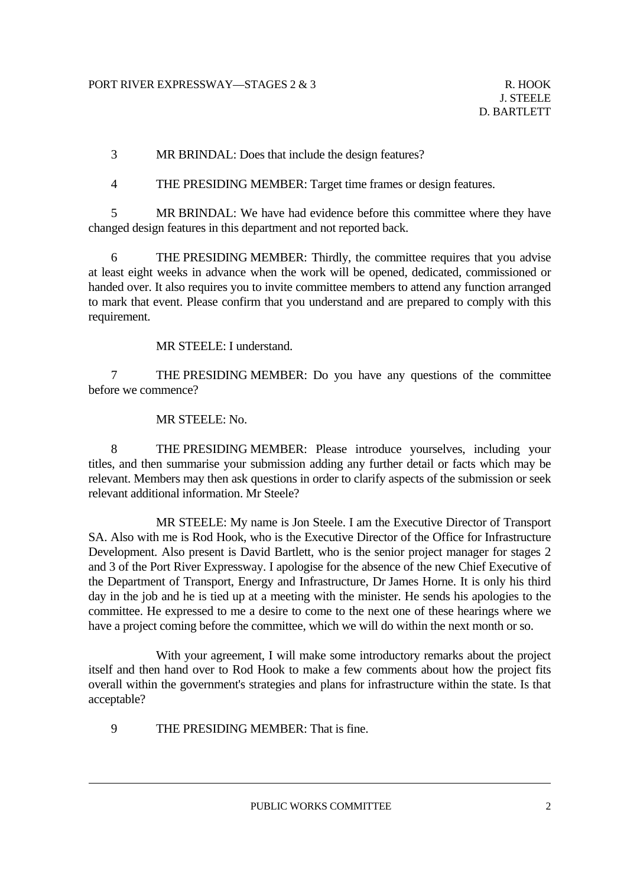3 MR BRINDAL: Does that include the design features?

4 THE PRESIDING MEMBER: Target time frames or design features.

5 MR BRINDAL: We have had evidence before this committee where they have changed design features in this department and not reported back.

6 THE PRESIDING MEMBER: Thirdly, the committee requires that you advise at least eight weeks in advance when the work will be opened, dedicated, commissioned or handed over. It also requires you to invite committee members to attend any function arranged to mark that event. Please confirm that you understand and are prepared to comply with this requirement.

MR STEELE: I understand.

7 THE PRESIDING MEMBER: Do you have any questions of the committee before we commence?

MR STEELE: No.

8 THE PRESIDING MEMBER: Please introduce yourselves, including your titles, and then summarise your submission adding any further detail or facts which may be relevant. Members may then ask questions in order to clarify aspects of the submission or seek relevant additional information. Mr Steele?

MR STEELE: My name is Jon Steele. I am the Executive Director of Transport SA. Also with me is Rod Hook, who is the Executive Director of the Office for Infrastructure Development. Also present is David Bartlett, who is the senior project manager for stages 2 and 3 of the Port River Expressway. I apologise for the absence of the new Chief Executive of the Department of Transport, Energy and Infrastructure, Dr James Horne. It is only his third day in the job and he is tied up at a meeting with the minister. He sends his apologies to the committee. He expressed to me a desire to come to the next one of these hearings where we have a project coming before the committee, which we will do within the next month or so.

With your agreement, I will make some introductory remarks about the project itself and then hand over to Rod Hook to make a few comments about how the project fits overall within the government's strategies and plans for infrastructure within the state. Is that acceptable?

9 THE PRESIDING MEMBER: That is fine.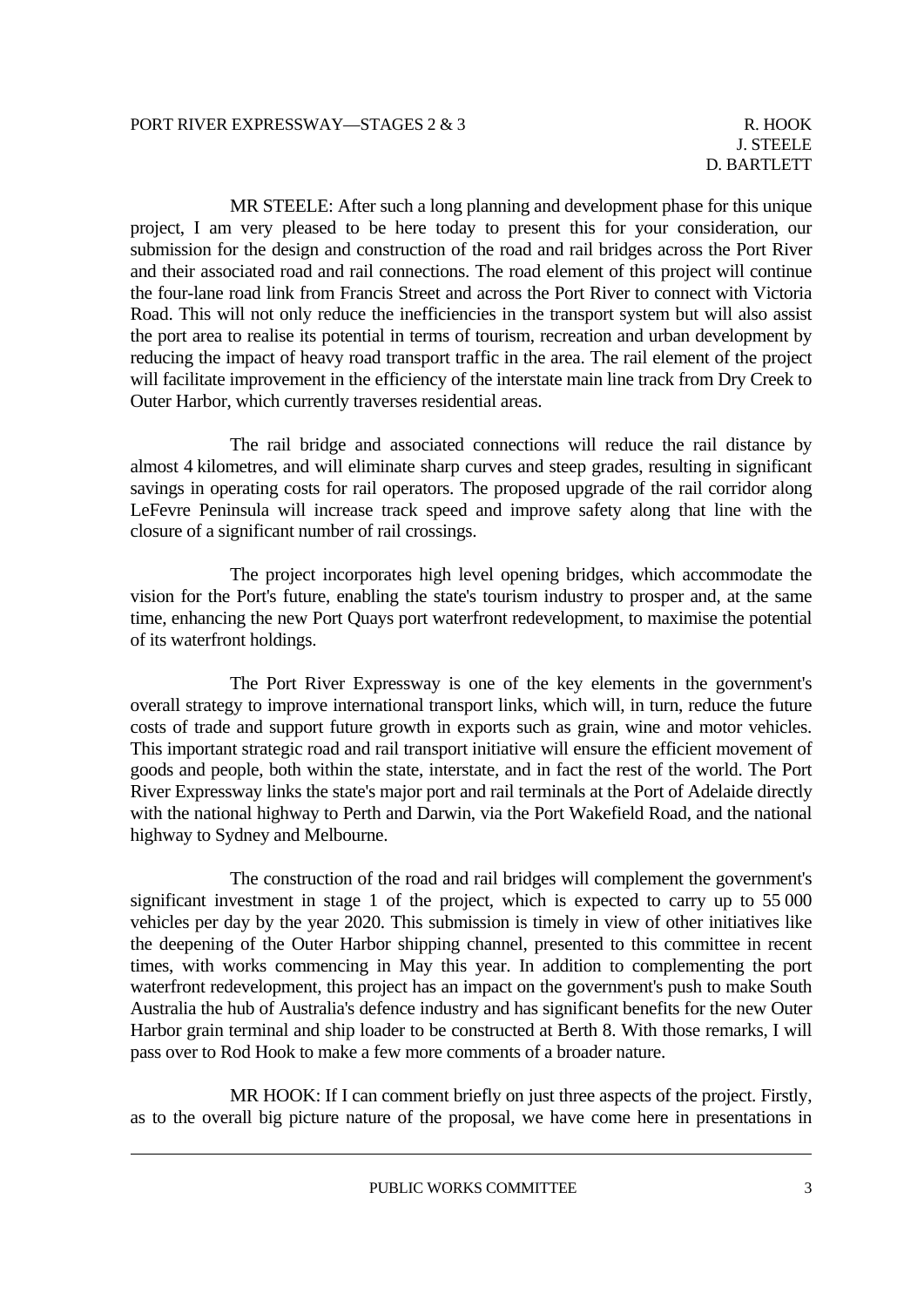MR STEELE: After such a long planning and development phase for this unique project, I am very pleased to be here today to present this for your consideration, our submission for the design and construction of the road and rail bridges across the Port River and their associated road and rail connections. The road element of this project will continue the four-lane road link from Francis Street and across the Port River to connect with Victoria Road. This will not only reduce the inefficiencies in the transport system but will also assist the port area to realise its potential in terms of tourism, recreation and urban development by reducing the impact of heavy road transport traffic in the area. The rail element of the project will facilitate improvement in the efficiency of the interstate main line track from Dry Creek to Outer Harbor, which currently traverses residential areas.

The rail bridge and associated connections will reduce the rail distance by almost 4 kilometres, and will eliminate sharp curves and steep grades, resulting in significant savings in operating costs for rail operators. The proposed upgrade of the rail corridor along LeFevre Peninsula will increase track speed and improve safety along that line with the closure of a significant number of rail crossings.

The project incorporates high level opening bridges, which accommodate the vision for the Port's future, enabling the state's tourism industry to prosper and, at the same time, enhancing the new Port Quays port waterfront redevelopment, to maximise the potential of its waterfront holdings.

The Port River Expressway is one of the key elements in the government's overall strategy to improve international transport links, which will, in turn, reduce the future costs of trade and support future growth in exports such as grain, wine and motor vehicles. This important strategic road and rail transport initiative will ensure the efficient movement of goods and people, both within the state, interstate, and in fact the rest of the world. The Port River Expressway links the state's major port and rail terminals at the Port of Adelaide directly with the national highway to Perth and Darwin, via the Port Wakefield Road, and the national highway to Sydney and Melbourne.

The construction of the road and rail bridges will complement the government's significant investment in stage 1 of the project, which is expected to carry up to 55 000 vehicles per day by the year 2020. This submission is timely in view of other initiatives like the deepening of the Outer Harbor shipping channel, presented to this committee in recent times, with works commencing in May this year. In addition to complementing the port waterfront redevelopment, this project has an impact on the government's push to make South Australia the hub of Australia's defence industry and has significant benefits for the new Outer Harbor grain terminal and ship loader to be constructed at Berth 8. With those remarks, I will pass over to Rod Hook to make a few more comments of a broader nature.

MR HOOK: If I can comment briefly on just three aspects of the project. Firstly, as to the overall big picture nature of the proposal, we have come here in presentations in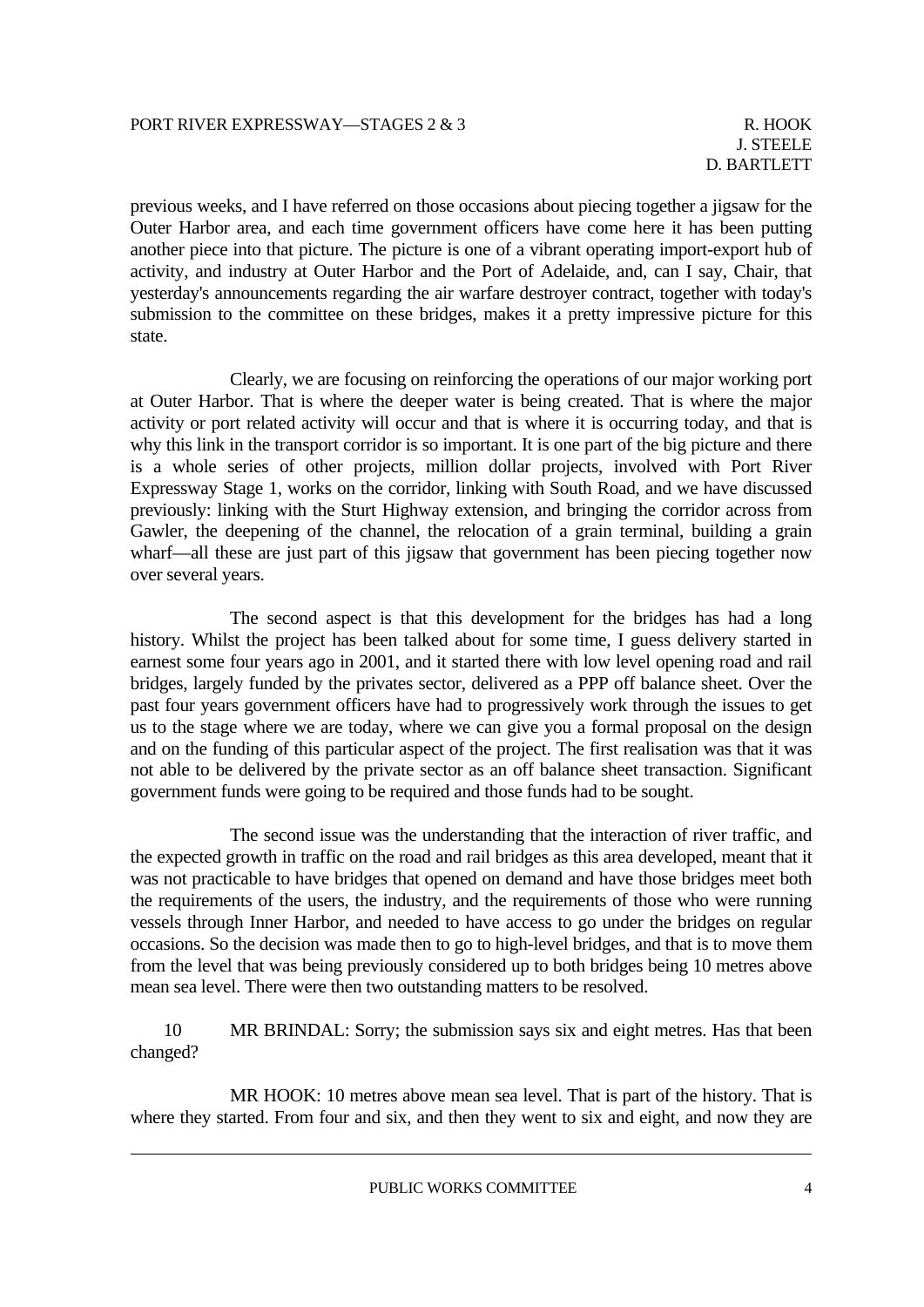previous weeks, and I have referred on those occasions about piecing together a jigsaw for the Outer Harbor area, and each time government officers have come here it has been putting another piece into that picture. The picture is one of a vibrant operating import-export hub of activity, and industry at Outer Harbor and the Port of Adelaide, and, can I say, Chair, that yesterday's announcements regarding the air warfare destroyer contract, together with today's submission to the committee on these bridges, makes it a pretty impressive picture for this state.

Clearly, we are focusing on reinforcing the operations of our major working port at Outer Harbor. That is where the deeper water is being created. That is where the major activity or port related activity will occur and that is where it is occurring today, and that is why this link in the transport corridor is so important. It is one part of the big picture and there is a whole series of other projects, million dollar projects, involved with Port River Expressway Stage 1, works on the corridor, linking with South Road, and we have discussed previously: linking with the Sturt Highway extension, and bringing the corridor across from Gawler, the deepening of the channel, the relocation of a grain terminal, building a grain wharf—all these are just part of this jigsaw that government has been piecing together now over several years.

The second aspect is that this development for the bridges has had a long history. Whilst the project has been talked about for some time, I guess delivery started in earnest some four years ago in 2001, and it started there with low level opening road and rail bridges, largely funded by the privates sector, delivered as a PPP off balance sheet. Over the past four years government officers have had to progressively work through the issues to get us to the stage where we are today, where we can give you a formal proposal on the design and on the funding of this particular aspect of the project. The first realisation was that it was not able to be delivered by the private sector as an off balance sheet transaction. Significant government funds were going to be required and those funds had to be sought.

The second issue was the understanding that the interaction of river traffic, and the expected growth in traffic on the road and rail bridges as this area developed, meant that it was not practicable to have bridges that opened on demand and have those bridges meet both the requirements of the users, the industry, and the requirements of those who were running vessels through Inner Harbor, and needed to have access to go under the bridges on regular occasions. So the decision was made then to go to high-level bridges, and that is to move them from the level that was being previously considered up to both bridges being 10 metres above mean sea level. There were then two outstanding matters to be resolved.

10 MR BRINDAL: Sorry; the submission says six and eight metres. Has that been changed?

MR HOOK: 10 metres above mean sea level. That is part of the history. That is where they started. From four and six, and then they went to six and eight, and now they are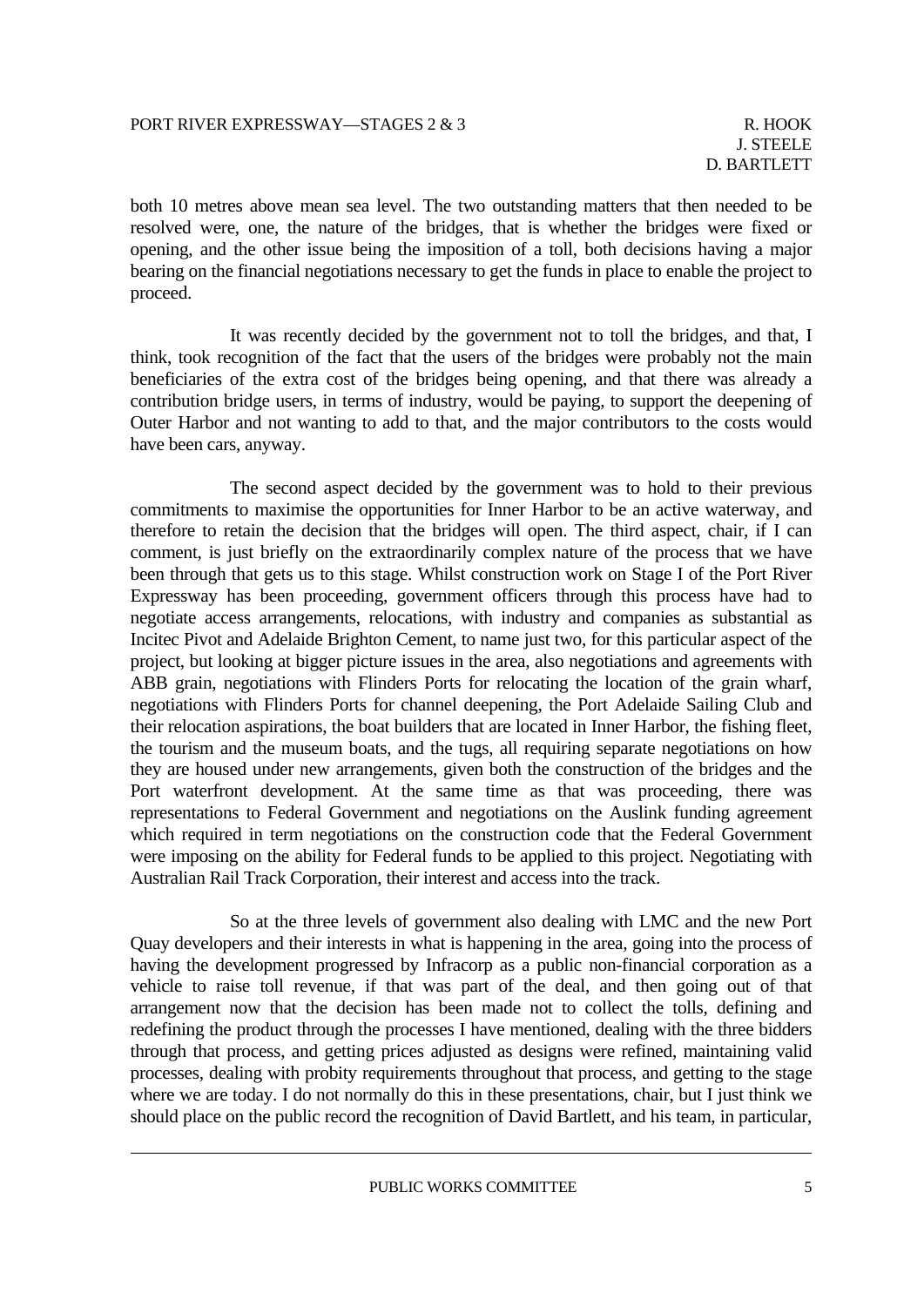both 10 metres above mean sea level. The two outstanding matters that then needed to be resolved were, one, the nature of the bridges, that is whether the bridges were fixed or opening, and the other issue being the imposition of a toll, both decisions having a major bearing on the financial negotiations necessary to get the funds in place to enable the project to proceed.

It was recently decided by the government not to toll the bridges, and that, I think, took recognition of the fact that the users of the bridges were probably not the main beneficiaries of the extra cost of the bridges being opening, and that there was already a contribution bridge users, in terms of industry, would be paying, to support the deepening of Outer Harbor and not wanting to add to that, and the major contributors to the costs would have been cars, anyway.

The second aspect decided by the government was to hold to their previous commitments to maximise the opportunities for Inner Harbor to be an active waterway, and therefore to retain the decision that the bridges will open. The third aspect, chair, if I can comment, is just briefly on the extraordinarily complex nature of the process that we have been through that gets us to this stage. Whilst construction work on Stage I of the Port River Expressway has been proceeding, government officers through this process have had to negotiate access arrangements, relocations, with industry and companies as substantial as Incitec Pivot and Adelaide Brighton Cement, to name just two, for this particular aspect of the project, but looking at bigger picture issues in the area, also negotiations and agreements with ABB grain, negotiations with Flinders Ports for relocating the location of the grain wharf, negotiations with Flinders Ports for channel deepening, the Port Adelaide Sailing Club and their relocation aspirations, the boat builders that are located in Inner Harbor, the fishing fleet, the tourism and the museum boats, and the tugs, all requiring separate negotiations on how they are housed under new arrangements, given both the construction of the bridges and the Port waterfront development. At the same time as that was proceeding, there was representations to Federal Government and negotiations on the Auslink funding agreement which required in term negotiations on the construction code that the Federal Government were imposing on the ability for Federal funds to be applied to this project. Negotiating with Australian Rail Track Corporation, their interest and access into the track.

So at the three levels of government also dealing with LMC and the new Port Quay developers and their interests in what is happening in the area, going into the process of having the development progressed by Infracorp as a public non-financial corporation as a vehicle to raise toll revenue, if that was part of the deal, and then going out of that arrangement now that the decision has been made not to collect the tolls, defining and redefining the product through the processes I have mentioned, dealing with the three bidders through that process, and getting prices adjusted as designs were refined, maintaining valid processes, dealing with probity requirements throughout that process, and getting to the stage where we are today. I do not normally do this in these presentations, chair, but I just think we should place on the public record the recognition of David Bartlett, and his team, in particular,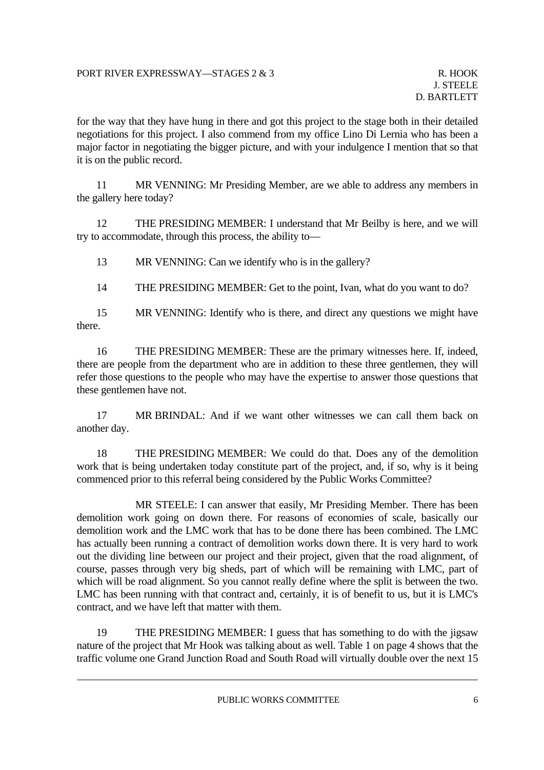for the way that they have hung in there and got this project to the stage both in their detailed negotiations for this project. I also commend from my office Lino Di Lernia who has been a major factor in negotiating the bigger picture, and with your indulgence I mention that so that it is on the public record.

11 MR VENNING: Mr Presiding Member, are we able to address any members in the gallery here today?

12 THE PRESIDING MEMBER: I understand that Mr Beilby is here, and we will try to accommodate, through this process, the ability to—

13 MR VENNING: Can we identify who is in the gallery?

14 THE PRESIDING MEMBER: Get to the point, Ivan, what do you want to do?

15 MR VENNING: Identify who is there, and direct any questions we might have there.

16 THE PRESIDING MEMBER: These are the primary witnesses here. If, indeed, there are people from the department who are in addition to these three gentlemen, they will refer those questions to the people who may have the expertise to answer those questions that these gentlemen have not.

17 MR BRINDAL: And if we want other witnesses we can call them back on another day.

18 THE PRESIDING MEMBER: We could do that. Does any of the demolition work that is being undertaken today constitute part of the project, and, if so, why is it being commenced prior to this referral being considered by the Public Works Committee?

MR STEELE: I can answer that easily, Mr Presiding Member. There has been demolition work going on down there. For reasons of economies of scale, basically our demolition work and the LMC work that has to be done there has been combined. The LMC has actually been running a contract of demolition works down there. It is very hard to work out the dividing line between our project and their project, given that the road alignment, of course, passes through very big sheds, part of which will be remaining with LMC, part of which will be road alignment. So you cannot really define where the split is between the two. LMC has been running with that contract and, certainly, it is of benefit to us, but it is LMC's contract, and we have left that matter with them.

19 THE PRESIDING MEMBER: I guess that has something to do with the jigsaw nature of the project that Mr Hook was talking about as well. Table 1 on page 4 shows that the traffic volume one Grand Junction Road and South Road will virtually double over the next 15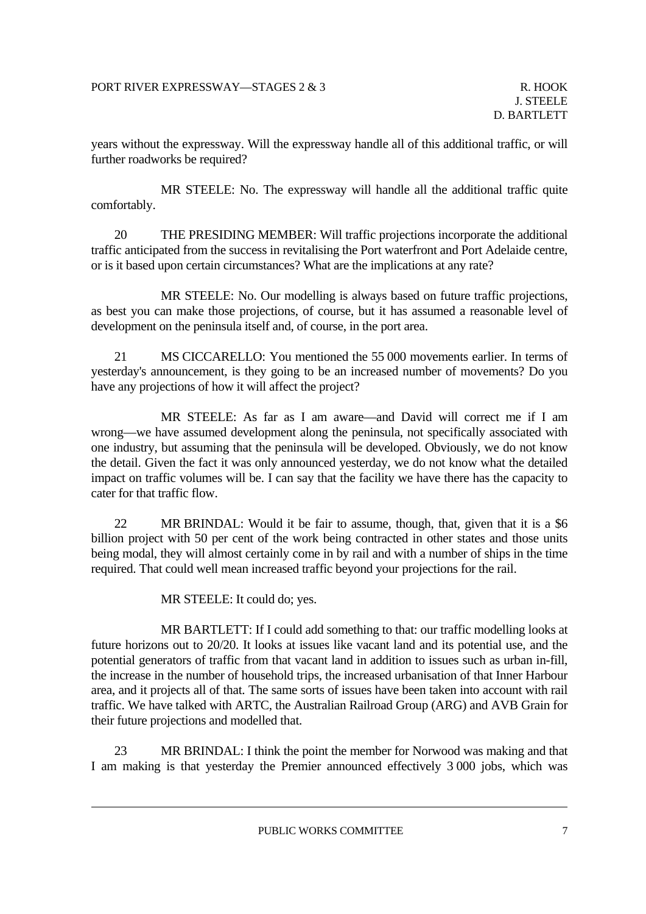years without the expressway. Will the expressway handle all of this additional traffic, or will further roadworks be required?

MR STEELE: No. The expressway will handle all the additional traffic quite comfortably.

20 THE PRESIDING MEMBER: Will traffic projections incorporate the additional traffic anticipated from the success in revitalising the Port waterfront and Port Adelaide centre, or is it based upon certain circumstances? What are the implications at any rate?

MR STEELE: No. Our modelling is always based on future traffic projections, as best you can make those projections, of course, but it has assumed a reasonable level of development on the peninsula itself and, of course, in the port area.

21 MS CICCARELLO: You mentioned the 55 000 movements earlier. In terms of yesterday's announcement, is they going to be an increased number of movements? Do you have any projections of how it will affect the project?

MR STEELE: As far as I am aware—and David will correct me if I am wrong—we have assumed development along the peninsula, not specifically associated with one industry, but assuming that the peninsula will be developed. Obviously, we do not know the detail. Given the fact it was only announced yesterday, we do not know what the detailed impact on traffic volumes will be. I can say that the facility we have there has the capacity to cater for that traffic flow.

22 MR BRINDAL: Would it be fair to assume, though, that, given that it is a $6 billion project with 50 per cent of the work being contracted in other states and those units being modal, they will almost certainly come in by rail and with a number of ships in the time required. That could well mean increased traffic beyond your projections for the rail.

MR STEELE: It could do; yes.

MR BARTLETT: If I could add something to that: our traffic modelling looks at future horizons out to 20/20. It looks at issues like vacant land and its potential use, and the potential generators of traffic from that vacant land in addition to issues such as urban in-fill, the increase in the number of household trips, the increased urbanisation of that Inner Harbour area, and it projects all of that. The same sorts of issues have been taken into account with rail traffic. We have talked with ARTC, the Australian Railroad Group (ARG) and AVB Grain for their future projections and modelled that.

23 MR BRINDAL: I think the point the member for Norwood was making and that I am making is that yesterday the Premier announced effectively 3 000 jobs, which was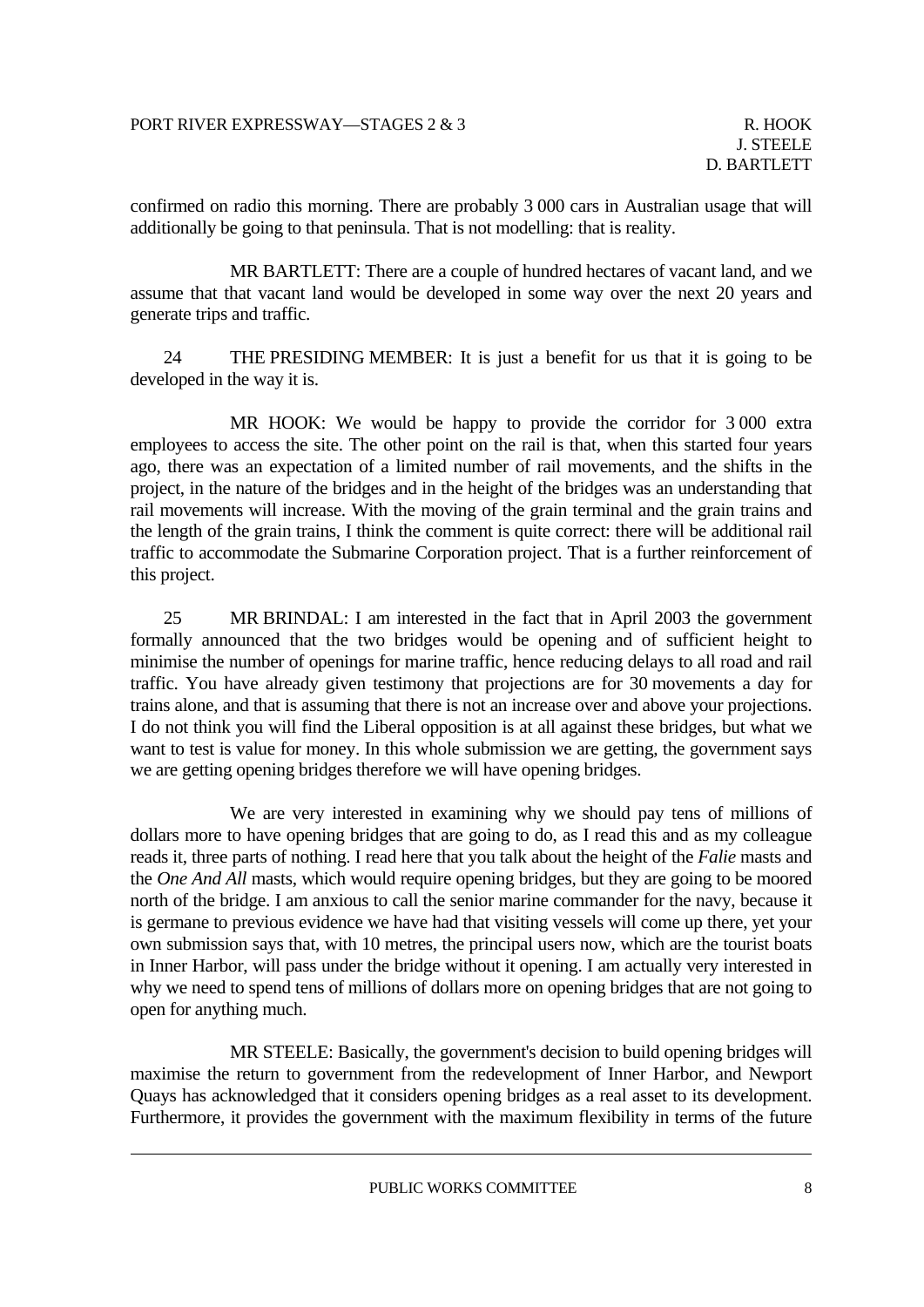confirmed on radio this morning. There are probably 3 000 cars in Australian usage that will additionally be going to that peninsula. That is not modelling: that is reality.

MR BARTLETT: There are a couple of hundred hectares of vacant land, and we assume that that vacant land would be developed in some way over the next 20 years and generate trips and traffic.

24 THE PRESIDING MEMBER: It is just a benefit for us that it is going to be developed in the way it is.

MR HOOK: We would be happy to provide the corridor for 3 000 extra employees to access the site. The other point on the rail is that, when this started four years ago, there was an expectation of a limited number of rail movements, and the shifts in the project, in the nature of the bridges and in the height of the bridges was an understanding that rail movements will increase. With the moving of the grain terminal and the grain trains and the length of the grain trains, I think the comment is quite correct: there will be additional rail traffic to accommodate the Submarine Corporation project. That is a further reinforcement of this project.

25 MR BRINDAL: I am interested in the fact that in April 2003 the government formally announced that the two bridges would be opening and of sufficient height to minimise the number of openings for marine traffic, hence reducing delays to all road and rail traffic. You have already given testimony that projections are for 30 movements a day for trains alone, and that is assuming that there is not an increase over and above your projections. I do not think you will find the Liberal opposition is at all against these bridges, but what we want to test is value for money. In this whole submission we are getting, the government says we are getting opening bridges therefore we will have opening bridges.

We are very interested in examining why we should pay tens of millions of dollars more to have opening bridges that are going to do, as I read this and as my colleague reads it, three parts of nothing. I read here that you talk about the height of the *Falie* masts and the *One And All* masts, which would require opening bridges, but they are going to be moored north of the bridge. I am anxious to call the senior marine commander for the navy, because it is germane to previous evidence we have had that visiting vessels will come up there, yet your own submission says that, with 10 metres, the principal users now, which are the tourist boats in Inner Harbor, will pass under the bridge without it opening. I am actually very interested in why we need to spend tens of millions of dollars more on opening bridges that are not going to open for anything much.

MR STEELE: Basically, the government's decision to build opening bridges will maximise the return to government from the redevelopment of Inner Harbor, and Newport Quays has acknowledged that it considers opening bridges as a real asset to its development. Furthermore, it provides the government with the maximum flexibility in terms of the future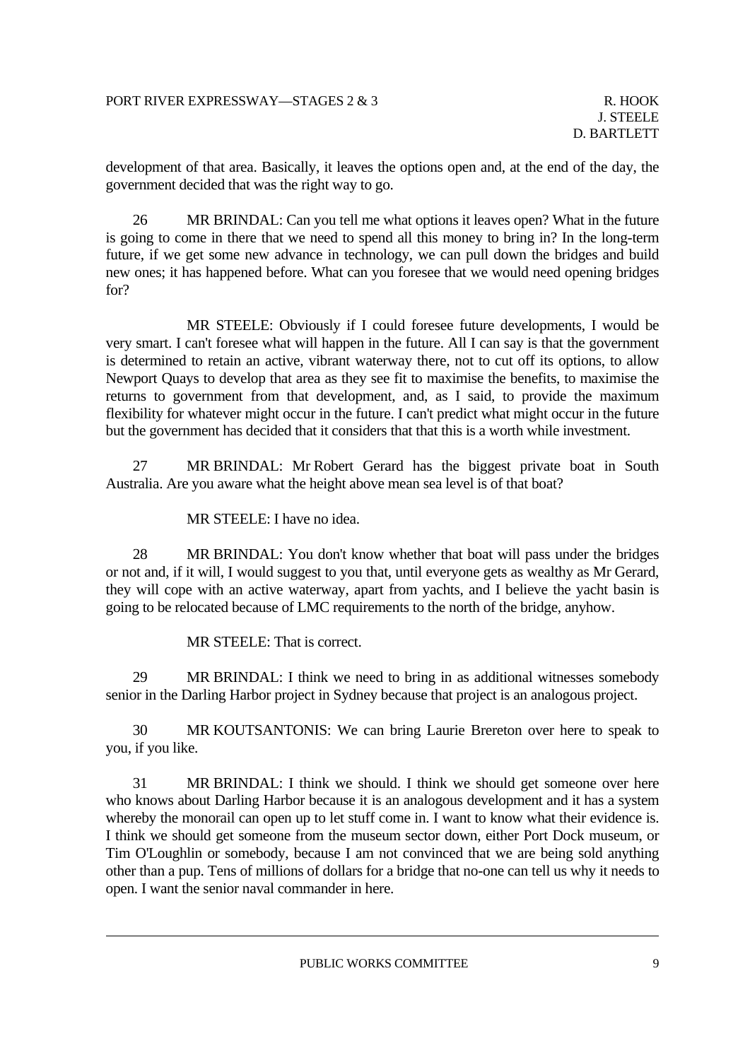development of that area. Basically, it leaves the options open and, at the end of the day, the government decided that was the right way to go.

26 MR BRINDAL: Can you tell me what options it leaves open? What in the future is going to come in there that we need to spend all this money to bring in? In the long-term future, if we get some new advance in technology, we can pull down the bridges and build new ones; it has happened before. What can you foresee that we would need opening bridges for?

MR STEELE: Obviously if I could foresee future developments, I would be very smart. I can't foresee what will happen in the future. All I can say is that the government is determined to retain an active, vibrant waterway there, not to cut off its options, to allow Newport Quays to develop that area as they see fit to maximise the benefits, to maximise the returns to government from that development, and, as I said, to provide the maximum flexibility for whatever might occur in the future. I can't predict what might occur in the future but the government has decided that it considers that that this is a worth while investment.

27 MR BRINDAL: Mr Robert Gerard has the biggest private boat in South Australia. Are you aware what the height above mean sea level is of that boat?

MR STEELE: I have no idea.

28 MR BRINDAL: You don't know whether that boat will pass under the bridges or not and, if it will, I would suggest to you that, until everyone gets as wealthy as Mr Gerard, they will cope with an active waterway, apart from yachts, and I believe the yacht basin is going to be relocated because of LMC requirements to the north of the bridge, anyhow.

MR STEELE: That is correct.

29 MR BRINDAL: I think we need to bring in as additional witnesses somebody senior in the Darling Harbor project in Sydney because that project is an analogous project.

30 MR KOUTSANTONIS: We can bring Laurie Brereton over here to speak to you, if you like.

31 MR BRINDAL: I think we should. I think we should get someone over here who knows about Darling Harbor because it is an analogous development and it has a system whereby the monorail can open up to let stuff come in. I want to know what their evidence is. I think we should get someone from the museum sector down, either Port Dock museum, or Tim O'Loughlin or somebody, because I am not convinced that we are being sold anything other than a pup. Tens of millions of dollars for a bridge that no-one can tell us why it needs to open. I want the senior naval commander in here.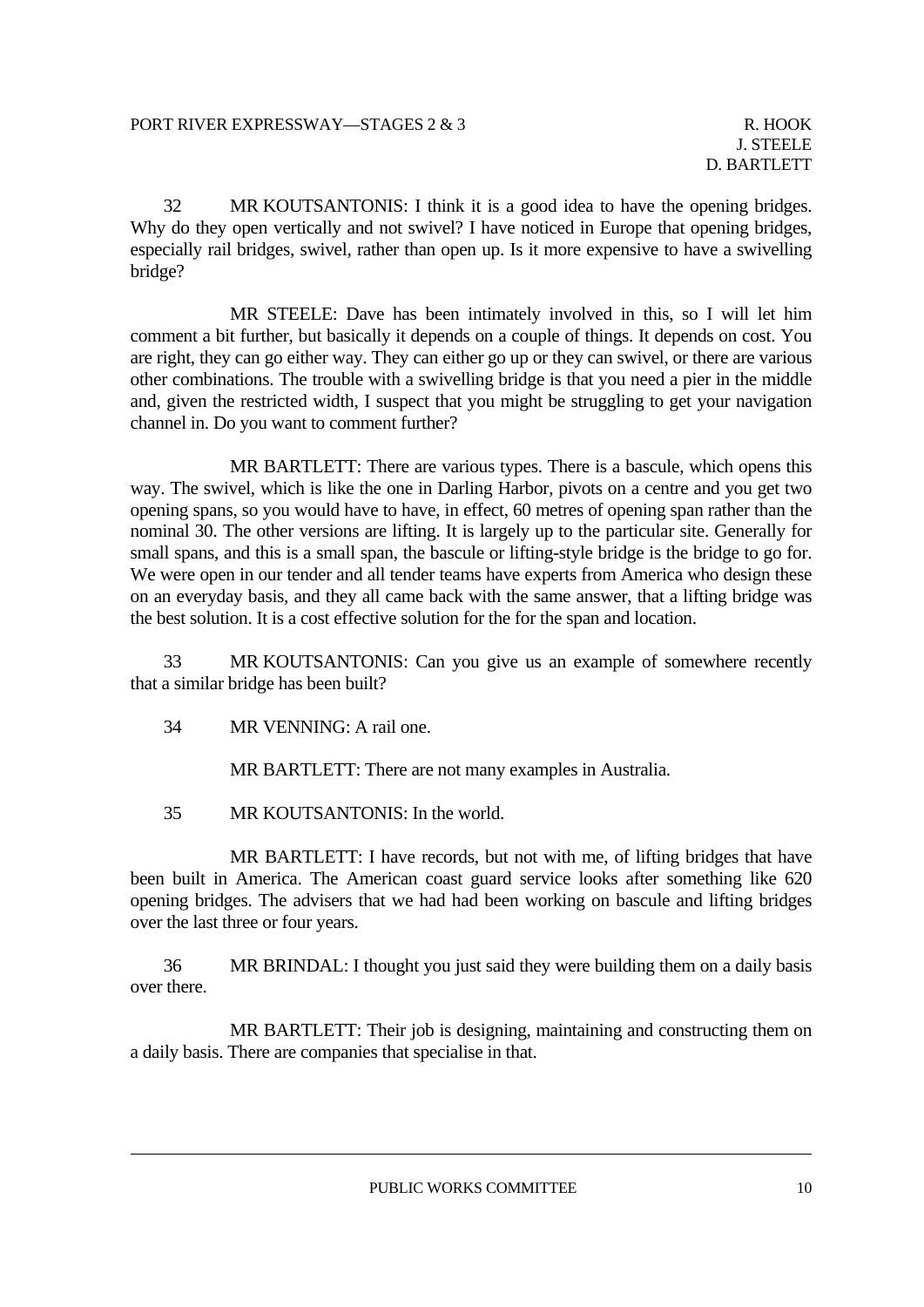32 MR KOUTSANTONIS: I think it is a good idea to have the opening bridges. Why do they open vertically and not swivel? I have noticed in Europe that opening bridges, especially rail bridges, swivel, rather than open up. Is it more expensive to have a swivelling bridge?

MR STEELE: Dave has been intimately involved in this, so I will let him comment a bit further, but basically it depends on a couple of things. It depends on cost. You are right, they can go either way. They can either go up or they can swivel, or there are various other combinations. The trouble with a swivelling bridge is that you need a pier in the middle and, given the restricted width, I suspect that you might be struggling to get your navigation channel in. Do you want to comment further?

MR BARTLETT: There are various types. There is a bascule, which opens this way. The swivel, which is like the one in Darling Harbor, pivots on a centre and you get two opening spans, so you would have to have, in effect, 60 metres of opening span rather than the nominal 30. The other versions are lifting. It is largely up to the particular site. Generally for small spans, and this is a small span, the bascule or lifting-style bridge is the bridge to go for. We were open in our tender and all tender teams have experts from America who design these on an everyday basis, and they all came back with the same answer, that a lifting bridge was the best solution. It is a cost effective solution for the for the span and location.

33 MR KOUTSANTONIS: Can you give us an example of somewhere recently that a similar bridge has been built?

34 MR VENNING: A rail one.

MR BARTLETT: There are not many examples in Australia.

35 MR KOUTSANTONIS: In the world.

MR BARTLETT: I have records, but not with me, of lifting bridges that have been built in America. The American coast guard service looks after something like 620 opening bridges. The advisers that we had had been working on bascule and lifting bridges over the last three or four years.

36 MR BRINDAL: I thought you just said they were building them on a daily basis over there.

MR BARTLETT: Their job is designing, maintaining and constructing them on a daily basis. There are companies that specialise in that.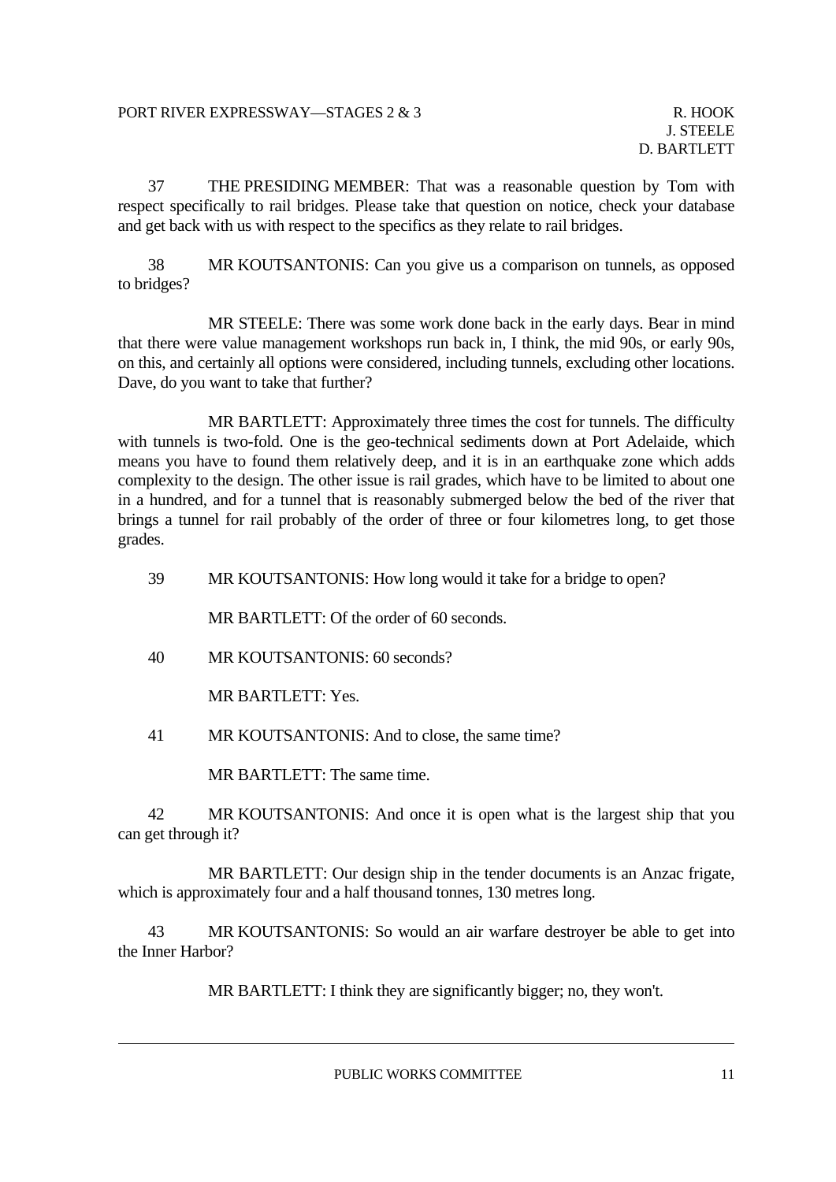37 THE PRESIDING MEMBER: That was a reasonable question by Tom with respect specifically to rail bridges. Please take that question on notice, check your database and get back with us with respect to the specifics as they relate to rail bridges.

38 MR KOUTSANTONIS: Can you give us a comparison on tunnels, as opposed to bridges?

MR STEELE: There was some work done back in the early days. Bear in mind that there were value management workshops run back in, I think, the mid 90s, or early 90s, on this, and certainly all options were considered, including tunnels, excluding other locations. Dave, do you want to take that further?

MR BARTLETT: Approximately three times the cost for tunnels. The difficulty with tunnels is two-fold. One is the geo-technical sediments down at Port Adelaide, which means you have to found them relatively deep, and it is in an earthquake zone which adds complexity to the design. The other issue is rail grades, which have to be limited to about one in a hundred, and for a tunnel that is reasonably submerged below the bed of the river that brings a tunnel for rail probably of the order of three or four kilometres long, to get those grades.

39 MR KOUTSANTONIS: How long would it take for a bridge to open?

MR BARTLETT: Of the order of 60 seconds.

40 MR KOUTSANTONIS: 60 seconds?

MR BARTLETT: Yes.

41 MR KOUTSANTONIS: And to close, the same time?

MR BARTLETT: The same time.

42 MR KOUTSANTONIS: And once it is open what is the largest ship that you can get through it?

MR BARTLETT: Our design ship in the tender documents is an Anzac frigate, which is approximately four and a half thousand tonnes, 130 metres long.

43 MR KOUTSANTONIS: So would an air warfare destroyer be able to get into the Inner Harbor?

MR BARTLETT: I think they are significantly bigger; no, they won't.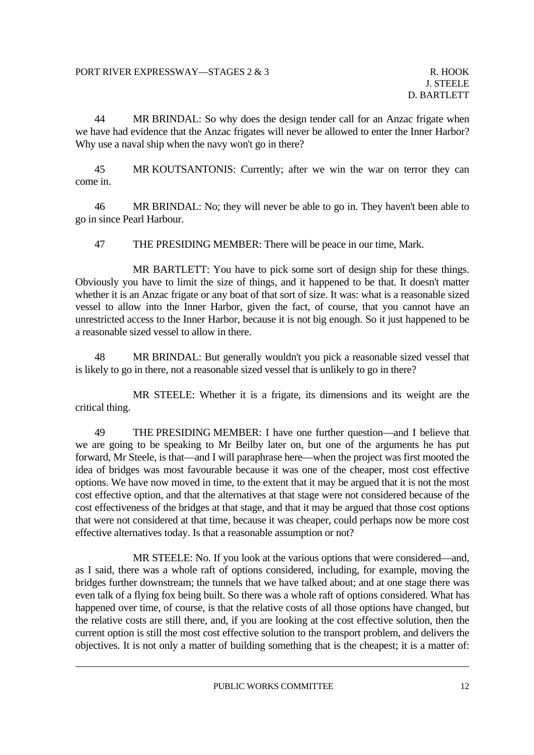44 MR BRINDAL: So why does the design tender call for an Anzac frigate when we have had evidence that the Anzac frigates will never be allowed to enter the Inner Harbor? Why use a naval ship when the navy won't go in there?

45 MR KOUTSANTONIS: Currently; after we win the war on terror they can come in.

46 MR BRINDAL: No; they will never be able to go in. They haven't been able to go in since Pearl Harbour.

47 THE PRESIDING MEMBER: There will be peace in our time, Mark.

MR BARTLETT: You have to pick some sort of design ship for these things. Obviously you have to limit the size of things, and it happened to be that. It doesn't matter whether it is an Anzac frigate or any boat of that sort of size. It was: what is a reasonable sized vessel to allow into the Inner Harbor, given the fact, of course, that you cannot have an unrestricted access to the Inner Harbor, because it is not big enough. So it just happened to be a reasonable sized vessel to allow in there.

48 MR BRINDAL: But generally wouldn't you pick a reasonable sized vessel that is likely to go in there, not a reasonable sized vessel that is unlikely to go in there?

MR STEELE: Whether it is a frigate, its dimensions and its weight are the critical thing.

49 THE PRESIDING MEMBER: I have one further question—and I believe that we are going to be speaking to Mr Beilby later on, but one of the arguments he has put forward, Mr Steele, is that—and I will paraphrase here—when the project was first mooted the idea of bridges was most favourable because it was one of the cheaper, most cost effective options. We have now moved in time, to the extent that it may be argued that it is not the most cost effective option, and that the alternatives at that stage were not considered because of the cost effectiveness of the bridges at that stage, and that it may be argued that those cost options that were not considered at that time, because it was cheaper, could perhaps now be more cost effective alternatives today. Is that a reasonable assumption or not?

MR STEELE: No. If you look at the various options that were considered—and, as I said, there was a whole raft of options considered, including, for example, moving the bridges further downstream; the tunnels that we have talked about; and at one stage there was even talk of a flying fox being built. So there was a whole raft of options considered. What has happened over time, of course, is that the relative costs of all those options have changed, but the relative costs are still there, and, if you are looking at the cost effective solution, then the current option is still the most cost effective solution to the transport problem, and delivers the objectives. It is not only a matter of building something that is the cheapest; it is a matter of: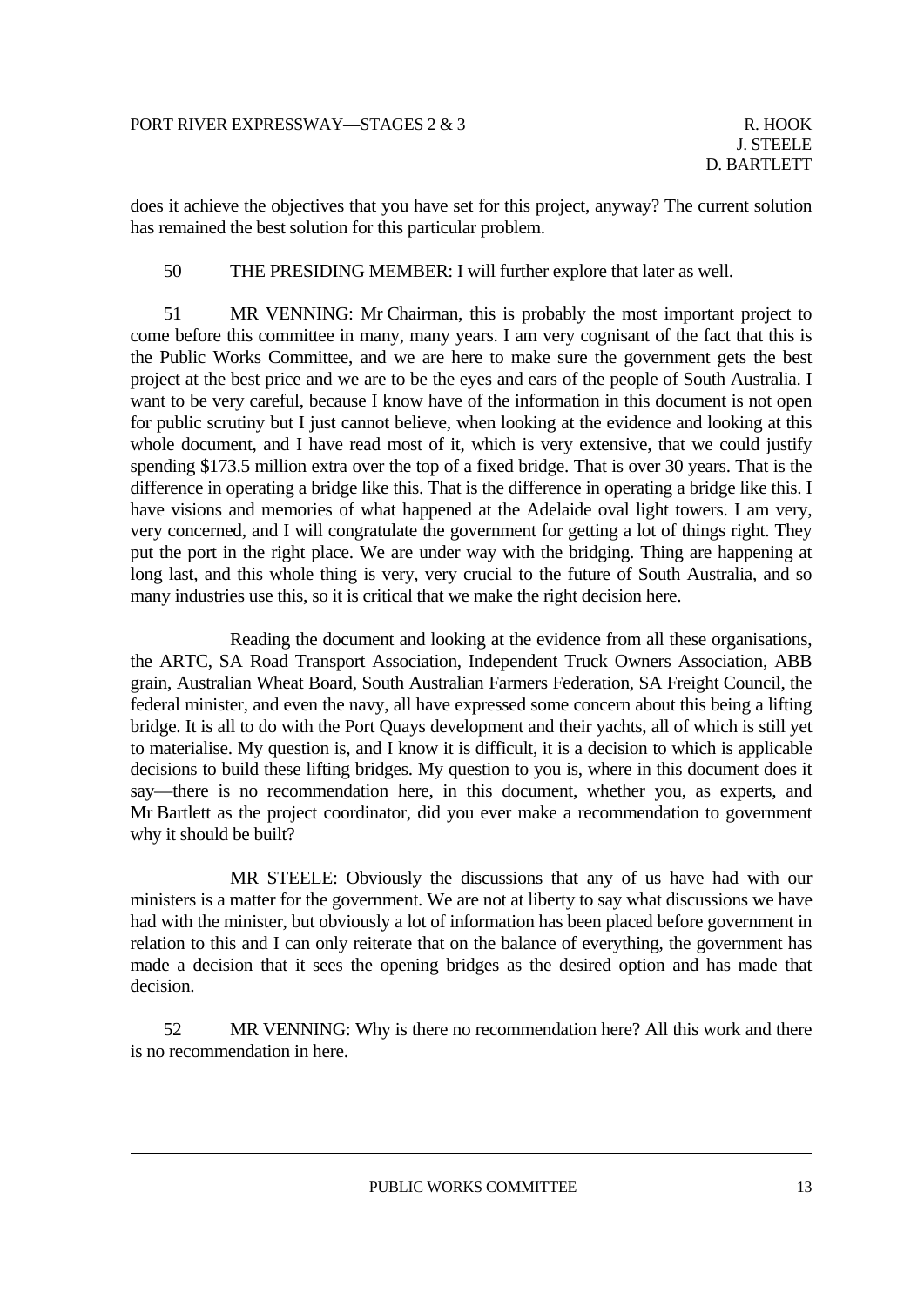does it achieve the objectives that you have set for this project, anyway? The current solution has remained the best solution for this particular problem.

50 THE PRESIDING MEMBER: I will further explore that later as well.

51 MR VENNING: Mr Chairman, this is probably the most important project to come before this committee in many, many years. I am very cognisant of the fact that this is the Public Works Committee, and we are here to make sure the government gets the best project at the best price and we are to be the eyes and ears of the people of South Australia. I want to be very careful, because I know have of the information in this document is not open for public scrutiny but I just cannot believe, when looking at the evidence and looking at this whole document, and I have read most of it, which is very extensive, that we could justify spending $173.5 million extra over the top of a fixed bridge. That is over 30 years. That is the difference in operating a bridge like this. That is the difference in operating a bridge like this. I have visions and memories of what happened at the Adelaide oval light towers. I am very, very concerned, and I will congratulate the government for getting a lot of things right. They put the port in the right place. We are under way with the bridging. Thing are happening at long last, and this whole thing is very, very crucial to the future of South Australia, and so many industries use this, so it is critical that we make the right decision here.

Reading the document and looking at the evidence from all these organisations, the ARTC, SA Road Transport Association, Independent Truck Owners Association, ABB grain, Australian Wheat Board, South Australian Farmers Federation, SA Freight Council, the federal minister, and even the navy, all have expressed some concern about this being a lifting bridge. It is all to do with the Port Quays development and their yachts, all of which is still yet to materialise. My question is, and I know it is difficult, it is a decision to which is applicable decisions to build these lifting bridges. My question to you is, where in this document does it say—there is no recommendation here, in this document, whether you, as experts, and Mr Bartlett as the project coordinator, did you ever make a recommendation to government why it should be built?

MR STEELE: Obviously the discussions that any of us have had with our ministers is a matter for the government. We are not at liberty to say what discussions we have had with the minister, but obviously a lot of information has been placed before government in relation to this and I can only reiterate that on the balance of everything, the government has made a decision that it sees the opening bridges as the desired option and has made that decision.

52 MR VENNING: Why is there no recommendation here? All this work and there is no recommendation in here.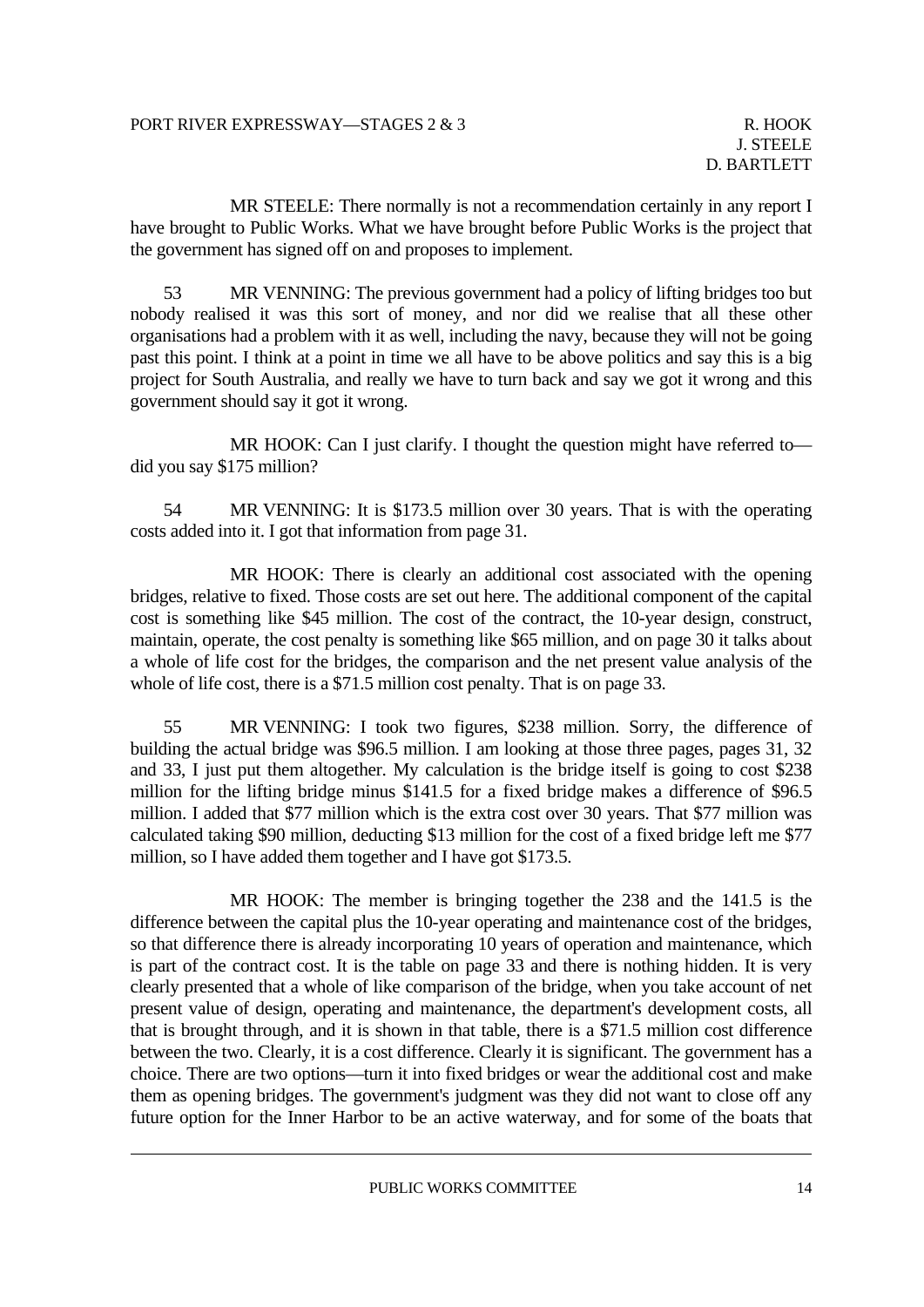MR STEELE: There normally is not a recommendation certainly in any report I have brought to Public Works. What we have brought before Public Works is the project that the government has signed off on and proposes to implement.

53 MR VENNING: The previous government had a policy of lifting bridges too but nobody realised it was this sort of money, and nor did we realise that all these other organisations had a problem with it as well, including the navy, because they will not be going past this point. I think at a point in time we all have to be above politics and say this is a big project for South Australia, and really we have to turn back and say we got it wrong and this government should say it got it wrong.

MR HOOK: Can I just clarify. I thought the question might have referred to—did you say $175 million?

54 MR VENNING: It is $173.5 million over 30 years. That is with the operating costs added into it. I got that information from page 31.

MR HOOK: There is clearly an additional cost associated with the opening bridges, relative to fixed. Those costs are set out here. The additional component of the capital cost is something like $45 million. The cost of the contract, the 10-year design, construct, maintain, operate, the cost penalty is something like $65 million, and on page 30 it talks about a whole of life cost for the bridges, the comparison and the net present value analysis of the whole of life cost, there is a $71.5 million cost penalty. That is on page 33.

55 MR VENNING: I took two figures, $238 million. Sorry, the difference of building the actual bridge was $96.5 million. I am looking at those three pages, pages 31, 32 and 33, I just put them altogether. My calculation is the bridge itself is going to cost $238 million for the lifting bridge minus $141.5 for a fixed bridge makes a difference of $96.5 million. I added that $77 million which is the extra cost over 30 years. That $77 million was calculated taking $90 million, deducting $13 million for the cost of a fixed bridge left me $77 million, so I have added them together and I have got $173.5.

MR HOOK: The member is bringing together the 238 and the 141.5 is the difference between the capital plus the 10-year operating and maintenance cost of the bridges, so that difference there is already incorporating 10 years of operation and maintenance, which is part of the contract cost. It is the table on page 33 and there is nothing hidden. It is very clearly presented that a whole of like comparison of the bridge, when you take account of net present value of design, operating and maintenance, the department's development costs, all that is brought through, and it is shown in that table, there is a $71.5 million cost difference between the two. Clearly, it is a cost difference. Clearly it is significant. The government has a choice. There are two options—turn it into fixed bridges or wear the additional cost and make them as opening bridges. The government's judgment was they did not want to close off any future option for the Inner Harbor to be an active waterway, and for some of the boats that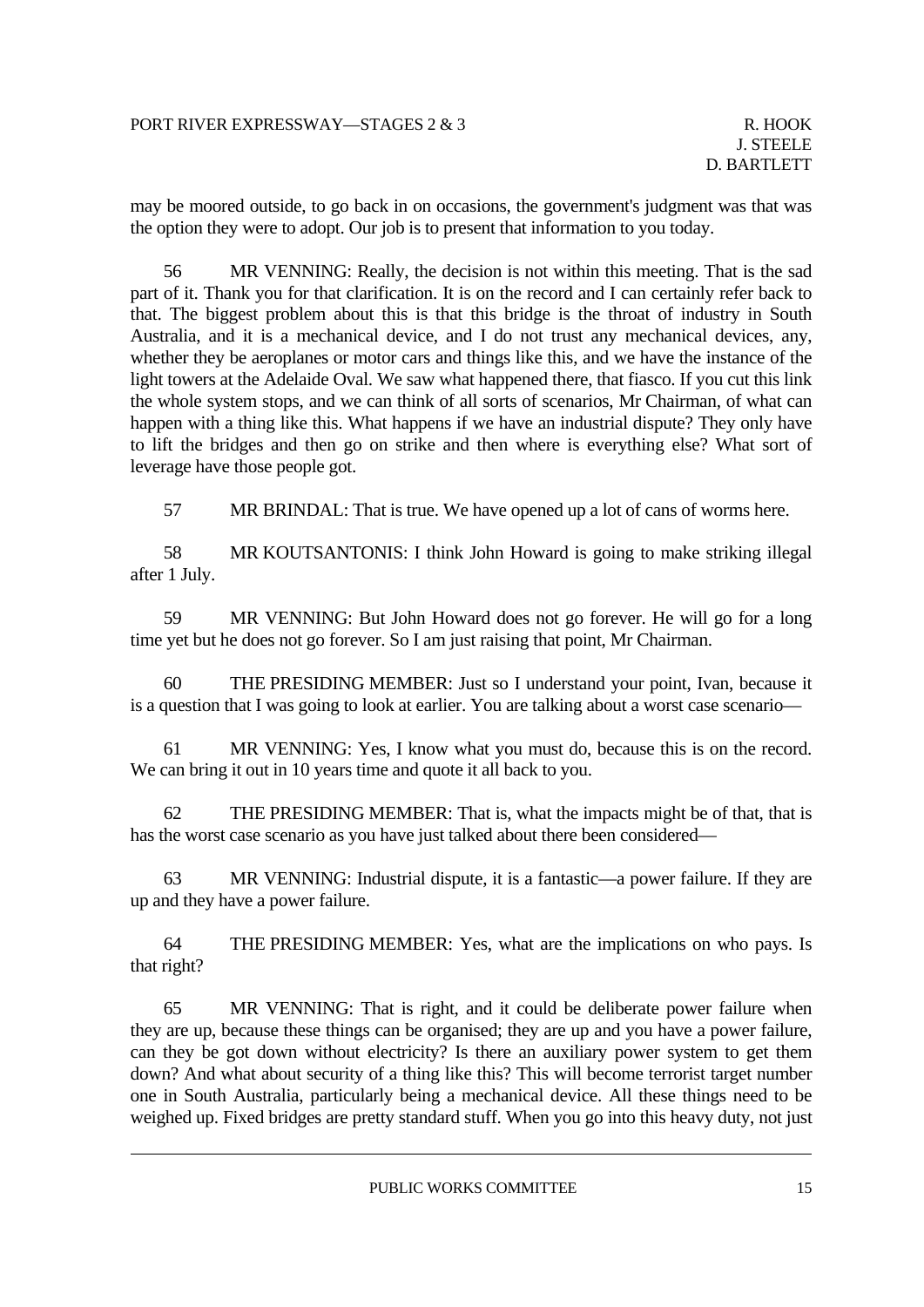may be moored outside, to go back in on occasions, the government's judgment was that was the option they were to adopt. Our job is to present that information to you today.

56 MR VENNING: Really, the decision is not within this meeting. That is the sad part of it. Thank you for that clarification. It is on the record and I can certainly refer back to that. The biggest problem about this is that this bridge is the throat of industry in South Australia, and it is a mechanical device, and I do not trust any mechanical devices, any, whether they be aeroplanes or motor cars and things like this, and we have the instance of the light towers at the Adelaide Oval. We saw what happened there, that fiasco. If you cut this link the whole system stops, and we can think of all sorts of scenarios, Mr Chairman, of what can happen with a thing like this. What happens if we have an industrial dispute? They only have to lift the bridges and then go on strike and then where is everything else? What sort of leverage have those people got.

57 MR BRINDAL: That is true. We have opened up a lot of cans of worms here.

58 MR KOUTSANTONIS: I think John Howard is going to make striking illegal after 1 July.

59 MR VENNING: But John Howard does not go forever. He will go for a long time yet but he does not go forever. So I am just raising that point, Mr Chairman.

60 THE PRESIDING MEMBER: Just so I understand your point, Ivan, because it is a question that I was going to look at earlier. You are talking about a worst case scenario—

61 MR VENNING: Yes, I know what you must do, because this is on the record. We can bring it out in 10 years time and quote it all back to you.

62 THE PRESIDING MEMBER: That is, what the impacts might be of that, that is has the worst case scenario as you have just talked about there been considered—

63 MR VENNING: Industrial dispute, it is a fantastic—a power failure. If they are up and they have a power failure.

64 THE PRESIDING MEMBER: Yes, what are the implications on who pays. Is that right?

65 MR VENNING: That is right, and it could be deliberate power failure when they are up, because these things can be organised; they are up and you have a power failure, can they be got down without electricity? Is there an auxiliary power system to get them down? And what about security of a thing like this? This will become terrorist target number one in South Australia, particularly being a mechanical device. All these things need to be weighed up. Fixed bridges are pretty standard stuff. When you go into this heavy duty, not just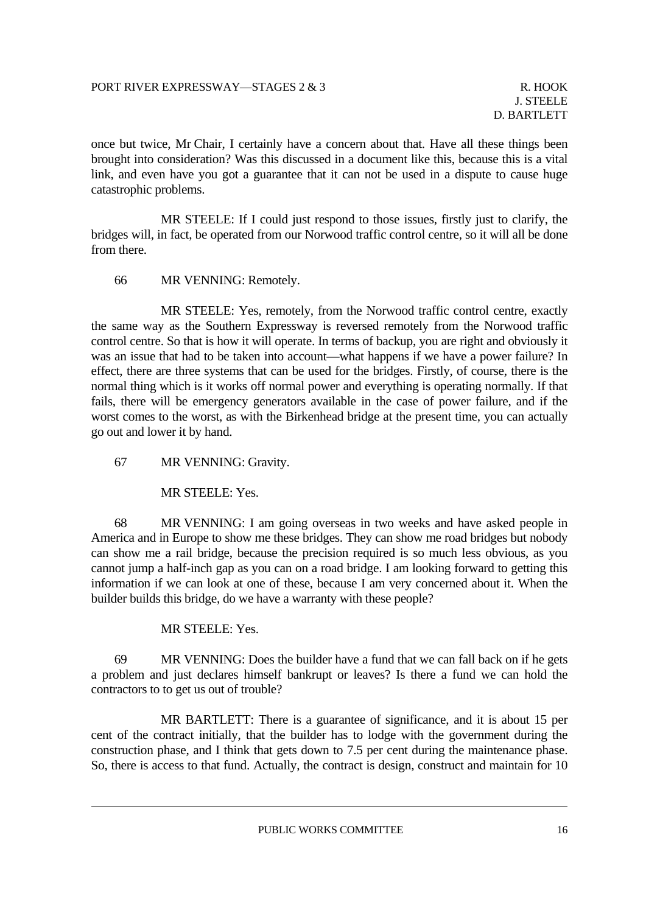once but twice, Mr Chair, I certainly have a concern about that. Have all these things been brought into consideration? Was this discussed in a document like this, because this is a vital link, and even have you got a guarantee that it can not be used in a dispute to cause huge catastrophic problems.

MR STEELE: If I could just respond to those issues, firstly just to clarify, the bridges will, in fact, be operated from our Norwood traffic control centre, so it will all be done from there.

66 MR VENNING: Remotely.

MR STEELE: Yes, remotely, from the Norwood traffic control centre, exactly the same way as the Southern Expressway is reversed remotely from the Norwood traffic control centre. So that is how it will operate. In terms of backup, you are right and obviously it was an issue that had to be taken into account—what happens if we have a power failure? In effect, there are three systems that can be used for the bridges. Firstly, of course, there is the normal thing which is it works off normal power and everything is operating normally. If that fails, there will be emergency generators available in the case of power failure, and if the worst comes to the worst, as with the Birkenhead bridge at the present time, you can actually go out and lower it by hand.

67 MR VENNING: Gravity.

MR STEELE: Yes.

68 MR VENNING: I am going overseas in two weeks and have asked people in America and in Europe to show me these bridges. They can show me road bridges but nobody can show me a rail bridge, because the precision required is so much less obvious, as you cannot jump a half-inch gap as you can on a road bridge. I am looking forward to getting this information if we can look at one of these, because I am very concerned about it. When the builder builds this bridge, do we have a warranty with these people?

MR STEELE: Yes.

69 MR VENNING: Does the builder have a fund that we can fall back on if he gets a problem and just declares himself bankrupt or leaves? Is there a fund we can hold the contractors to to get us out of trouble?

MR BARTLETT: There is a guarantee of significance, and it is about 15 per cent of the contract initially, that the builder has to lodge with the government during the construction phase, and I think that gets down to 7.5 per cent during the maintenance phase. So, there is access to that fund. Actually, the contract is design, construct and maintain for 10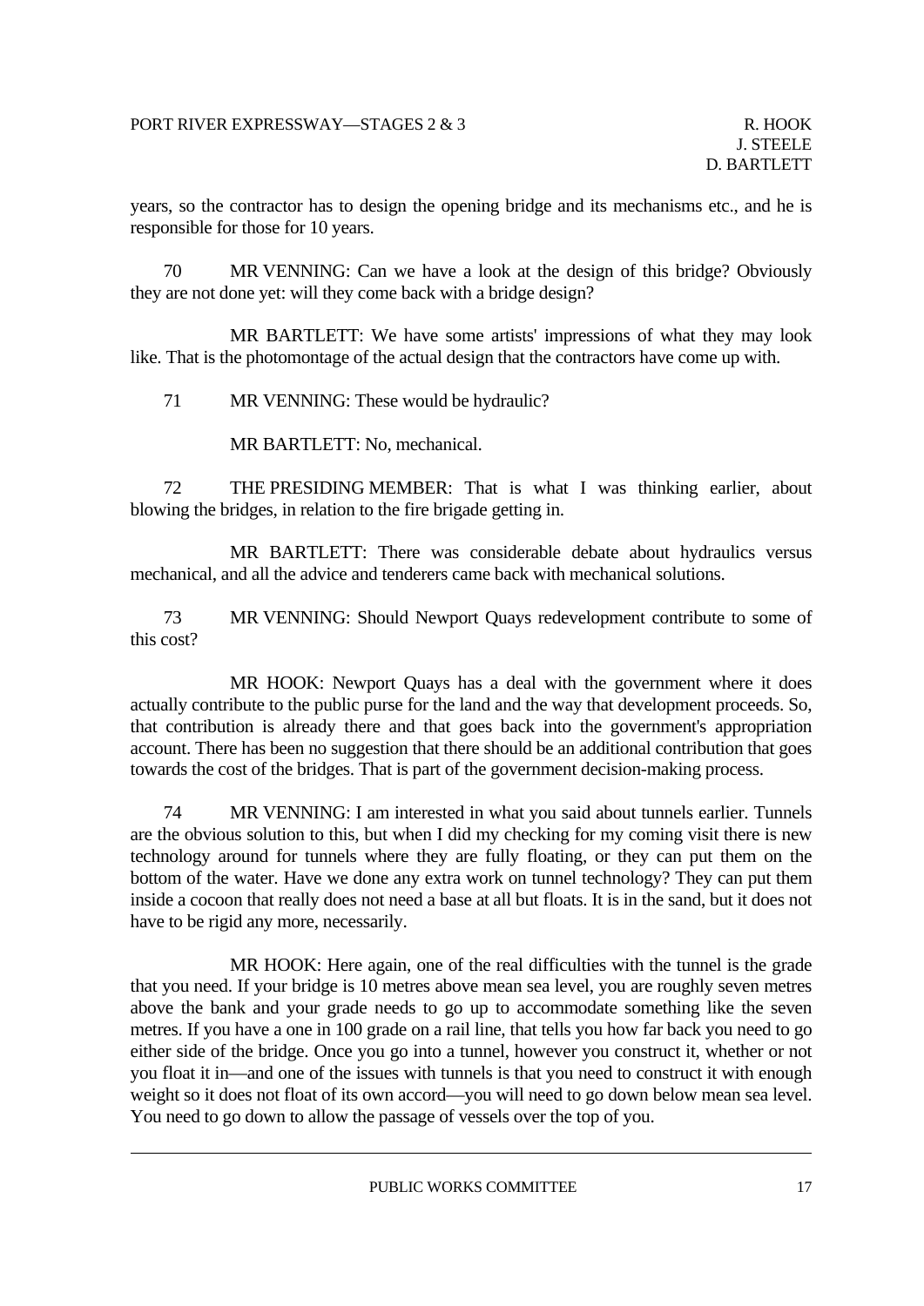years, so the contractor has to design the opening bridge and its mechanisms etc., and he is responsible for those for 10 years.

70 MR VENNING: Can we have a look at the design of this bridge? Obviously they are not done yet: will they come back with a bridge design?

MR BARTLETT: We have some artists' impressions of what they may look like. That is the photomontage of the actual design that the contractors have come up with.

71 MR VENNING: These would be hydraulic?

MR BARTLETT: No, mechanical.

72 THE PRESIDING MEMBER: That is what I was thinking earlier, about blowing the bridges, in relation to the fire brigade getting in.

MR BARTLETT: There was considerable debate about hydraulics versus mechanical, and all the advice and tenderers came back with mechanical solutions.

73 MR VENNING: Should Newport Quays redevelopment contribute to some of this cost?

MR HOOK: Newport Quays has a deal with the government where it does actually contribute to the public purse for the land and the way that development proceeds. So, that contribution is already there and that goes back into the government's appropriation account. There has been no suggestion that there should be an additional contribution that goes towards the cost of the bridges. That is part of the government decision-making process.

74 MR VENNING: I am interested in what you said about tunnels earlier. Tunnels are the obvious solution to this, but when I did my checking for my coming visit there is new technology around for tunnels where they are fully floating, or they can put them on the bottom of the water. Have we done any extra work on tunnel technology? They can put them inside a cocoon that really does not need a base at all but floats. It is in the sand, but it does not have to be rigid any more, necessarily.

MR HOOK: Here again, one of the real difficulties with the tunnel is the grade that you need. If your bridge is 10 metres above mean sea level, you are roughly seven metres above the bank and your grade needs to go up to accommodate something like the seven metres. If you have a one in 100 grade on a rail line, that tells you how far back you need to go either side of the bridge. Once you go into a tunnel, however you construct it, whether or not you float it in—and one of the issues with tunnels is that you need to construct it with enough weight so it does not float of its own accord—you will need to go down below mean sea level. You need to go down to allow the passage of vessels over the top of you.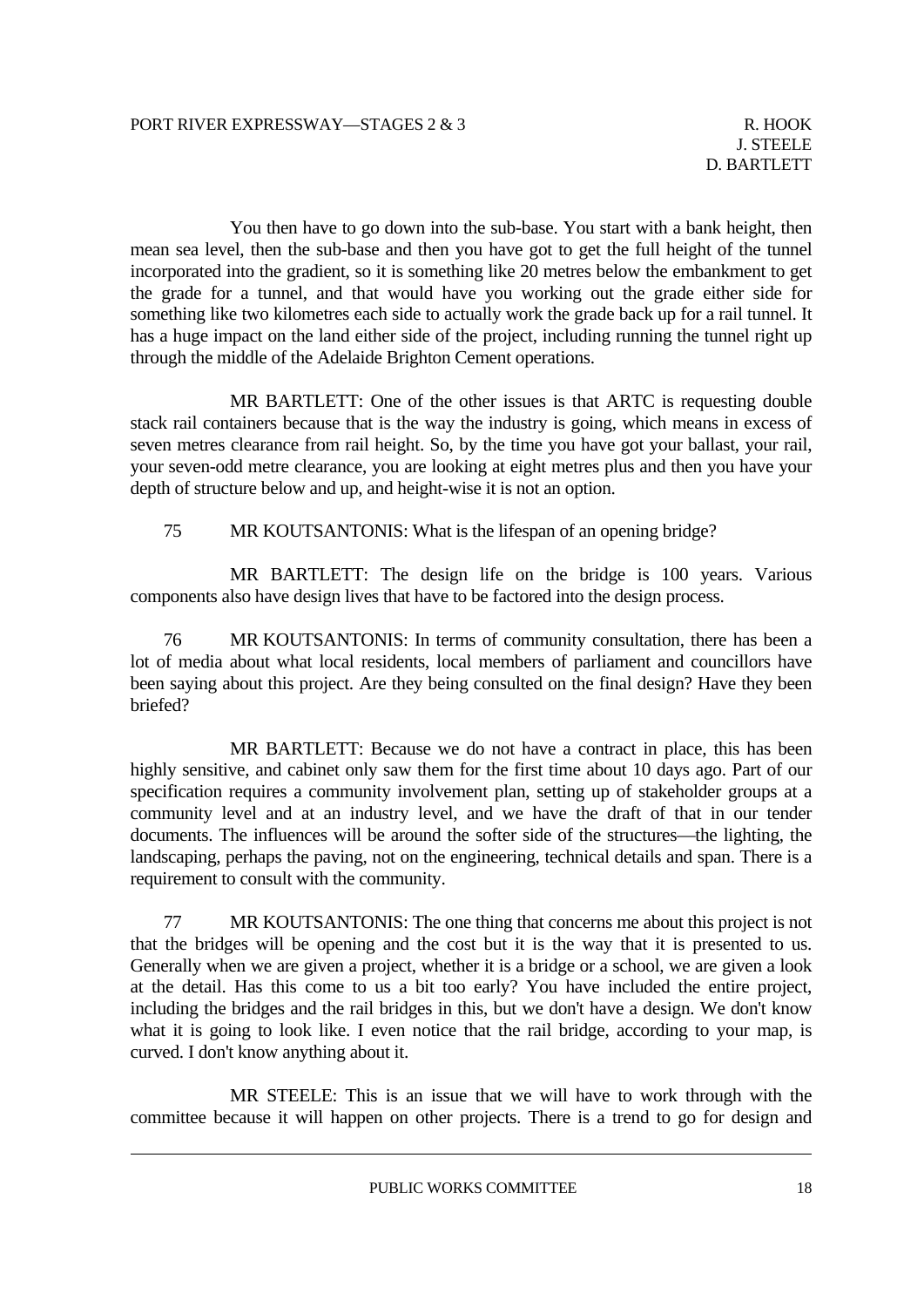You then have to go down into the sub-base. You start with a bank height, then mean sea level, then the sub-base and then you have got to get the full height of the tunnel incorporated into the gradient, so it is something like 20 metres below the embankment to get the grade for a tunnel, and that would have you working out the grade either side for something like two kilometres each side to actually work the grade back up for a rail tunnel. It has a huge impact on the land either side of the project, including running the tunnel right up through the middle of the Adelaide Brighton Cement operations.

MR BARTLETT: One of the other issues is that ARTC is requesting double stack rail containers because that is the way the industry is going, which means in excess of seven metres clearance from rail height. So, by the time you have got your ballast, your rail, your seven-odd metre clearance, you are looking at eight metres plus and then you have your depth of structure below and up, and height-wise it is not an option.

75 MR KOUTSANTONIS: What is the lifespan of an opening bridge?

MR BARTLETT: The design life on the bridge is 100 years. Various components also have design lives that have to be factored into the design process.

76 MR KOUTSANTONIS: In terms of community consultation, there has been a lot of media about what local residents, local members of parliament and councillors have been saying about this project. Are they being consulted on the final design? Have they been briefed?

MR BARTLETT: Because we do not have a contract in place, this has been highly sensitive, and cabinet only saw them for the first time about 10 days ago. Part of our specification requires a community involvement plan, setting up of stakeholder groups at a community level and at an industry level, and we have the draft of that in our tender documents. The influences will be around the softer side of the structures—the lighting, the landscaping, perhaps the paving, not on the engineering, technical details and span. There is a requirement to consult with the community.

77 MR KOUTSANTONIS: The one thing that concerns me about this project is not that the bridges will be opening and the cost but it is the way that it is presented to us. Generally when we are given a project, whether it is a bridge or a school, we are given a look at the detail. Has this come to us a bit too early? You have included the entire project, including the bridges and the rail bridges in this, but we don't have a design. We don't know what it is going to look like. I even notice that the rail bridge, according to your map, is curved. I don't know anything about it.

MR STEELE: This is an issue that we will have to work through with the committee because it will happen on other projects. There is a trend to go for design and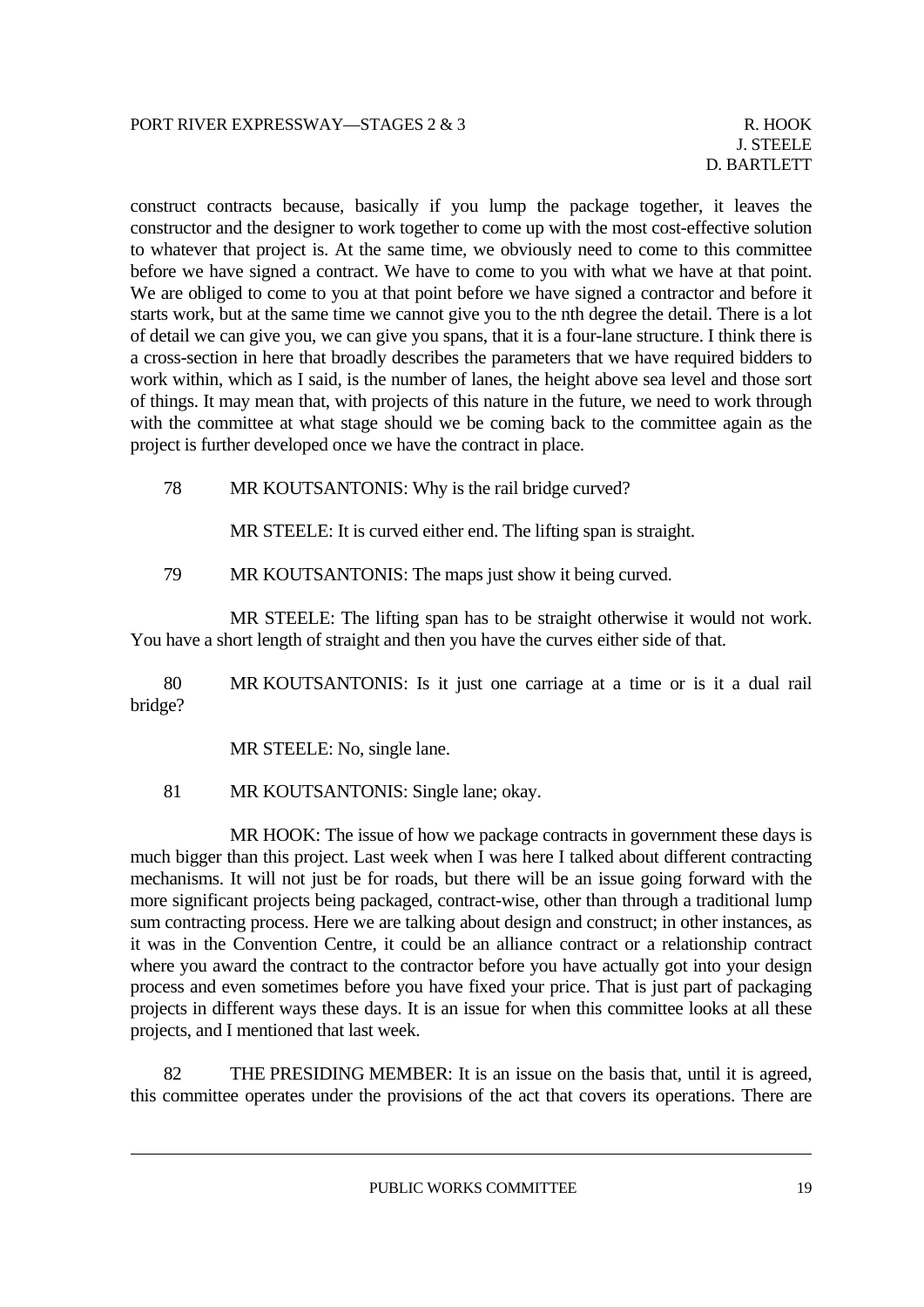construct contracts because, basically if you lump the package together, it leaves the constructor and the designer to work together to come up with the most cost-effective solution to whatever that project is. At the same time, we obviously need to come to this committee before we have signed a contract. We have to come to you with what we have at that point. We are obliged to come to you at that point before we have signed a contractor and before it starts work, but at the same time we cannot give you to the nth degree the detail. There is a lot of detail we can give you, we can give you spans, that it is a four-lane structure. I think there is a cross-section in here that broadly describes the parameters that we have required bidders to work within, which as I said, is the number of lanes, the height above sea level and those sort of things. It may mean that, with projects of this nature in the future, we need to work through with the committee at what stage should we be coming back to the committee again as the project is further developed once we have the contract in place.

78 MR KOUTSANTONIS: Why is the rail bridge curved?

MR STEELE: It is curved either end. The lifting span is straight.

79 MR KOUTSANTONIS: The maps just show it being curved.

MR STEELE: The lifting span has to be straight otherwise it would not work. You have a short length of straight and then you have the curves either side of that.

80 MR KOUTSANTONIS: Is it just one carriage at a time or is it a dual rail bridge?

MR STEELE: No, single lane.

81 MR KOUTSANTONIS: Single lane; okay.

MR HOOK: The issue of how we package contracts in government these days is much bigger than this project. Last week when I was here I talked about different contracting mechanisms. It will not just be for roads, but there will be an issue going forward with the more significant projects being packaged, contract-wise, other than through a traditional lump sum contracting process. Here we are talking about design and construct; in other instances, as it was in the Convention Centre, it could be an alliance contract or a relationship contract where you award the contract to the contractor before you have actually got into your design process and even sometimes before you have fixed your price. That is just part of packaging projects in different ways these days. It is an issue for when this committee looks at all these projects, and I mentioned that last week.

82 THE PRESIDING MEMBER: It is an issue on the basis that, until it is agreed, this committee operates under the provisions of the act that covers its operations. There are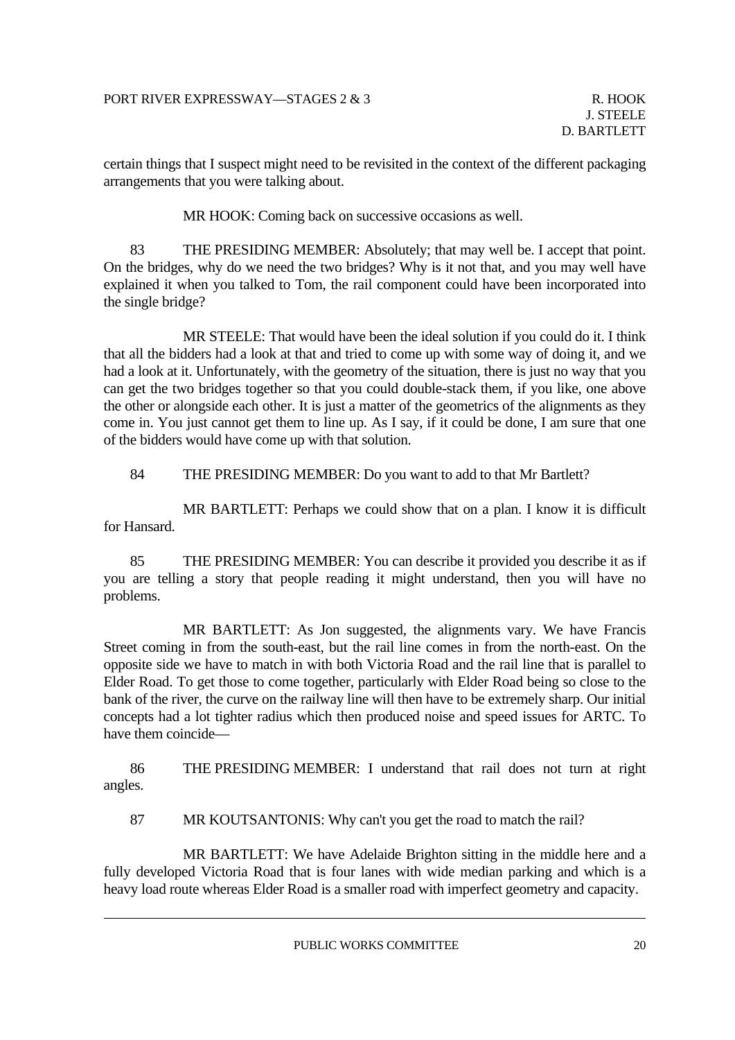certain things that I suspect might need to be revisited in the context of the different packaging arrangements that you were talking about.

MR HOOK: Coming back on successive occasions as well.

83 THE PRESIDING MEMBER: Absolutely; that may well be. I accept that point. On the bridges, why do we need the two bridges? Why is it not that, and you may well have explained it when you talked to Tom, the rail component could have been incorporated into the single bridge?

MR STEELE: That would have been the ideal solution if you could do it. I think that all the bidders had a look at that and tried to come up with some way of doing it, and we had a look at it. Unfortunately, with the geometry of the situation, there is just no way that you can get the two bridges together so that you could double-stack them, if you like, one above the other or alongside each other. It is just a matter of the geometrics of the alignments as they come in. You just cannot get them to line up. As I say, if it could be done, I am sure that one of the bidders would have come up with that solution.

84 THE PRESIDING MEMBER: Do you want to add to that Mr Bartlett?

MR BARTLETT: Perhaps we could show that on a plan. I know it is difficult for Hansard.

85 THE PRESIDING MEMBER: You can describe it provided you describe it as if you are telling a story that people reading it might understand, then you will have no problems.

MR BARTLETT: As Jon suggested, the alignments vary. We have Francis Street coming in from the south-east, but the rail line comes in from the north-east. On the opposite side we have to match in with both Victoria Road and the rail line that is parallel to Elder Road. To get those to come together, particularly with Elder Road being so close to the bank of the river, the curve on the railway line will then have to be extremely sharp. Our initial concepts had a lot tighter radius which then produced noise and speed issues for ARTC. To have them coincide—

86 THE PRESIDING MEMBER: I understand that rail does not turn at right angles.

87 MR KOUTSANTONIS: Why can't you get the road to match the rail?

MR BARTLETT: We have Adelaide Brighton sitting in the middle here and a fully developed Victoria Road that is four lanes with wide median parking and which is a heavy load route whereas Elder Road is a smaller road with imperfect geometry and capacity.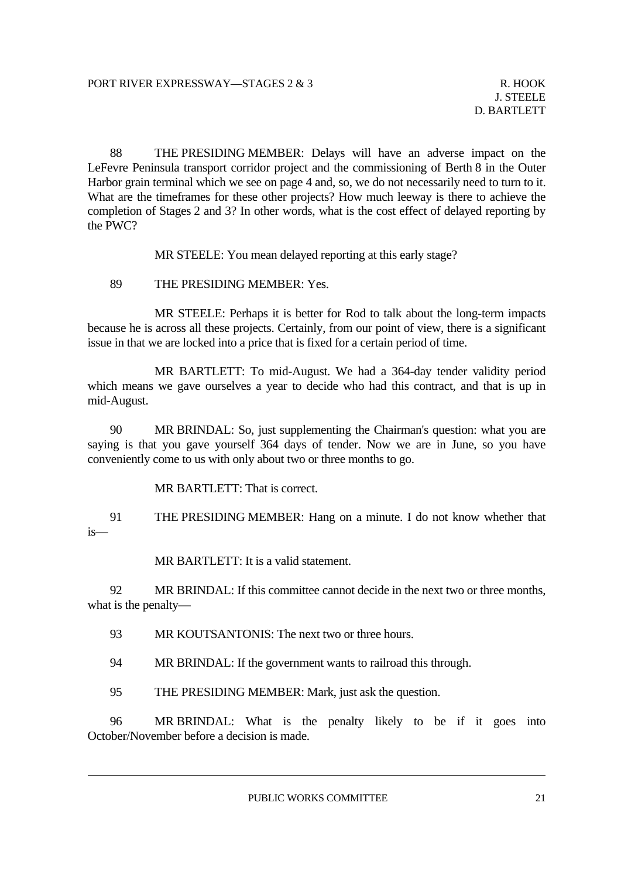88 THE PRESIDING MEMBER: Delays will have an adverse impact on the LeFevre Peninsula transport corridor project and the commissioning of Berth 8 in the Outer Harbor grain terminal which we see on page 4 and, so, we do not necessarily need to turn to it. What are the timeframes for these other projects? How much leeway is there to achieve the completion of Stages 2 and 3? In other words, what is the cost effect of delayed reporting by the PWC?

MR STEELE: You mean delayed reporting at this early stage?

89 THE PRESIDING MEMBER: Yes.

MR STEELE: Perhaps it is better for Rod to talk about the long-term impacts because he is across all these projects. Certainly, from our point of view, there is a significant issue in that we are locked into a price that is fixed for a certain period of time.

MR BARTLETT: To mid-August. We had a 364-day tender validity period which means we gave ourselves a year to decide who had this contract, and that is up in mid-August.

90 MR BRINDAL: So, just supplementing the Chairman's question: what you are saying is that you gave yourself 364 days of tender. Now we are in June, so you have conveniently come to us with only about two or three months to go.

MR BARTLETT: That is correct.

91 THE PRESIDING MEMBER: Hang on a minute. I do not know whether that is—

MR BARTLETT: It is a valid statement.

92 MR BRINDAL: If this committee cannot decide in the next two or three months, what is the penalty—

93 MR KOUTSANTONIS: The next two or three hours.

94 MR BRINDAL: If the government wants to railroad this through.

95 THE PRESIDING MEMBER: Mark, just ask the question.

96 MR BRINDAL: What is the penalty likely to be if it goes into October/November before a decision is made.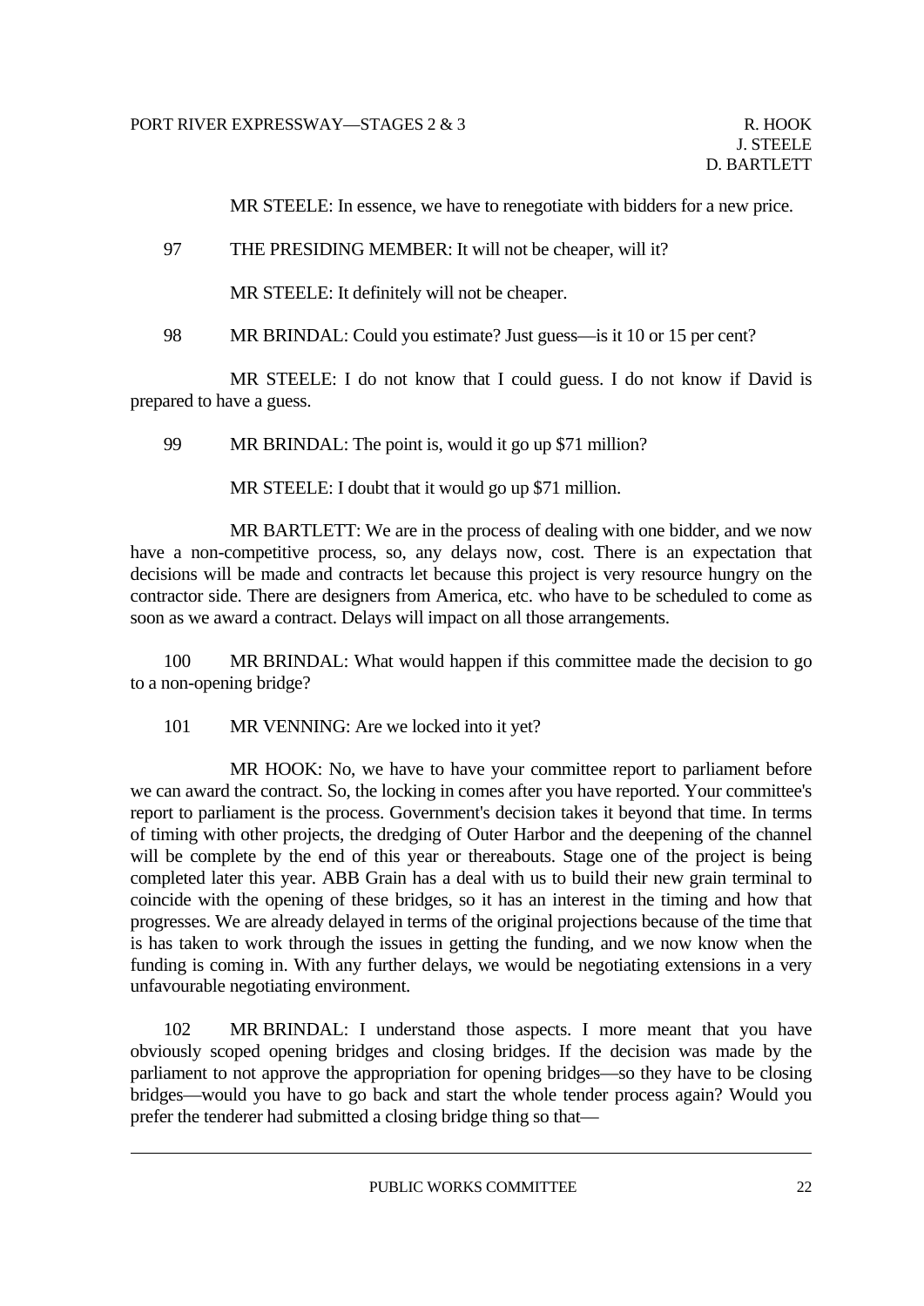MR STEELE: In essence, we have to renegotiate with bidders for a new price.

97 THE PRESIDING MEMBER: It will not be cheaper, will it?

MR STEELE: It definitely will not be cheaper.

98 MR BRINDAL: Could you estimate? Just guess—is it 10 or 15 per cent?

MR STEELE: I do not know that I could guess. I do not know if David is prepared to have a guess.

99 MR BRINDAL: The point is, would it go up $71 million?

MR STEELE: I doubt that it would go up $71 million.

MR BARTLETT: We are in the process of dealing with one bidder, and we now have a non-competitive process, so, any delays now, cost. There is an expectation that decisions will be made and contracts let because this project is very resource hungry on the contractor side. There are designers from America, etc. who have to be scheduled to come as soon as we award a contract. Delays will impact on all those arrangements.

100 MR BRINDAL: What would happen if this committee made the decision to go to a non-opening bridge?

101 MR VENNING: Are we locked into it yet?

MR HOOK: No, we have to have your committee report to parliament before we can award the contract. So, the locking in comes after you have reported. Your committee's report to parliament is the process. Government's decision takes it beyond that time. In terms of timing with other projects, the dredging of Outer Harbor and the deepening of the channel will be complete by the end of this year or thereabouts. Stage one of the project is being completed later this year. ABB Grain has a deal with us to build their new grain terminal to coincide with the opening of these bridges, so it has an interest in the timing and how that progresses. We are already delayed in terms of the original projections because of the time that is has taken to work through the issues in getting the funding, and we now know when the funding is coming in. With any further delays, we would be negotiating extensions in a very unfavourable negotiating environment.

102 MR BRINDAL: I understand those aspects. I more meant that you have obviously scoped opening bridges and closing bridges. If the decision was made by the parliament to not approve the appropriation for opening bridges—so they have to be closing bridges—would you have to go back and start the whole tender process again? Would you prefer the tenderer had submitted a closing bridge thing so that—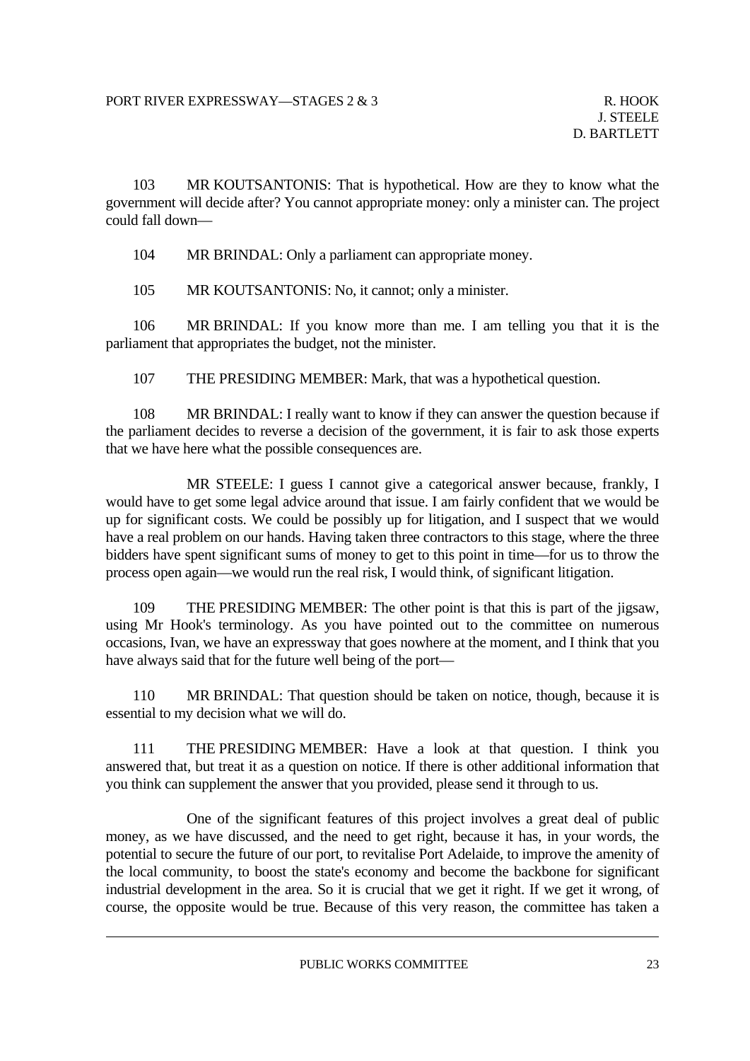103 MR KOUTSANTONIS: That is hypothetical. How are they to know what the government will decide after? You cannot appropriate money: only a minister can. The project could fall down—

104 MR BRINDAL: Only a parliament can appropriate money.

105 MR KOUTSANTONIS: No, it cannot; only a minister.

106 MR BRINDAL: If you know more than me. I am telling you that it is the parliament that appropriates the budget, not the minister.

107 THE PRESIDING MEMBER: Mark, that was a hypothetical question.

108 MR BRINDAL: I really want to know if they can answer the question because if the parliament decides to reverse a decision of the government, it is fair to ask those experts that we have here what the possible consequences are.

MR STEELE: I guess I cannot give a categorical answer because, frankly, I would have to get some legal advice around that issue. I am fairly confident that we would be up for significant costs. We could be possibly up for litigation, and I suspect that we would have a real problem on our hands. Having taken three contractors to this stage, where the three bidders have spent significant sums of money to get to this point in time—for us to throw the process open again—we would run the real risk, I would think, of significant litigation.

109 THE PRESIDING MEMBER: The other point is that this is part of the jigsaw, using Mr Hook's terminology. As you have pointed out to the committee on numerous occasions, Ivan, we have an expressway that goes nowhere at the moment, and I think that you have always said that for the future well being of the port—

110 MR BRINDAL: That question should be taken on notice, though, because it is essential to my decision what we will do.

111 THE PRESIDING MEMBER: Have a look at that question. I think you answered that, but treat it as a question on notice. If there is other additional information that you think can supplement the answer that you provided, please send it through to us.

One of the significant features of this project involves a great deal of public money, as we have discussed, and the need to get right, because it has, in your words, the potential to secure the future of our port, to revitalise Port Adelaide, to improve the amenity of the local community, to boost the state's economy and become the backbone for significant industrial development in the area. So it is crucial that we get it right. If we get it wrong, of course, the opposite would be true. Because of this very reason, the committee has taken a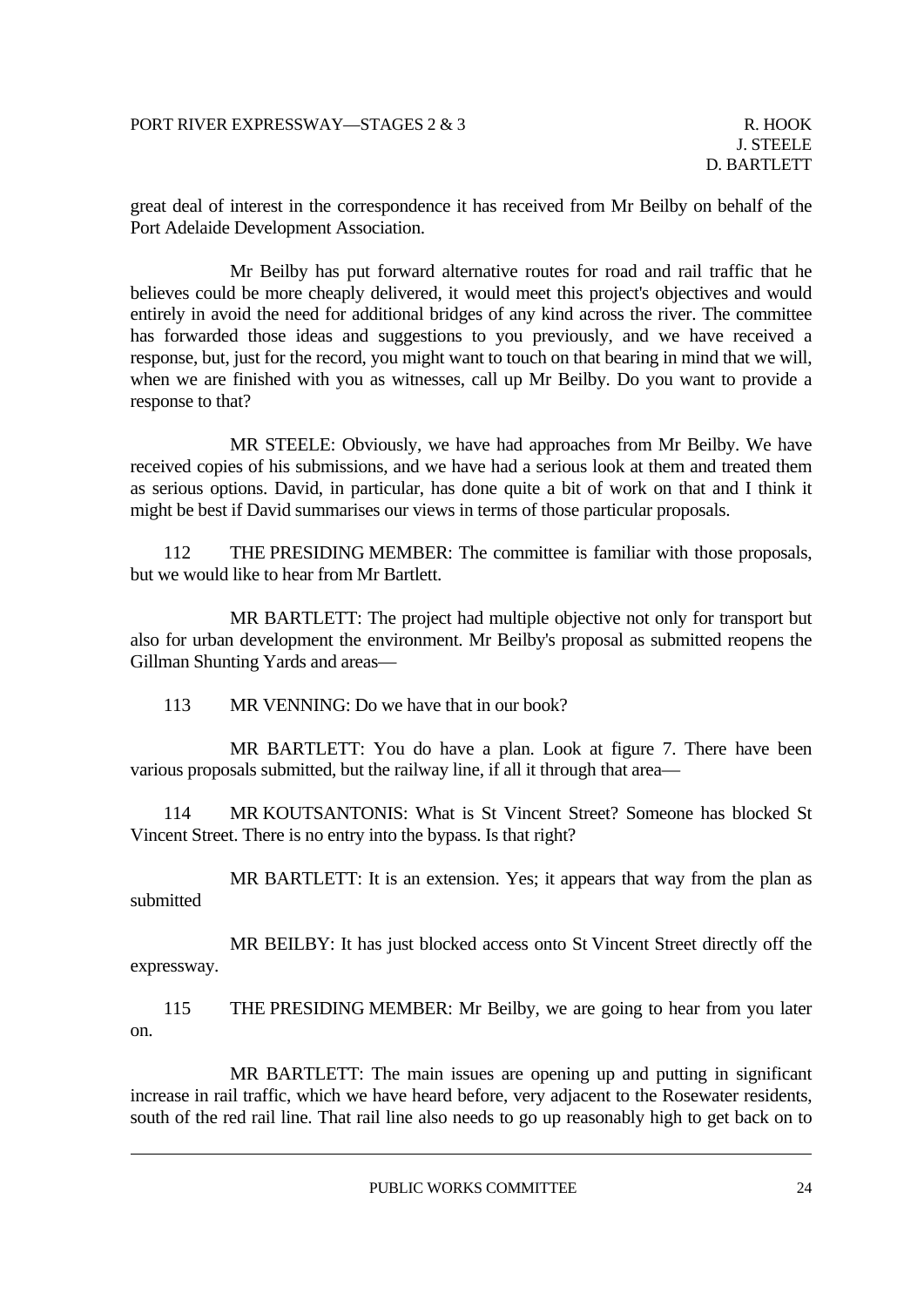great deal of interest in the correspondence it has received from Mr Beilby on behalf of the Port Adelaide Development Association.

Mr Beilby has put forward alternative routes for road and rail traffic that he believes could be more cheaply delivered, it would meet this project's objectives and would entirely in avoid the need for additional bridges of any kind across the river. The committee has forwarded those ideas and suggestions to you previously, and we have received a response, but, just for the record, you might want to touch on that bearing in mind that we will, when we are finished with you as witnesses, call up Mr Beilby. Do you want to provide a response to that?

MR STEELE: Obviously, we have had approaches from Mr Beilby. We have received copies of his submissions, and we have had a serious look at them and treated them as serious options. David, in particular, has done quite a bit of work on that and I think it might be best if David summarises our views in terms of those particular proposals.

112 THE PRESIDING MEMBER: The committee is familiar with those proposals, but we would like to hear from Mr Bartlett.

MR BARTLETT: The project had multiple objective not only for transport but also for urban development the environment. Mr Beilby's proposal as submitted reopens the Gillman Shunting Yards and areas—

113 MR VENNING: Do we have that in our book?

MR BARTLETT: You do have a plan. Look at figure 7. There have been various proposals submitted, but the railway line, if all it through that area—

114 MR KOUTSANTONIS: What is St Vincent Street? Someone has blocked St Vincent Street. There is no entry into the bypass. Is that right?

MR BARTLETT: It is an extension. Yes; it appears that way from the plan as submitted

MR BEILBY: It has just blocked access onto St Vincent Street directly off the expressway.

115 THE PRESIDING MEMBER: Mr Beilby, we are going to hear from you later on.

MR BARTLETT: The main issues are opening up and putting in significant increase in rail traffic, which we have heard before, very adjacent to the Rosewater residents, south of the red rail line. That rail line also needs to go up reasonably high to get back on to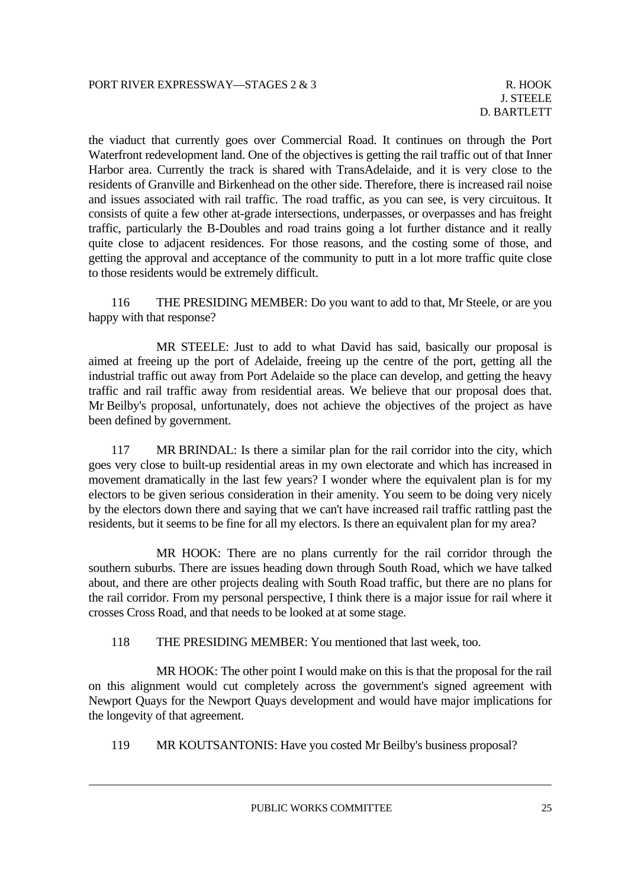the viaduct that currently goes over Commercial Road. It continues on through the Port Waterfront redevelopment land. One of the objectives is getting the rail traffic out of that Inner Harbor area. Currently the track is shared with TransAdelaide, and it is very close to the residents of Granville and Birkenhead on the other side. Therefore, there is increased rail noise and issues associated with rail traffic. The road traffic, as you can see, is very circuitous. It consists of quite a few other at-grade intersections, underpasses, or overpasses and has freight traffic, particularly the B-Doubles and road trains going a lot further distance and it really quite close to adjacent residences. For those reasons, and the costing some of those, and getting the approval and acceptance of the community to putt in a lot more traffic quite close to those residents would be extremely difficult.

116 THE PRESIDING MEMBER: Do you want to add to that, Mr Steele, or are you happy with that response?

MR STEELE: Just to add to what David has said, basically our proposal is aimed at freeing up the port of Adelaide, freeing up the centre of the port, getting all the industrial traffic out away from Port Adelaide so the place can develop, and getting the heavy traffic and rail traffic away from residential areas. We believe that our proposal does that. Mr Beilby's proposal, unfortunately, does not achieve the objectives of the project as have been defined by government.

117 MR BRINDAL: Is there a similar plan for the rail corridor into the city, which goes very close to built-up residential areas in my own electorate and which has increased in movement dramatically in the last few years? I wonder where the equivalent plan is for my electors to be given serious consideration in their amenity. You seem to be doing very nicely by the electors down there and saying that we can't have increased rail traffic rattling past the residents, but it seems to be fine for all my electors. Is there an equivalent plan for my area?

MR HOOK: There are no plans currently for the rail corridor through the southern suburbs. There are issues heading down through South Road, which we have talked about, and there are other projects dealing with South Road traffic, but there are no plans for the rail corridor. From my personal perspective, I think there is a major issue for rail where it crosses Cross Road, and that needs to be looked at at some stage.

118 THE PRESIDING MEMBER: You mentioned that last week, too.

MR HOOK: The other point I would make on this is that the proposal for the rail on this alignment would cut completely across the government's signed agreement with Newport Quays for the Newport Quays development and would have major implications for the longevity of that agreement.

119 MR KOUTSANTONIS: Have you costed Mr Beilby's business proposal?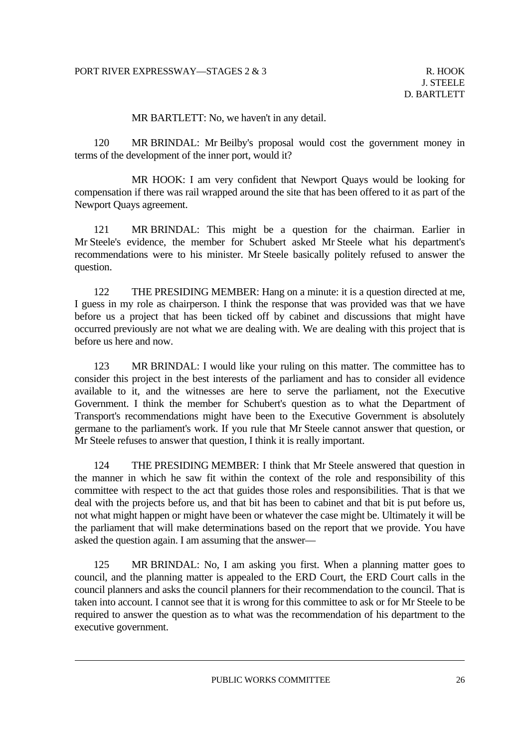MR BARTLETT: No, we haven't in any detail.

120 MR BRINDAL: Mr Beilby's proposal would cost the government money in terms of the development of the inner port, would it?

MR HOOK: I am very confident that Newport Quays would be looking for compensation if there was rail wrapped around the site that has been offered to it as part of the Newport Quays agreement.

121 MR BRINDAL: This might be a question for the chairman. Earlier in Mr Steele's evidence, the member for Schubert asked Mr Steele what his department's recommendations were to his minister. Mr Steele basically politely refused to answer the question.

122 THE PRESIDING MEMBER: Hang on a minute: it is a question directed at me, I guess in my role as chairperson. I think the response that was provided was that we have before us a project that has been ticked off by cabinet and discussions that might have occurred previously are not what we are dealing with. We are dealing with this project that is before us here and now.

123 MR BRINDAL: I would like your ruling on this matter. The committee has to consider this project in the best interests of the parliament and has to consider all evidence available to it, and the witnesses are here to serve the parliament, not the Executive Government. I think the member for Schubert's question as to what the Department of Transport's recommendations might have been to the Executive Government is absolutely germane to the parliament's work. If you rule that Mr Steele cannot answer that question, or Mr Steele refuses to answer that question, I think it is really important.

124 THE PRESIDING MEMBER: I think that Mr Steele answered that question in the manner in which he saw fit within the context of the role and responsibility of this committee with respect to the act that guides those roles and responsibilities. That is that we deal with the projects before us, and that bit has been to cabinet and that bit is put before us, not what might happen or might have been or whatever the case might be. Ultimately it will be the parliament that will make determinations based on the report that we provide. You have asked the question again. I am assuming that the answer—

125 MR BRINDAL: No, I am asking you first. When a planning matter goes to council, and the planning matter is appealed to the ERD Court, the ERD Court calls in the council planners and asks the council planners for their recommendation to the council. That is taken into account. I cannot see that it is wrong for this committee to ask or for Mr Steele to be required to answer the question as to what was the recommendation of his department to the executive government.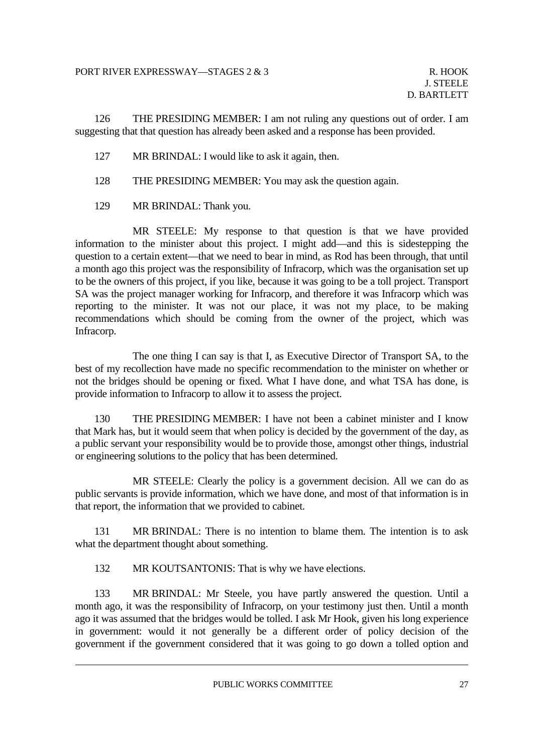126 THE PRESIDING MEMBER: I am not ruling any questions out of order. I am suggesting that that question has already been asked and a response has been provided.

127 MR BRINDAL: I would like to ask it again, then.

128 THE PRESIDING MEMBER: You may ask the question again.

129 MR BRINDAL: Thank you.

MR STEELE: My response to that question is that we have provided information to the minister about this project. I might add—and this is sidestepping the question to a certain extent—that we need to bear in mind, as Rod has been through, that until a month ago this project was the responsibility of Infracorp, which was the organisation set up to be the owners of this project, if you like, because it was going to be a toll project. Transport SA was the project manager working for Infracorp, and therefore it was Infracorp which was reporting to the minister. It was not our place, it was not my place, to be making recommendations which should be coming from the owner of the project, which was Infracorp.

The one thing I can say is that I, as Executive Director of Transport SA, to the best of my recollection have made no specific recommendation to the minister on whether or not the bridges should be opening or fixed. What I have done, and what TSA has done, is provide information to Infracorp to allow it to assess the project.

130 THE PRESIDING MEMBER: I have not been a cabinet minister and I know that Mark has, but it would seem that when policy is decided by the government of the day, as a public servant your responsibility would be to provide those, amongst other things, industrial or engineering solutions to the policy that has been determined.

MR STEELE: Clearly the policy is a government decision. All we can do as public servants is provide information, which we have done, and most of that information is in that report, the information that we provided to cabinet.

131 MR BRINDAL: There is no intention to blame them. The intention is to ask what the department thought about something.

132 MR KOUTSANTONIS: That is why we have elections.

133 MR BRINDAL: Mr Steele, you have partly answered the question. Until a month ago, it was the responsibility of Infracorp, on your testimony just then. Until a month ago it was assumed that the bridges would be tolled. I ask Mr Hook, given his long experience in government: would it not generally be a different order of policy decision of the government if the government considered that it was going to go down a tolled option and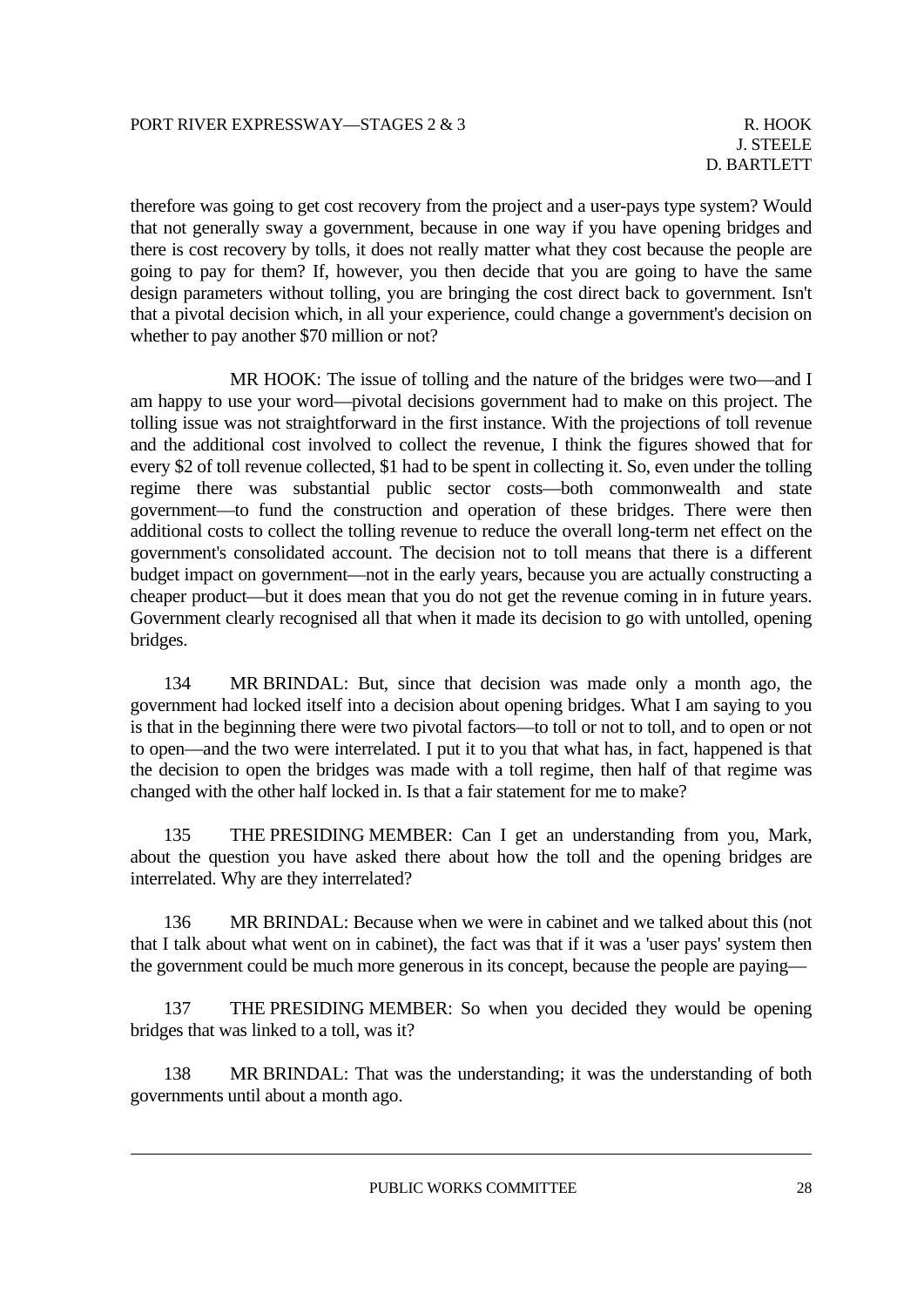therefore was going to get cost recovery from the project and a user-pays type system? Would that not generally sway a government, because in one way if you have opening bridges and there is cost recovery by tolls, it does not really matter what they cost because the people are going to pay for them? If, however, you then decide that you are going to have the same design parameters without tolling, you are bringing the cost direct back to government. Isn't that a pivotal decision which, in all your experience, could change a government's decision on whether to pay another $70 million or not?

MR HOOK: The issue of tolling and the nature of the bridges were two—and I am happy to use your word—pivotal decisions government had to make on this project. The tolling issue was not straightforward in the first instance. With the projections of toll revenue and the additional cost involved to collect the revenue, I think the figures showed that for every $2 of toll revenue collected, $1 had to be spent in collecting it. So, even under the tolling regime there was substantial public sector costs—both commonwealth and state government—to fund the construction and operation of these bridges. There were then additional costs to collect the tolling revenue to reduce the overall long-term net effect on the government's consolidated account. The decision not to toll means that there is a different budget impact on government—not in the early years, because you are actually constructing a cheaper product—but it does mean that you do not get the revenue coming in in future years. Government clearly recognised all that when it made its decision to go with untolled, opening bridges.

134 MR BRINDAL: But, since that decision was made only a month ago, the government had locked itself into a decision about opening bridges. What I am saying to you is that in the beginning there were two pivotal factors—to toll or not to toll, and to open or not to open—and the two were interrelated. I put it to you that what has, in fact, happened is that the decision to open the bridges was made with a toll regime, then half of that regime was changed with the other half locked in. Is that a fair statement for me to make?

135 THE PRESIDING MEMBER: Can I get an understanding from you, Mark, about the question you have asked there about how the toll and the opening bridges are interrelated. Why are they interrelated?

136 MR BRINDAL: Because when we were in cabinet and we talked about this (not that I talk about what went on in cabinet), the fact was that if it was a 'user pays' system then the government could be much more generous in its concept, because the people are paying—

137 THE PRESIDING MEMBER: So when you decided they would be opening bridges that was linked to a toll, was it?

138 MR BRINDAL: That was the understanding; it was the understanding of both governments until about a month ago.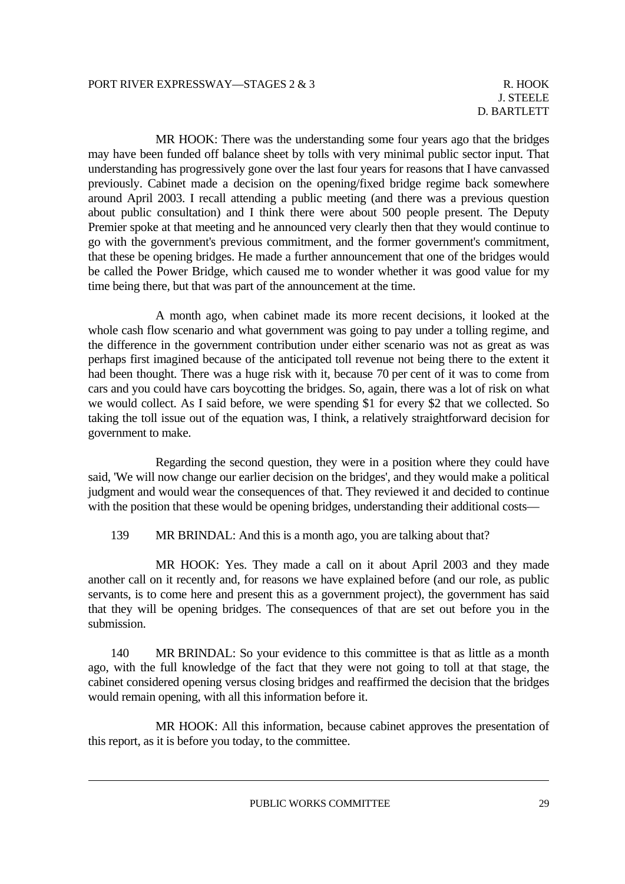MR HOOK: There was the understanding some four years ago that the bridges may have been funded off balance sheet by tolls with very minimal public sector input. That understanding has progressively gone over the last four years for reasons that I have canvassed previously. Cabinet made a decision on the opening/fixed bridge regime back somewhere around April 2003. I recall attending a public meeting (and there was a previous question about public consultation) and I think there were about 500 people present. The Deputy Premier spoke at that meeting and he announced very clearly then that they would continue to go with the government's previous commitment, and the former government's commitment, that these be opening bridges. He made a further announcement that one of the bridges would be called the Power Bridge, which caused me to wonder whether it was good value for my time being there, but that was part of the announcement at the time.

A month ago, when cabinet made its more recent decisions, it looked at the whole cash flow scenario and what government was going to pay under a tolling regime, and the difference in the government contribution under either scenario was not as great as was perhaps first imagined because of the anticipated toll revenue not being there to the extent it had been thought. There was a huge risk with it, because 70 per cent of it was to come from cars and you could have cars boycotting the bridges. So, again, there was a lot of risk on what we would collect. As I said before, we were spending $1 for every $2 that we collected. So taking the toll issue out of the equation was, I think, a relatively straightforward decision for government to make.

Regarding the second question, they were in a position where they could have said, 'We will now change our earlier decision on the bridges', and they would make a political judgment and would wear the consequences of that. They reviewed it and decided to continue with the position that these would be opening bridges, understanding their additional costs—

139 MR BRINDAL: And this is a month ago, you are talking about that?

MR HOOK: Yes. They made a call on it about April 2003 and they made another call on it recently and, for reasons we have explained before (and our role, as public servants, is to come here and present this as a government project), the government has said that they will be opening bridges. The consequences of that are set out before you in the submission.

140 MR BRINDAL: So your evidence to this committee is that as little as a month ago, with the full knowledge of the fact that they were not going to toll at that stage, the cabinet considered opening versus closing bridges and reaffirmed the decision that the bridges would remain opening, with all this information before it.

MR HOOK: All this information, because cabinet approves the presentation of this report, as it is before you today, to the committee.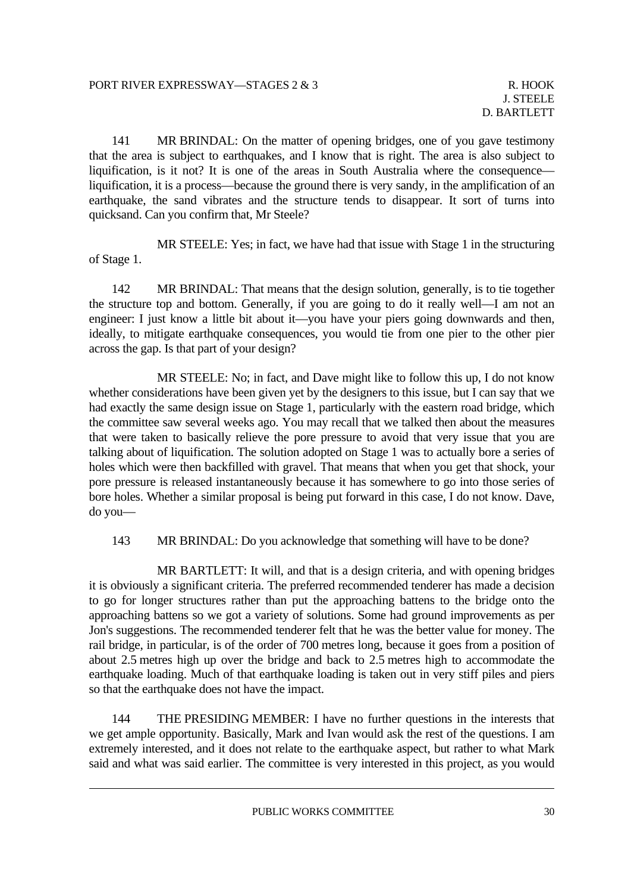141 MR BRINDAL: On the matter of opening bridges, one of you gave testimony that the area is subject to earthquakes, and I know that is right. The area is also subject to liquification, is it not? It is one of the areas in South Australia where the consequence—liquification, it is a process—because the ground there is very sandy, in the amplification of an earthquake, the sand vibrates and the structure tends to disappear. It sort of turns into quicksand. Can you confirm that, Mr Steele?

MR STEELE: Yes; in fact, we have had that issue with Stage 1 in the structuring of Stage 1.

142 MR BRINDAL: That means that the design solution, generally, is to tie together the structure top and bottom. Generally, if you are going to do it really well—I am not an engineer: I just know a little bit about it—you have your piers going downwards and then, ideally, to mitigate earthquake consequences, you would tie from one pier to the other pier across the gap. Is that part of your design?

MR STEELE: No; in fact, and Dave might like to follow this up, I do not know whether considerations have been given yet by the designers to this issue, but I can say that we had exactly the same design issue on Stage 1, particularly with the eastern road bridge, which the committee saw several weeks ago. You may recall that we talked then about the measures that were taken to basically relieve the pore pressure to avoid that very issue that you are talking about of liquification. The solution adopted on Stage 1 was to actually bore a series of holes which were then backfilled with gravel. That means that when you get that shock, your pore pressure is released instantaneously because it has somewhere to go into those series of bore holes. Whether a similar proposal is being put forward in this case, I do not know. Dave, do you—

143 MR BRINDAL: Do you acknowledge that something will have to be done?

MR BARTLETT: It will, and that is a design criteria, and with opening bridges it is obviously a significant criteria. The preferred recommended tenderer has made a decision to go for longer structures rather than put the approaching battens to the bridge onto the approaching battens so we got a variety of solutions. Some had ground improvements as per Jon's suggestions. The recommended tenderer felt that he was the better value for money. The rail bridge, in particular, is of the order of 700 metres long, because it goes from a position of about 2.5 metres high up over the bridge and back to 2.5 metres high to accommodate the earthquake loading. Much of that earthquake loading is taken out in very stiff piles and piers so that the earthquake does not have the impact.

144 THE PRESIDING MEMBER: I have no further questions in the interests that we get ample opportunity. Basically, Mark and Ivan would ask the rest of the questions. I am extremely interested, and it does not relate to the earthquake aspect, but rather to what Mark said and what was said earlier. The committee is very interested in this project, as you would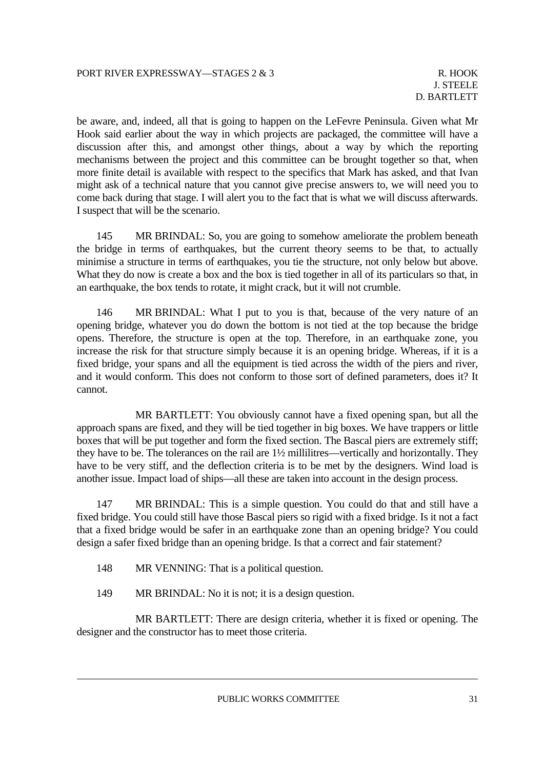be aware, and, indeed, all that is going to happen on the LeFevre Peninsula. Given what Mr Hook said earlier about the way in which projects are packaged, the committee will have a discussion after this, and amongst other things, about a way by which the reporting mechanisms between the project and this committee can be brought together so that, when more finite detail is available with respect to the specifics that Mark has asked, and that Ivan might ask of a technical nature that you cannot give precise answers to, we will need you to come back during that stage. I will alert you to the fact that is what we will discuss afterwards. I suspect that will be the scenario.

145 MR BRINDAL: So, you are going to somehow ameliorate the problem beneath the bridge in terms of earthquakes, but the current theory seems to be that, to actually minimise a structure in terms of earthquakes, you tie the structure, not only below but above. What they do now is create a box and the box is tied together in all of its particulars so that, in an earthquake, the box tends to rotate, it might crack, but it will not crumble.

146 MR BRINDAL: What I put to you is that, because of the very nature of an opening bridge, whatever you do down the bottom is not tied at the top because the bridge opens. Therefore, the structure is open at the top. Therefore, in an earthquake zone, you increase the risk for that structure simply because it is an opening bridge. Whereas, if it is a fixed bridge, your spans and all the equipment is tied across the width of the piers and river, and it would conform. This does not conform to those sort of defined parameters, does it? It cannot.

MR BARTLETT: You obviously cannot have a fixed opening span, but all the approach spans are fixed, and they will be tied together in big boxes. We have trappers or little boxes that will be put together and form the fixed section. The Bascal piers are extremely stiff; they have to be. The tolerances on the rail are 1½ millilitres—vertically and horizontally. They have to be very stiff, and the deflection criteria is to be met by the designers. Wind load is another issue. Impact load of ships—all these are taken into account in the design process.

147 MR BRINDAL: This is a simple question. You could do that and still have a fixed bridge. You could still have those Bascal piers so rigid with a fixed bridge. Is it not a fact that a fixed bridge would be safer in an earthquake zone than an opening bridge? You could design a safer fixed bridge than an opening bridge. Is that a correct and fair statement?

148 MR VENNING: That is a political question.

149 MR BRINDAL: No it is not; it is a design question.

MR BARTLETT: There are design criteria, whether it is fixed or opening. The designer and the constructor has to meet those criteria.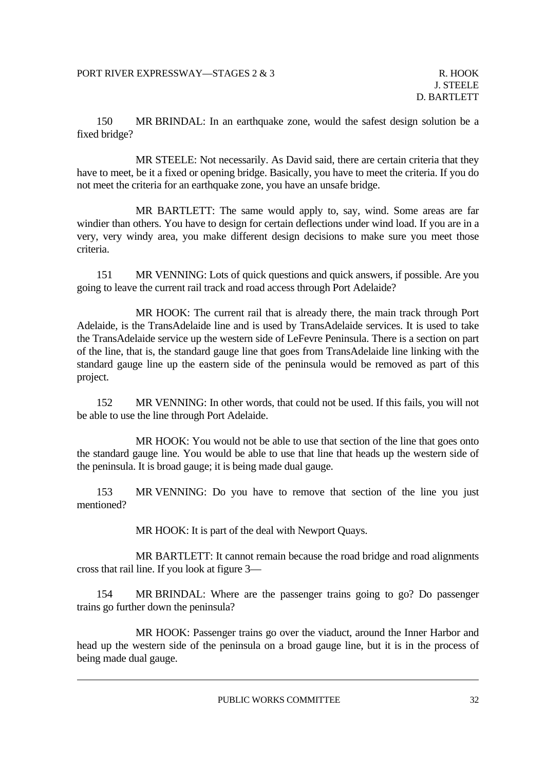150 MR BRINDAL: In an earthquake zone, would the safest design solution be a fixed bridge?

MR STEELE: Not necessarily. As David said, there are certain criteria that they have to meet, be it a fixed or opening bridge. Basically, you have to meet the criteria. If you do not meet the criteria for an earthquake zone, you have an unsafe bridge.

MR BARTLETT: The same would apply to, say, wind. Some areas are far windier than others. You have to design for certain deflections under wind load. If you are in a very, very windy area, you make different design decisions to make sure you meet those criteria.

151 MR VENNING: Lots of quick questions and quick answers, if possible. Are you going to leave the current rail track and road access through Port Adelaide?

MR HOOK: The current rail that is already there, the main track through Port Adelaide, is the TransAdelaide line and is used by TransAdelaide services. It is used to take the TransAdelaide service up the western side of LeFevre Peninsula. There is a section on part of the line, that is, the standard gauge line that goes from TransAdelaide line linking with the standard gauge line up the eastern side of the peninsula would be removed as part of this project.

152 MR VENNING: In other words, that could not be used. If this fails, you will not be able to use the line through Port Adelaide.

MR HOOK: You would not be able to use that section of the line that goes onto the standard gauge line. You would be able to use that line that heads up the western side of the peninsula. It is broad gauge; it is being made dual gauge.

153 MR VENNING: Do you have to remove that section of the line you just mentioned?

MR HOOK: It is part of the deal with Newport Quays.

MR BARTLETT: It cannot remain because the road bridge and road alignments cross that rail line. If you look at figure 3—

154 MR BRINDAL: Where are the passenger trains going to go? Do passenger trains go further down the peninsula?

MR HOOK: Passenger trains go over the viaduct, around the Inner Harbor and head up the western side of the peninsula on a broad gauge line, but it is in the process of being made dual gauge.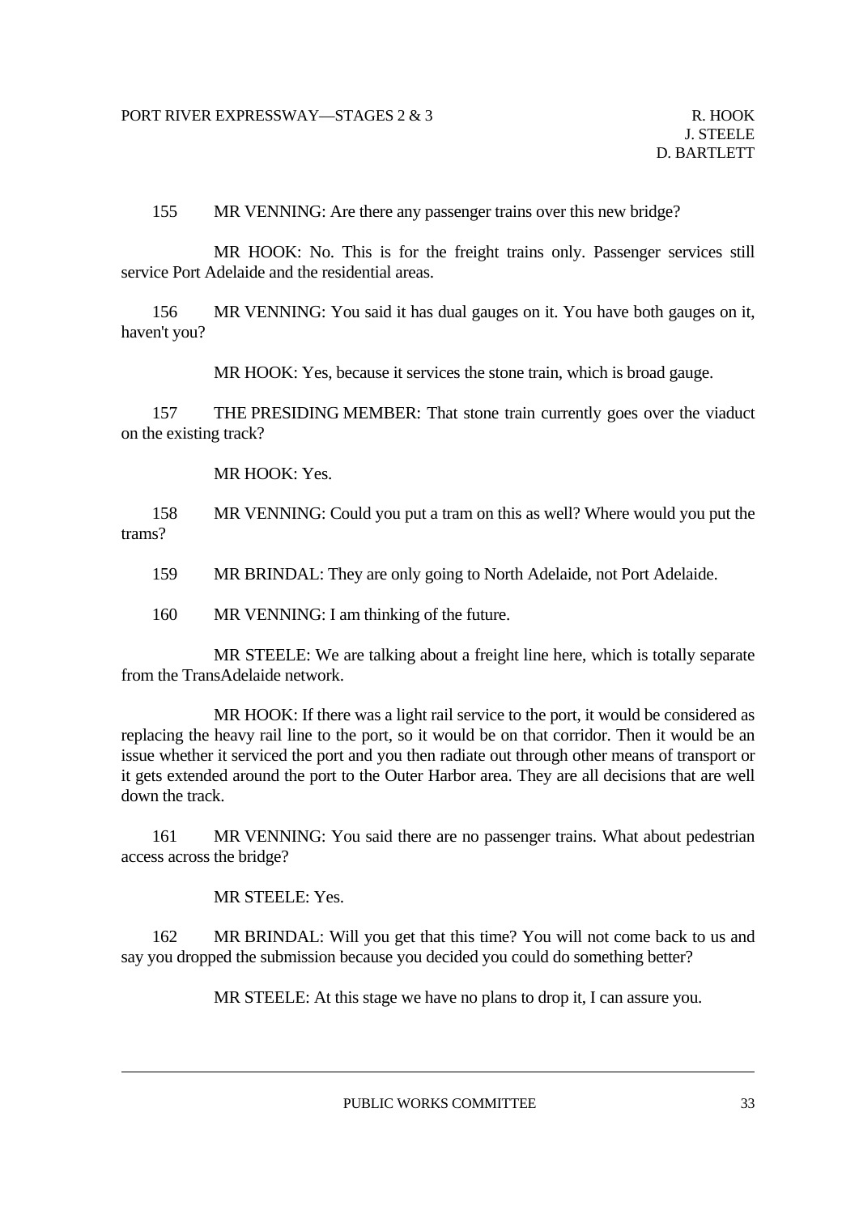155 MR VENNING: Are there any passenger trains over this new bridge?

MR HOOK: No. This is for the freight trains only. Passenger services still service Port Adelaide and the residential areas.

156 MR VENNING: You said it has dual gauges on it. You have both gauges on it, haven't you?

MR HOOK: Yes, because it services the stone train, which is broad gauge.

157 THE PRESIDING MEMBER: That stone train currently goes over the viaduct on the existing track?

MR HOOK: Yes.

158 MR VENNING: Could you put a tram on this as well? Where would you put the trams?

159 MR BRINDAL: They are only going to North Adelaide, not Port Adelaide.

160 MR VENNING: I am thinking of the future.

MR STEELE: We are talking about a freight line here, which is totally separate from the TransAdelaide network.

MR HOOK: If there was a light rail service to the port, it would be considered as replacing the heavy rail line to the port, so it would be on that corridor. Then it would be an issue whether it serviced the port and you then radiate out through other means of transport or it gets extended around the port to the Outer Harbor area. They are all decisions that are well down the track.

161 MR VENNING: You said there are no passenger trains. What about pedestrian access across the bridge?

MR STEELE: Yes.

162 MR BRINDAL: Will you get that this time? You will not come back to us and say you dropped the submission because you decided you could do something better?

MR STEELE: At this stage we have no plans to drop it, I can assure you.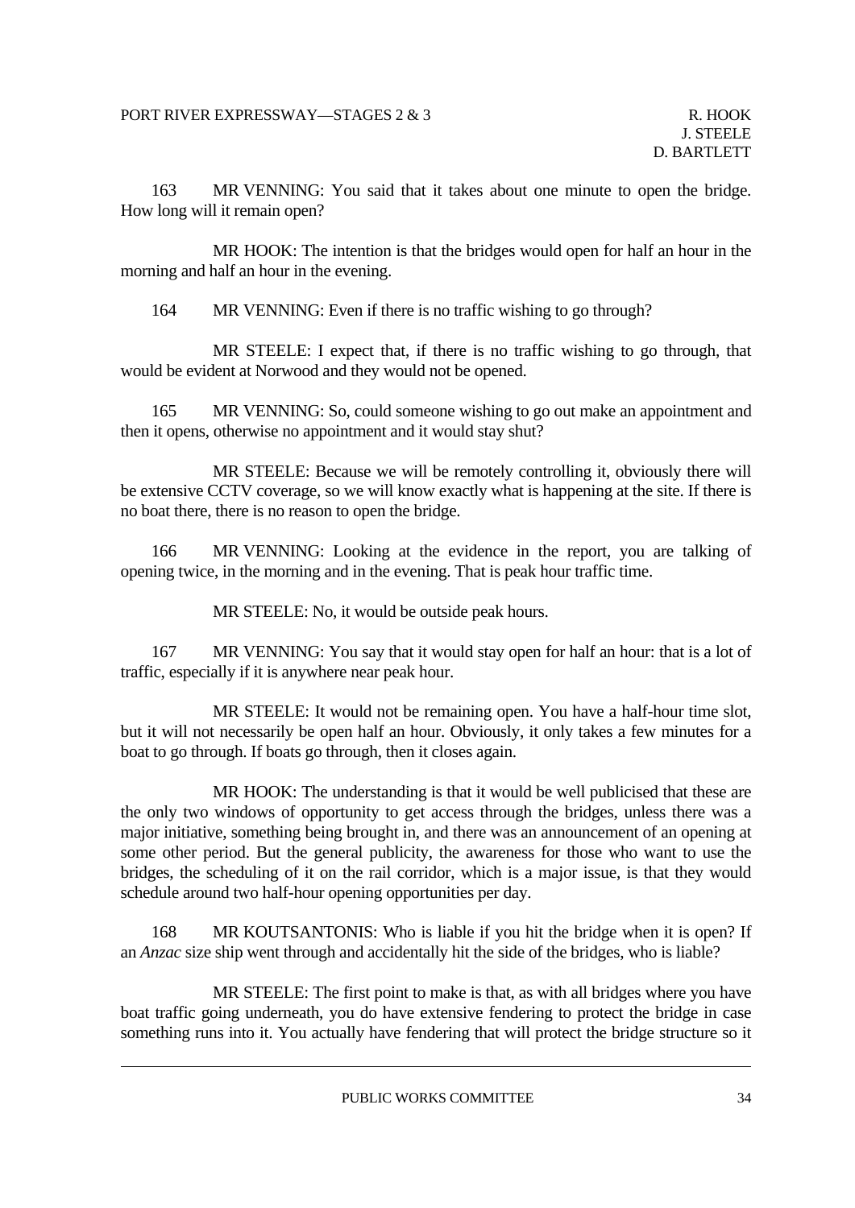163 MR VENNING: You said that it takes about one minute to open the bridge. How long will it remain open?

MR HOOK: The intention is that the bridges would open for half an hour in the morning and half an hour in the evening.

164 MR VENNING: Even if there is no traffic wishing to go through?

MR STEELE: I expect that, if there is no traffic wishing to go through, that would be evident at Norwood and they would not be opened.

165 MR VENNING: So, could someone wishing to go out make an appointment and then it opens, otherwise no appointment and it would stay shut?

MR STEELE: Because we will be remotely controlling it, obviously there will be extensive CCTV coverage, so we will know exactly what is happening at the site. If there is no boat there, there is no reason to open the bridge.

166 MR VENNING: Looking at the evidence in the report, you are talking of opening twice, in the morning and in the evening. That is peak hour traffic time.

MR STEELE: No, it would be outside peak hours.

167 MR VENNING: You say that it would stay open for half an hour: that is a lot of traffic, especially if it is anywhere near peak hour.

MR STEELE: It would not be remaining open. You have a half-hour time slot, but it will not necessarily be open half an hour. Obviously, it only takes a few minutes for a boat to go through. If boats go through, then it closes again.

MR HOOK: The understanding is that it would be well publicised that these are the only two windows of opportunity to get access through the bridges, unless there was a major initiative, something being brought in, and there was an announcement of an opening at some other period. But the general publicity, the awareness for those who want to use the bridges, the scheduling of it on the rail corridor, which is a major issue, is that they would schedule around two half-hour opening opportunities per day.

168 MR KOUTSANTONIS: Who is liable if you hit the bridge when it is open? If an *Anzac* size ship went through and accidentally hit the side of the bridges, who is liable?

MR STEELE: The first point to make is that, as with all bridges where you have boat traffic going underneath, you do have extensive fendering to protect the bridge in case something runs into it. You actually have fendering that will protect the bridge structure so it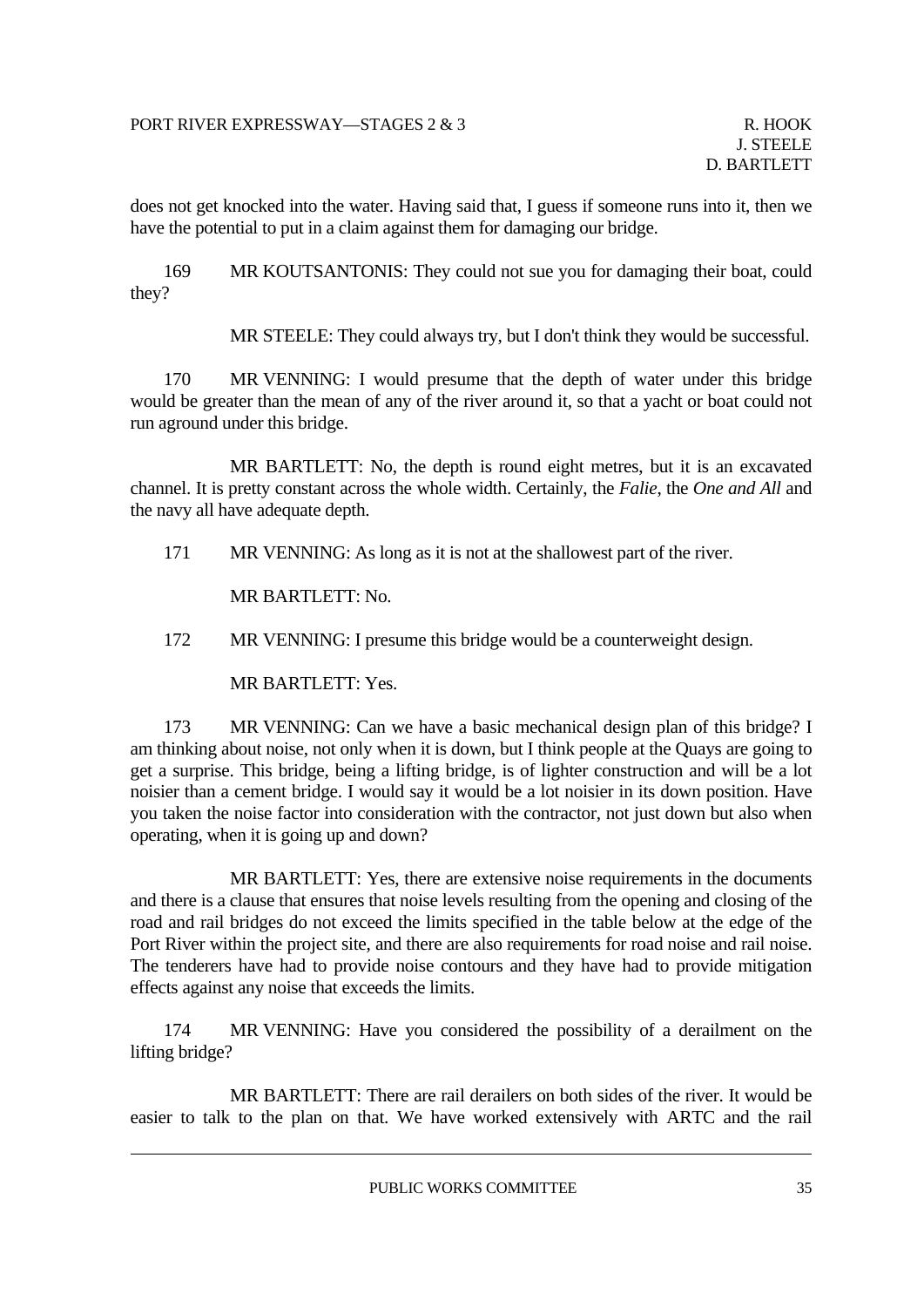does not get knocked into the water. Having said that, I guess if someone runs into it, then we have the potential to put in a claim against them for damaging our bridge.

169 MR KOUTSANTONIS: They could not sue you for damaging their boat, could they?

MR STEELE: They could always try, but I don't think they would be successful.

170 MR VENNING: I would presume that the depth of water under this bridge would be greater than the mean of any of the river around it, so that a yacht or boat could not run aground under this bridge.

MR BARTLETT: No, the depth is round eight metres, but it is an excavated channel. It is pretty constant across the whole width. Certainly, the *Falie*, the *One and All* and the navy all have adequate depth.

171 MR VENNING: As long as it is not at the shallowest part of the river.

MR BARTLETT: No.

172 MR VENNING: I presume this bridge would be a counterweight design.

MR BARTLETT: Yes.

173 MR VENNING: Can we have a basic mechanical design plan of this bridge? I am thinking about noise, not only when it is down, but I think people at the Quays are going to get a surprise. This bridge, being a lifting bridge, is of lighter construction and will be a lot noisier than a cement bridge. I would say it would be a lot noisier in its down position. Have you taken the noise factor into consideration with the contractor, not just down but also when operating, when it is going up and down?

MR BARTLETT: Yes, there are extensive noise requirements in the documents and there is a clause that ensures that noise levels resulting from the opening and closing of the road and rail bridges do not exceed the limits specified in the table below at the edge of the Port River within the project site, and there are also requirements for road noise and rail noise. The tenderers have had to provide noise contours and they have had to provide mitigation effects against any noise that exceeds the limits.

174 MR VENNING: Have you considered the possibility of a derailment on the lifting bridge?

MR BARTLETT: There are rail derailers on both sides of the river. It would be easier to talk to the plan on that. We have worked extensively with ARTC and the rail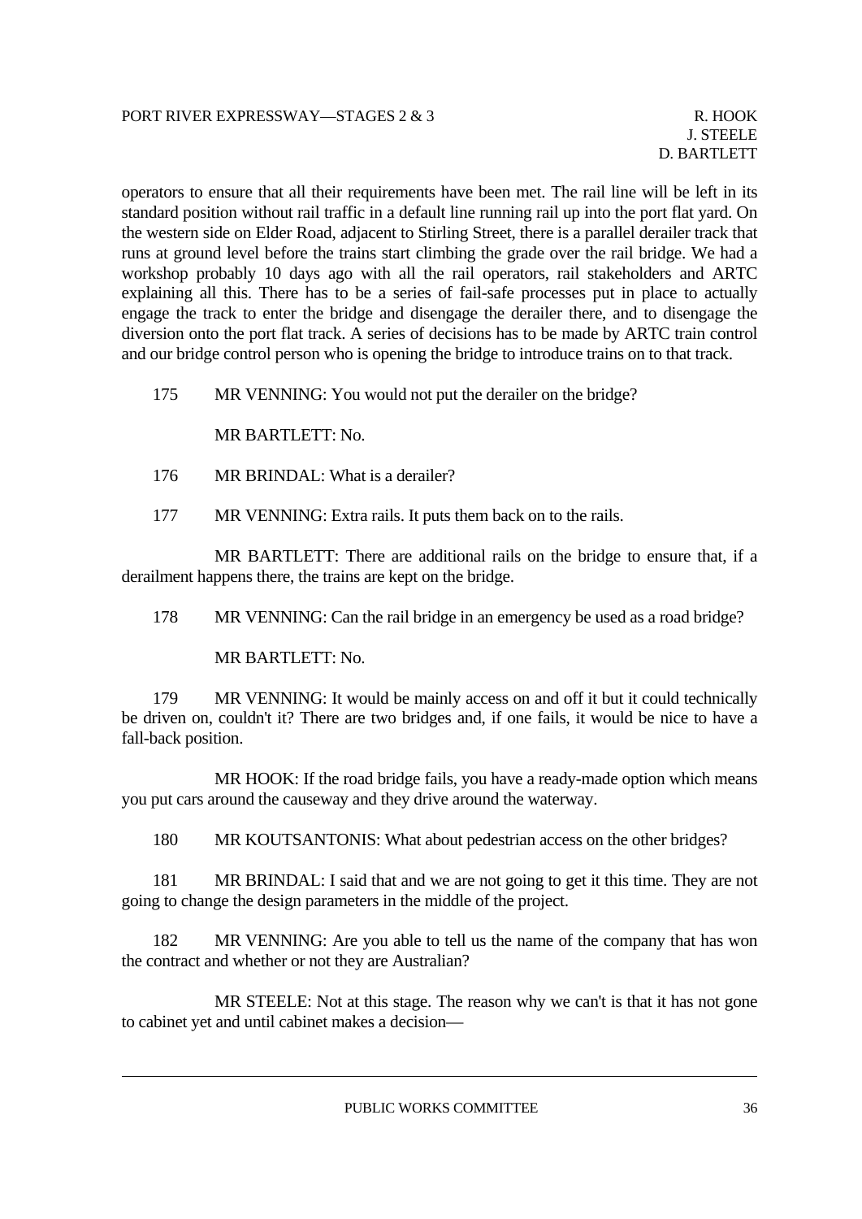operators to ensure that all their requirements have been met. The rail line will be left in its standard position without rail traffic in a default line running rail up into the port flat yard. On the western side on Elder Road, adjacent to Stirling Street, there is a parallel derailer track that runs at ground level before the trains start climbing the grade over the rail bridge. We had a workshop probably 10 days ago with all the rail operators, rail stakeholders and ARTC explaining all this. There has to be a series of fail-safe processes put in place to actually engage the track to enter the bridge and disengage the derailer there, and to disengage the diversion onto the port flat track. A series of decisions has to be made by ARTC train control and our bridge control person who is opening the bridge to introduce trains on to that track.

175 MR VENNING: You would not put the derailer on the bridge?

MR BARTLETT: No.

176 MR BRINDAL: What is a derailer?

177 MR VENNING: Extra rails. It puts them back on to the rails.

MR BARTLETT: There are additional rails on the bridge to ensure that, if a derailment happens there, the trains are kept on the bridge.

178 MR VENNING: Can the rail bridge in an emergency be used as a road bridge?

MR BARTLETT: No.

179 MR VENNING: It would be mainly access on and off it but it could technically be driven on, couldn't it? There are two bridges and, if one fails, it would be nice to have a fall-back position.

MR HOOK: If the road bridge fails, you have a ready-made option which means you put cars around the causeway and they drive around the waterway.

180 MR KOUTSANTONIS: What about pedestrian access on the other bridges?

181 MR BRINDAL: I said that and we are not going to get it this time. They are not going to change the design parameters in the middle of the project.

182 MR VENNING: Are you able to tell us the name of the company that has won the contract and whether or not they are Australian?

MR STEELE: Not at this stage. The reason why we can't is that it has not gone to cabinet yet and until cabinet makes a decision—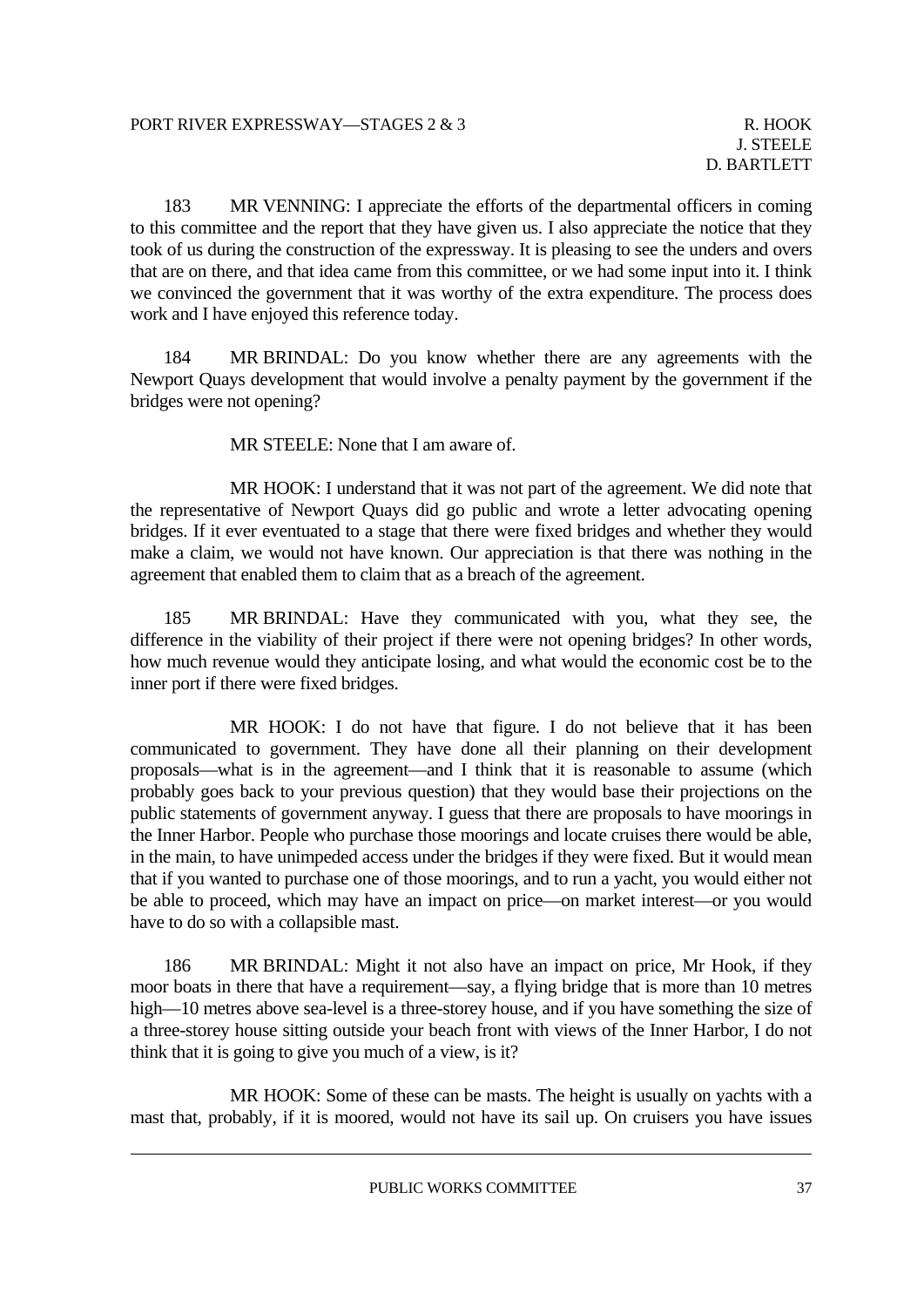183 MR VENNING: I appreciate the efforts of the departmental officers in coming to this committee and the report that they have given us. I also appreciate the notice that they took of us during the construction of the expressway. It is pleasing to see the unders and overs that are on there, and that idea came from this committee, or we had some input into it. I think we convinced the government that it was worthy of the extra expenditure. The process does work and I have enjoyed this reference today.

184 MR BRINDAL: Do you know whether there are any agreements with the Newport Quays development that would involve a penalty payment by the government if the bridges were not opening?

MR STEELE: None that I am aware of.

MR HOOK: I understand that it was not part of the agreement. We did note that the representative of Newport Quays did go public and wrote a letter advocating opening bridges. If it ever eventuated to a stage that there were fixed bridges and whether they would make a claim, we would not have known. Our appreciation is that there was nothing in the agreement that enabled them to claim that as a breach of the agreement.

185 MR BRINDAL: Have they communicated with you, what they see, the difference in the viability of their project if there were not opening bridges? In other words, how much revenue would they anticipate losing, and what would the economic cost be to the inner port if there were fixed bridges.

MR HOOK: I do not have that figure. I do not believe that it has been communicated to government. They have done all their planning on their development proposals—what is in the agreement—and I think that it is reasonable to assume (which probably goes back to your previous question) that they would base their projections on the public statements of government anyway. I guess that there are proposals to have moorings in the Inner Harbor. People who purchase those moorings and locate cruises there would be able, in the main, to have unimpeded access under the bridges if they were fixed. But it would mean that if you wanted to purchase one of those moorings, and to run a yacht, you would either not be able to proceed, which may have an impact on price—on market interest—or you would have to do so with a collapsible mast.

186 MR BRINDAL: Might it not also have an impact on price, Mr Hook, if they moor boats in there that have a requirement—say, a flying bridge that is more than 10 metres high—10 metres above sea-level is a three-storey house, and if you have something the size of a three-storey house sitting outside your beach front with views of the Inner Harbor, I do not think that it is going to give you much of a view, is it?

MR HOOK: Some of these can be masts. The height is usually on yachts with a mast that, probably, if it is moored, would not have its sail up. On cruisers you have issues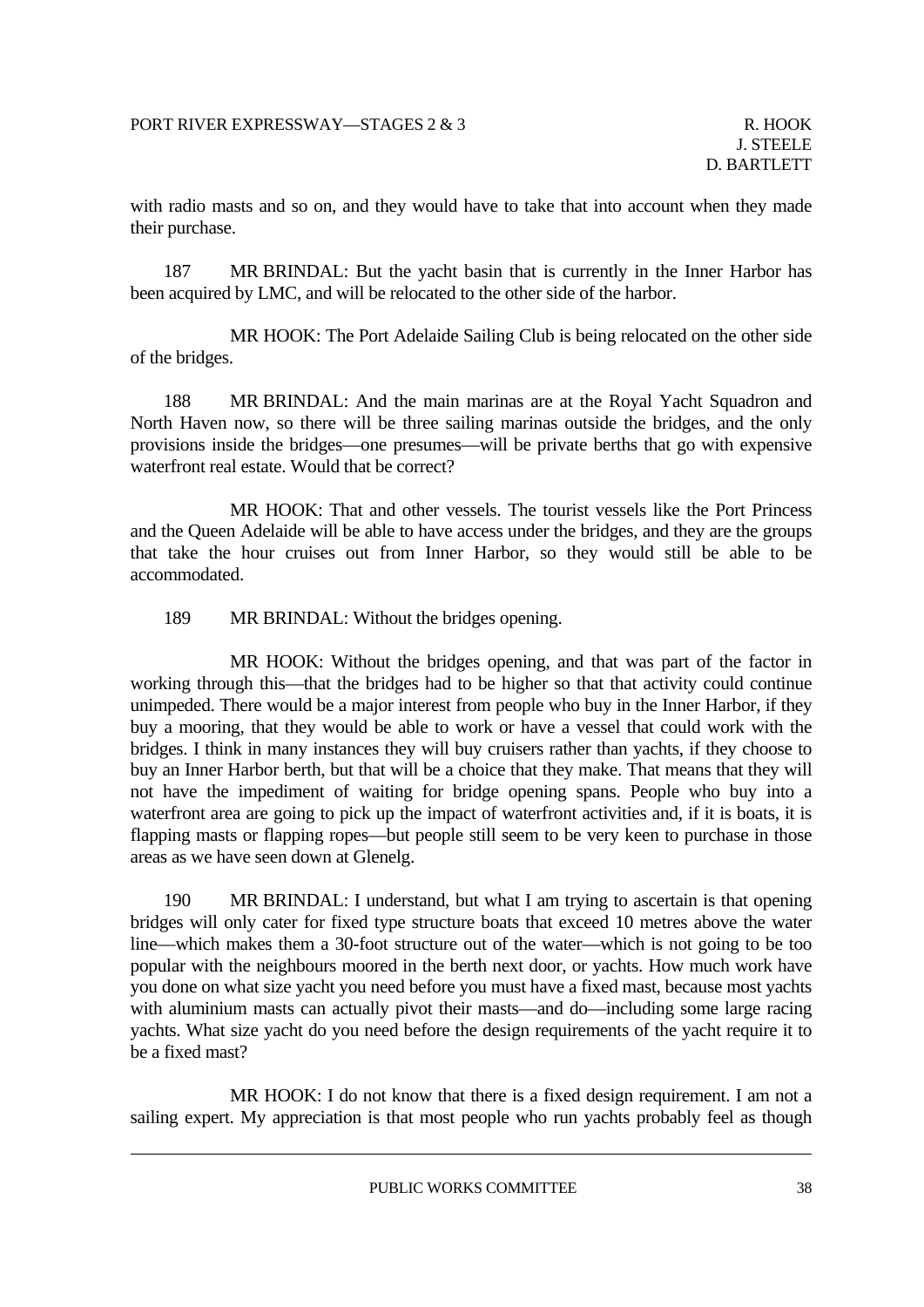with radio masts and so on, and they would have to take that into account when they made their purchase.

187 MR BRINDAL: But the yacht basin that is currently in the Inner Harbor has been acquired by LMC, and will be relocated to the other side of the harbor.

MR HOOK: The Port Adelaide Sailing Club is being relocated on the other side of the bridges.

188 MR BRINDAL: And the main marinas are at the Royal Yacht Squadron and North Haven now, so there will be three sailing marinas outside the bridges, and the only provisions inside the bridges—one presumes—will be private berths that go with expensive waterfront real estate. Would that be correct?

MR HOOK: That and other vessels. The tourist vessels like the Port Princess and the Queen Adelaide will be able to have access under the bridges, and they are the groups that take the hour cruises out from Inner Harbor, so they would still be able to be accommodated.

189 MR BRINDAL: Without the bridges opening.

MR HOOK: Without the bridges opening, and that was part of the factor in working through this—that the bridges had to be higher so that that activity could continue unimpeded. There would be a major interest from people who buy in the Inner Harbor, if they buy a mooring, that they would be able to work or have a vessel that could work with the bridges. I think in many instances they will buy cruisers rather than yachts, if they choose to buy an Inner Harbor berth, but that will be a choice that they make. That means that they will not have the impediment of waiting for bridge opening spans. People who buy into a waterfront area are going to pick up the impact of waterfront activities and, if it is boats, it is flapping masts or flapping ropes—but people still seem to be very keen to purchase in those areas as we have seen down at Glenelg.

190 MR BRINDAL: I understand, but what I am trying to ascertain is that opening bridges will only cater for fixed type structure boats that exceed 10 metres above the water line—which makes them a 30-foot structure out of the water—which is not going to be too popular with the neighbours moored in the berth next door, or yachts. How much work have you done on what size yacht you need before you must have a fixed mast, because most yachts with aluminium masts can actually pivot their masts—and do—including some large racing yachts. What size yacht do you need before the design requirements of the yacht require it to be a fixed mast?

MR HOOK: I do not know that there is a fixed design requirement. I am not a sailing expert. My appreciation is that most people who run yachts probably feel as though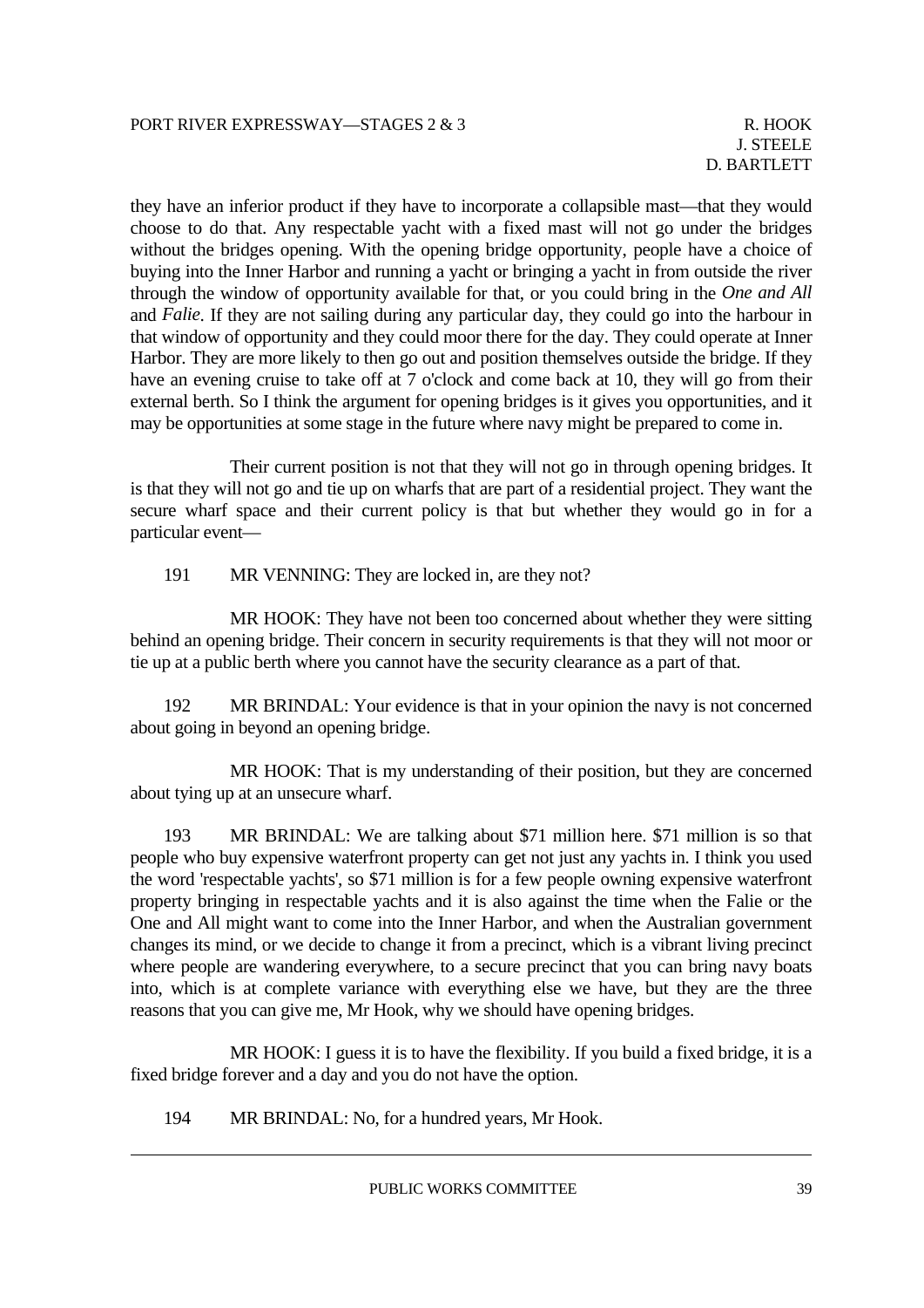they have an inferior product if they have to incorporate a collapsible mast—that they would choose to do that. Any respectable yacht with a fixed mast will not go under the bridges without the bridges opening. With the opening bridge opportunity, people have a choice of buying into the Inner Harbor and running a yacht or bringing a yacht in from outside the river through the window of opportunity available for that, or you could bring in the *One and All* and *Falie*. If they are not sailing during any particular day, they could go into the harbour in that window of opportunity and they could moor there for the day. They could operate at Inner Harbor. They are more likely to then go out and position themselves outside the bridge. If they have an evening cruise to take off at 7 o'clock and come back at 10, they will go from their external berth. So I think the argument for opening bridges is it gives you opportunities, and it may be opportunities at some stage in the future where navy might be prepared to come in.

Their current position is not that they will not go in through opening bridges. It is that they will not go and tie up on wharfs that are part of a residential project. They want the secure wharf space and their current policy is that but whether they would go in for a particular event—

191 MR VENNING: They are locked in, are they not?

MR HOOK: They have not been too concerned about whether they were sitting behind an opening bridge. Their concern in security requirements is that they will not moor or tie up at a public berth where you cannot have the security clearance as a part of that.

192 MR BRINDAL: Your evidence is that in your opinion the navy is not concerned about going in beyond an opening bridge.

MR HOOK: That is my understanding of their position, but they are concerned about tying up at an unsecure wharf.

193 MR BRINDAL: We are talking about $71 million here. $71 million is so that people who buy expensive waterfront property can get not just any yachts in. I think you used the word 'respectable yachts', so $71 million is for a few people owning expensive waterfront property bringing in respectable yachts and it is also against the time when the Falie or the One and All might want to come into the Inner Harbor, and when the Australian government changes its mind, or we decide to change it from a precinct, which is a vibrant living precinct where people are wandering everywhere, to a secure precinct that you can bring navy boats into, which is at complete variance with everything else we have, but they are the three reasons that you can give me, Mr Hook, why we should have opening bridges.

MR HOOK: I guess it is to have the flexibility. If you build a fixed bridge, it is a fixed bridge forever and a day and you do not have the option.

194 MR BRINDAL: No, for a hundred years, Mr Hook.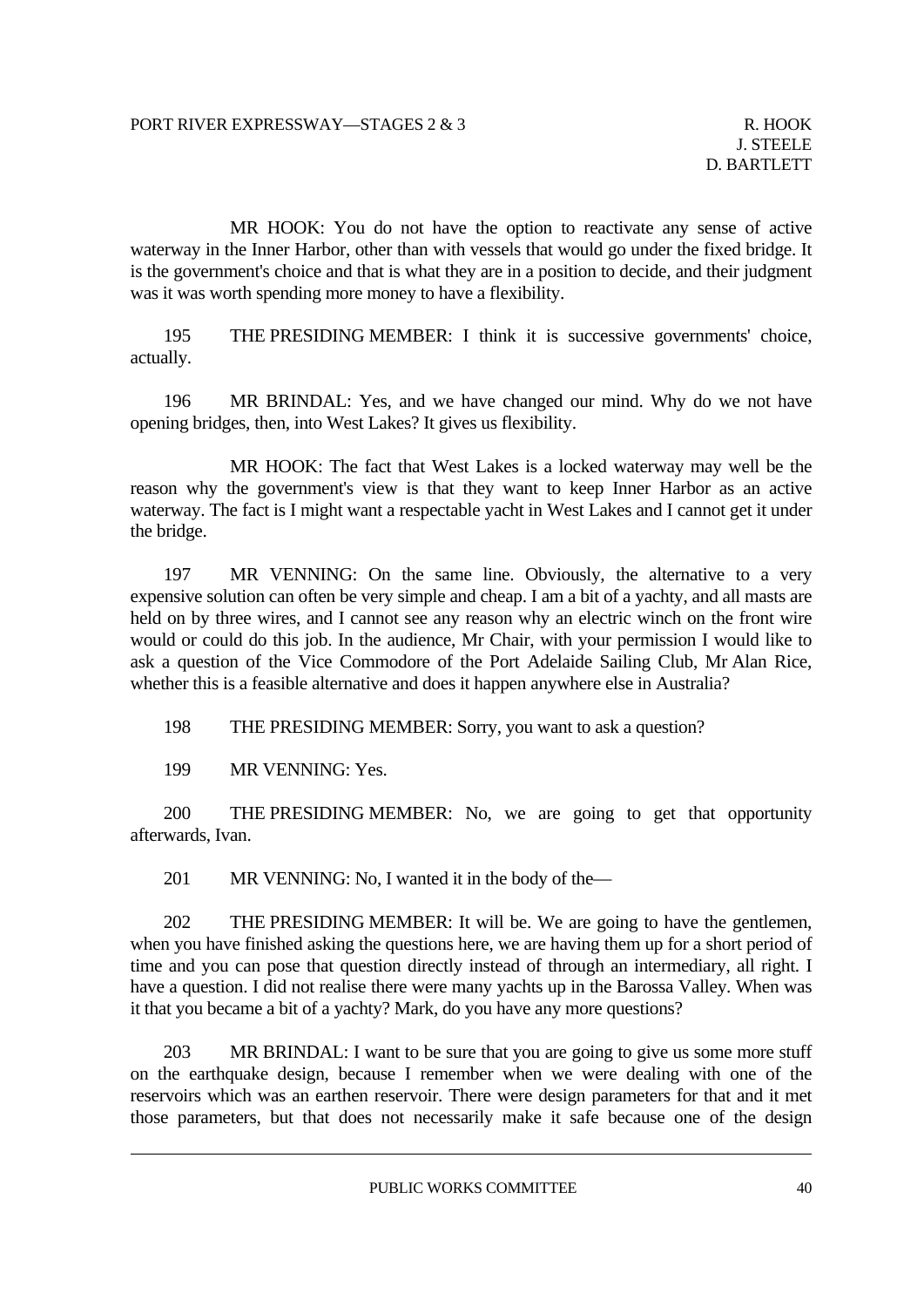MR HOOK: You do not have the option to reactivate any sense of active waterway in the Inner Harbor, other than with vessels that would go under the fixed bridge. It is the government's choice and that is what they are in a position to decide, and their judgment was it was worth spending more money to have a flexibility.

195 THE PRESIDING MEMBER: I think it is successive governments' choice, actually.

196 MR BRINDAL: Yes, and we have changed our mind. Why do we not have opening bridges, then, into West Lakes? It gives us flexibility.

MR HOOK: The fact that West Lakes is a locked waterway may well be the reason why the government's view is that they want to keep Inner Harbor as an active waterway. The fact is I might want a respectable yacht in West Lakes and I cannot get it under the bridge.

197 MR VENNING: On the same line. Obviously, the alternative to a very expensive solution can often be very simple and cheap. I am a bit of a yachty, and all masts are held on by three wires, and I cannot see any reason why an electric winch on the front wire would or could do this job. In the audience, Mr Chair, with your permission I would like to ask a question of the Vice Commodore of the Port Adelaide Sailing Club, Mr Alan Rice, whether this is a feasible alternative and does it happen anywhere else in Australia?

198 THE PRESIDING MEMBER: Sorry, you want to ask a question?

199 MR VENNING: Yes.

200 THE PRESIDING MEMBER: No, we are going to get that opportunity afterwards, Ivan.

201 MR VENNING: No, I wanted it in the body of the—

202 THE PRESIDING MEMBER: It will be. We are going to have the gentlemen, when you have finished asking the questions here, we are having them up for a short period of time and you can pose that question directly instead of through an intermediary, all right. I have a question. I did not realise there were many yachts up in the Barossa Valley. When was it that you became a bit of a yachty? Mark, do you have any more questions?

203 MR BRINDAL: I want to be sure that you are going to give us some more stuff on the earthquake design, because I remember when we were dealing with one of the reservoirs which was an earthen reservoir. There were design parameters for that and it met those parameters, but that does not necessarily make it safe because one of the design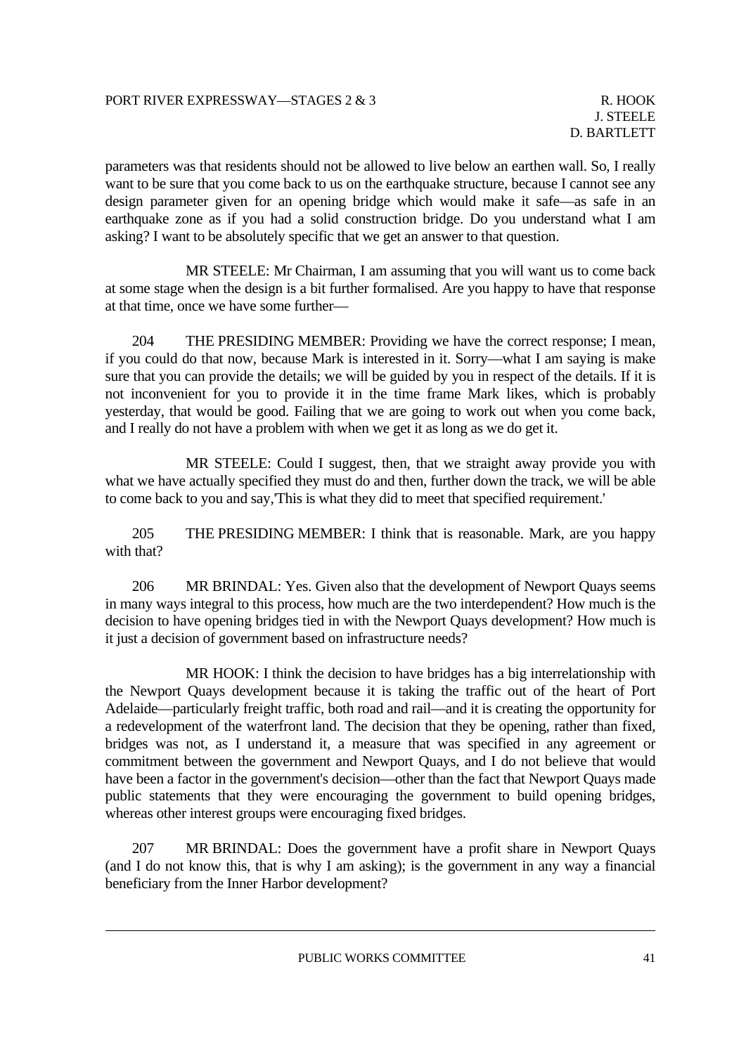parameters was that residents should not be allowed to live below an earthen wall. So, I really want to be sure that you come back to us on the earthquake structure, because I cannot see any design parameter given for an opening bridge which would make it safe—as safe in an earthquake zone as if you had a solid construction bridge. Do you understand what I am asking? I want to be absolutely specific that we get an answer to that question.

MR STEELE: Mr Chairman, I am assuming that you will want us to come back at some stage when the design is a bit further formalised. Are you happy to have that response at that time, once we have some further—

204 THE PRESIDING MEMBER: Providing we have the correct response; I mean, if you could do that now, because Mark is interested in it. Sorry—what I am saying is make sure that you can provide the details; we will be guided by you in respect of the details. If it is not inconvenient for you to provide it in the time frame Mark likes, which is probably yesterday, that would be good. Failing that we are going to work out when you come back, and I really do not have a problem with when we get it as long as we do get it.

MR STEELE: Could I suggest, then, that we straight away provide you with what we have actually specified they must do and then, further down the track, we will be able to come back to you and say,'This is what they did to meet that specified requirement.'

205 THE PRESIDING MEMBER: I think that is reasonable. Mark, are you happy with that?

206 MR BRINDAL: Yes. Given also that the development of Newport Quays seems in many ways integral to this process, how much are the two interdependent? How much is the decision to have opening bridges tied in with the Newport Quays development? How much is it just a decision of government based on infrastructure needs?

MR HOOK: I think the decision to have bridges has a big interrelationship with the Newport Quays development because it is taking the traffic out of the heart of Port Adelaide—particularly freight traffic, both road and rail—and it is creating the opportunity for a redevelopment of the waterfront land. The decision that they be opening, rather than fixed, bridges was not, as I understand it, a measure that was specified in any agreement or commitment between the government and Newport Quays, and I do not believe that would have been a factor in the government's decision—other than the fact that Newport Quays made public statements that they were encouraging the government to build opening bridges, whereas other interest groups were encouraging fixed bridges.

207 MR BRINDAL: Does the government have a profit share in Newport Quays (and I do not know this, that is why I am asking); is the government in any way a financial beneficiary from the Inner Harbor development?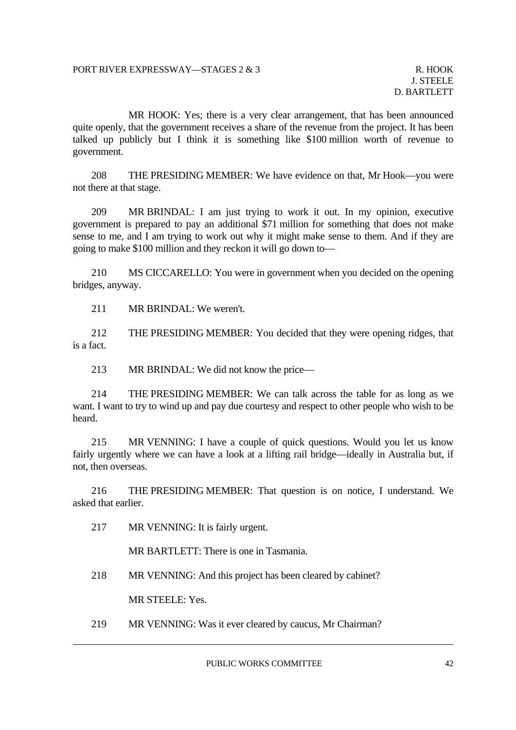MR HOOK: Yes; there is a very clear arrangement, that has been announced quite openly, that the government receives a share of the revenue from the project. It has been talked up publicly but I think it is something like $100 million worth of revenue to government.

208 THE PRESIDING MEMBER: We have evidence on that, Mr Hook—you were not there at that stage.

209 MR BRINDAL: I am just trying to work it out. In my opinion, executive government is prepared to pay an additional $71 million for something that does not make sense to me, and I am trying to work out why it might make sense to them. And if they are going to make $100 million and they reckon it will go down to—

210 MS CICCARELLO: You were in government when you decided on the opening bridges, anyway.

211 MR BRINDAL: We weren't.

212 THE PRESIDING MEMBER: You decided that they were opening ridges, that is a fact.

213 MR BRINDAL: We did not know the price—

214 THE PRESIDING MEMBER: We can talk across the table for as long as we want. I want to try to wind up and pay due courtesy and respect to other people who wish to be heard.

215 MR VENNING: I have a couple of quick questions. Would you let us know fairly urgently where we can have a look at a lifting rail bridge—ideally in Australia but, if not, then overseas.

216 THE PRESIDING MEMBER: That question is on notice, I understand. We asked that earlier.

217 MR VENNING: It is fairly urgent.

MR BARTLETT: There is one in Tasmania.

218 MR VENNING: And this project has been cleared by cabinet?

MR STEELE: Yes.

219 MR VENNING: Was it ever cleared by caucus, Mr Chairman?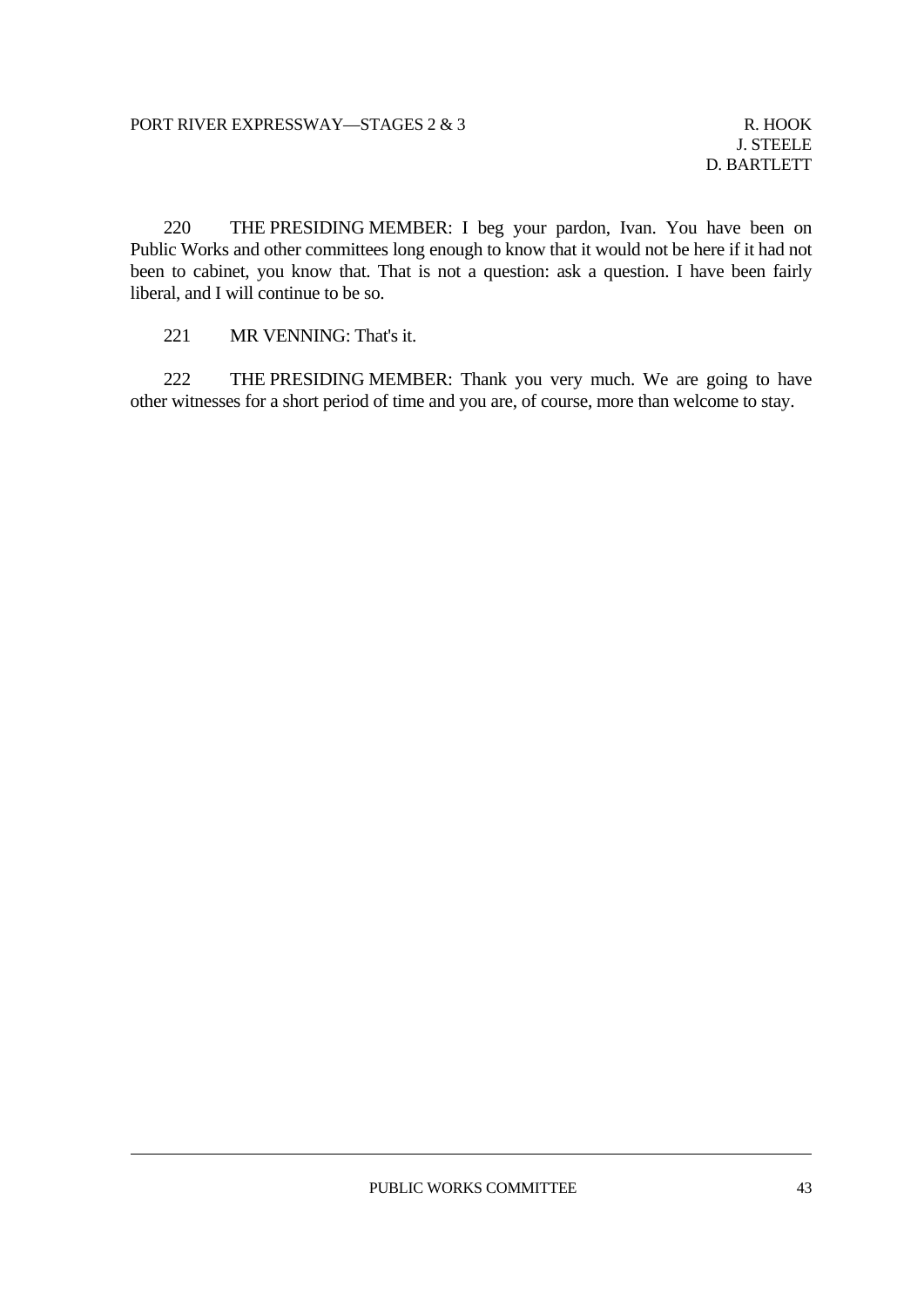220 THE PRESIDING MEMBER: I beg your pardon, Ivan. You have been on Public Works and other committees long enough to know that it would not be here if it had not been to cabinet, you know that. That is not a question: ask a question. I have been fairly liberal, and I will continue to be so.

221 MR VENNING: That's it.

222 THE PRESIDING MEMBER: Thank you very much. We are going to have other witnesses for a short period of time and you are, of course, more than welcome to stay.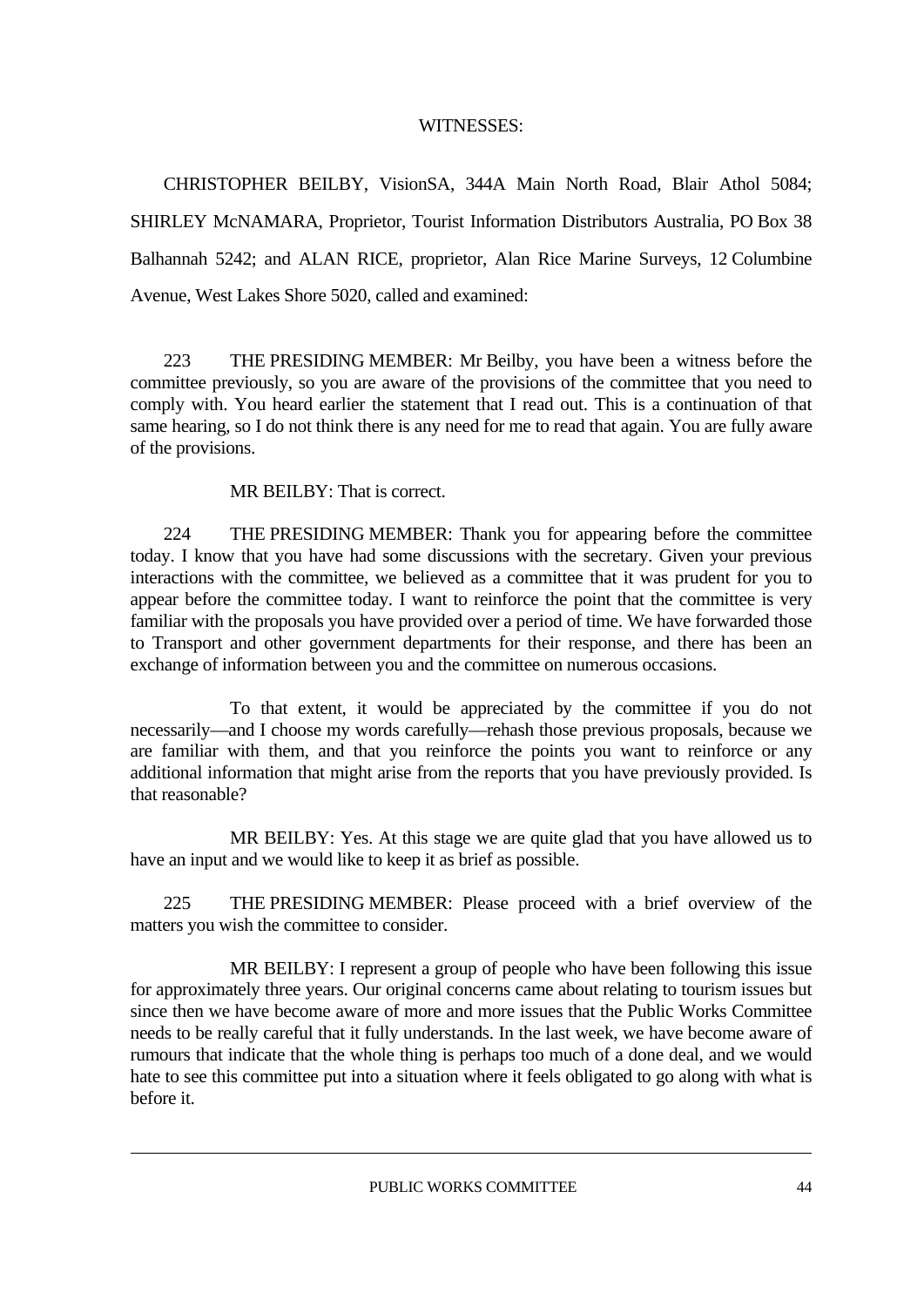WITNESSES:

CHRISTOPHER BEILBY, VisionSA, 344A Main North Road, Blair Athol 5084; SHIRLEY McNAMARA, Proprietor, Tourist Information Distributors Australia, PO Box 38 Balhannah 5242; and ALAN RICE, proprietor, Alan Rice Marine Surveys, 12 Columbine Avenue, West Lakes Shore 5020, called and examined:

223 THE PRESIDING MEMBER: Mr Beilby, you have been a witness before the committee previously, so you are aware of the provisions of the committee that you need to comply with. You heard earlier the statement that I read out. This is a continuation of that same hearing, so I do not think there is any need for me to read that again. You are fully aware of the provisions.

MR BEILBY: That is correct.

224 THE PRESIDING MEMBER: Thank you for appearing before the committee today. I know that you have had some discussions with the secretary. Given your previous interactions with the committee, we believed as a committee that it was prudent for you to appear before the committee today. I want to reinforce the point that the committee is very familiar with the proposals you have provided over a period of time. We have forwarded those to Transport and other government departments for their response, and there has been an exchange of information between you and the committee on numerous occasions.

To that extent, it would be appreciated by the committee if you do not necessarily—and I choose my words carefully—rehash those previous proposals, because we are familiar with them, and that you reinforce the points you want to reinforce or any additional information that might arise from the reports that you have previously provided. Is that reasonable?

MR BEILBY: Yes. At this stage we are quite glad that you have allowed us to have an input and we would like to keep it as brief as possible.

225 THE PRESIDING MEMBER: Please proceed with a brief overview of the matters you wish the committee to consider.

MR BEILBY: I represent a group of people who have been following this issue for approximately three years. Our original concerns came about relating to tourism issues but since then we have become aware of more and more issues that the Public Works Committee needs to be really careful that it fully understands. In the last week, we have become aware of rumours that indicate that the whole thing is perhaps too much of a done deal, and we would hate to see this committee put into a situation where it feels obligated to go along with what is before it.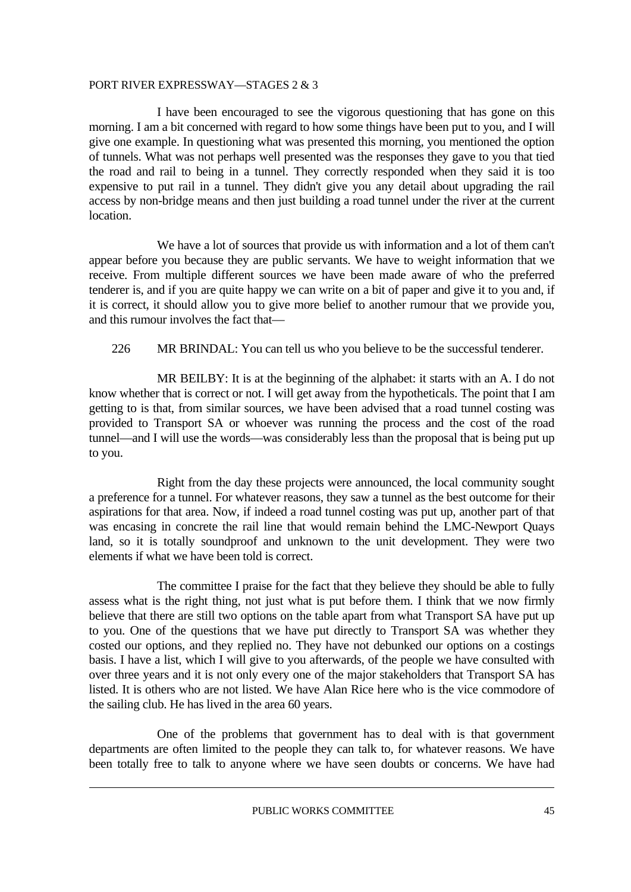I have been encouraged to see the vigorous questioning that has gone on this morning. I am a bit concerned with regard to how some things have been put to you, and I will give one example. In questioning what was presented this morning, you mentioned the option of tunnels. What was not perhaps well presented was the responses they gave to you that tied the road and rail to being in a tunnel. They correctly responded when they said it is too expensive to put rail in a tunnel. They didn't give you any detail about upgrading the rail access by non-bridge means and then just building a road tunnel under the river at the current location.

We have a lot of sources that provide us with information and a lot of them can't appear before you because they are public servants. We have to weight information that we receive. From multiple different sources we have been made aware of who the preferred tenderer is, and if you are quite happy we can write on a bit of paper and give it to you and, if it is correct, it should allow you to give more belief to another rumour that we provide you, and this rumour involves the fact that—

226 MR BRINDAL: You can tell us who you believe to be the successful tenderer.

MR BEILBY: It is at the beginning of the alphabet: it starts with an A. I do not know whether that is correct or not. I will get away from the hypotheticals. The point that I am getting to is that, from similar sources, we have been advised that a road tunnel costing was provided to Transport SA or whoever was running the process and the cost of the road tunnel—and I will use the words—was considerably less than the proposal that is being put up to you.

Right from the day these projects were announced, the local community sought a preference for a tunnel. For whatever reasons, they saw a tunnel as the best outcome for their aspirations for that area. Now, if indeed a road tunnel costing was put up, another part of that was encasing in concrete the rail line that would remain behind the LMC-Newport Quays land, so it is totally soundproof and unknown to the unit development. They were two elements if what we have been told is correct.

The committee I praise for the fact that they believe they should be able to fully assess what is the right thing, not just what is put before them. I think that we now firmly believe that there are still two options on the table apart from what Transport SA have put up to you. One of the questions that we have put directly to Transport SA was whether they costed our options, and they replied no. They have not debunked our options on a costings basis. I have a list, which I will give to you afterwards, of the people we have consulted with over three years and it is not only every one of the major stakeholders that Transport SA has listed. It is others who are not listed. We have Alan Rice here who is the vice commodore of the sailing club. He has lived in the area 60 years.

One of the problems that government has to deal with is that government departments are often limited to the people they can talk to, for whatever reasons. We have been totally free to talk to anyone where we have seen doubts or concerns. We have had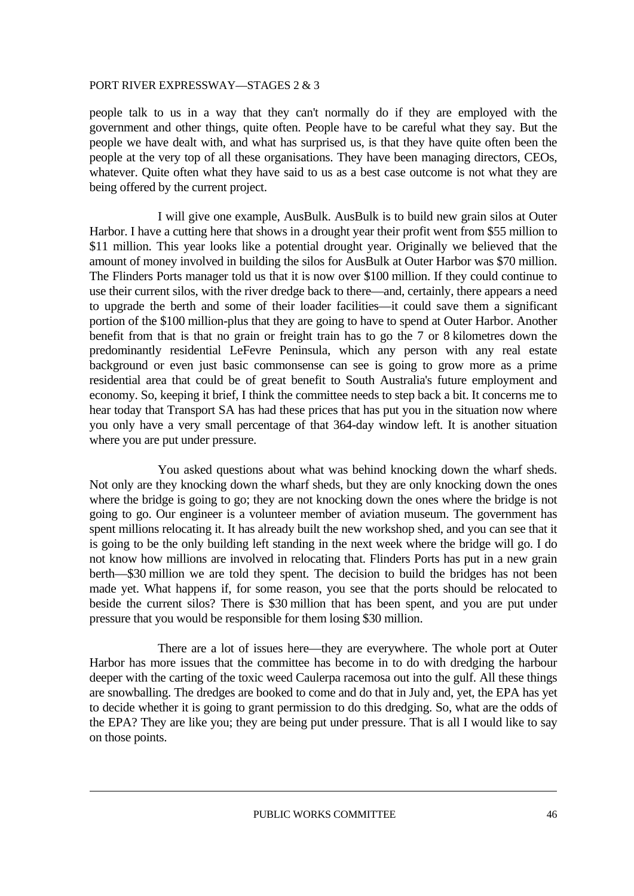people talk to us in a way that they can't normally do if they are employed with the government and other things, quite often. People have to be careful what they say. But the people we have dealt with, and what has surprised us, is that they have quite often been the people at the very top of all these organisations. They have been managing directors, CEOs, whatever. Quite often what they have said to us as a best case outcome is not what they are being offered by the current project.

I will give one example, AusBulk. AusBulk is to build new grain silos at Outer Harbor. I have a cutting here that shows in a drought year their profit went from \$55 million to \$11 million. This year looks like a potential drought year. Originally we believed that the amount of money involved in building the silos for AusBulk at Outer Harbor was \$70 million. The Flinders Ports manager told us that it is now over \$100 million. If they could continue to use their current silos, with the river dredge back to there—and, certainly, there appears a need to upgrade the berth and some of their loader facilities—it could save them a significant portion of the \$100 million-plus that they are going to have to spend at Outer Harbor. Another benefit from that is that no grain or freight train has to go the 7 or 8 kilometres down the predominantly residential LeFevre Peninsula, which any person with any real estate background or even just basic commonsense can see is going to grow more as a prime residential area that could be of great benefit to South Australia's future employment and economy. So, keeping it brief, I think the committee needs to step back a bit. It concerns me to hear today that Transport SA has had these prices that has put you in the situation now where you only have a very small percentage of that 364-day window left. It is another situation where you are put under pressure.

You asked questions about what was behind knocking down the wharf sheds. Not only are they knocking down the wharf sheds, but they are only knocking down the ones where the bridge is going to go; they are not knocking down the ones where the bridge is not going to go. Our engineer is a volunteer member of aviation museum. The government has spent millions relocating it. It has already built the new workshop shed, and you can see that it is going to be the only building left standing in the next week where the bridge will go. I do not know how millions are involved in relocating that. Flinders Ports has put in a new grain berth—\$30 million we are told they spent. The decision to build the bridges has not been made yet. What happens if, for some reason, you see that the ports should be relocated to beside the current silos? There is \$30 million that has been spent, and you are put under pressure that you would be responsible for them losing \$30 million.

There are a lot of issues here—they are everywhere. The whole port at Outer Harbor has more issues that the committee has become in to do with dredging the harbour deeper with the carting of the toxic weed Caulerpa racemosa out into the gulf. All these things are snowballing. The dredges are booked to come and do that in July and, yet, the EPA has yet to decide whether it is going to grant permission to do this dredging. So, what are the odds of the EPA? They are like you; they are being put under pressure. That is all I would like to say on those points.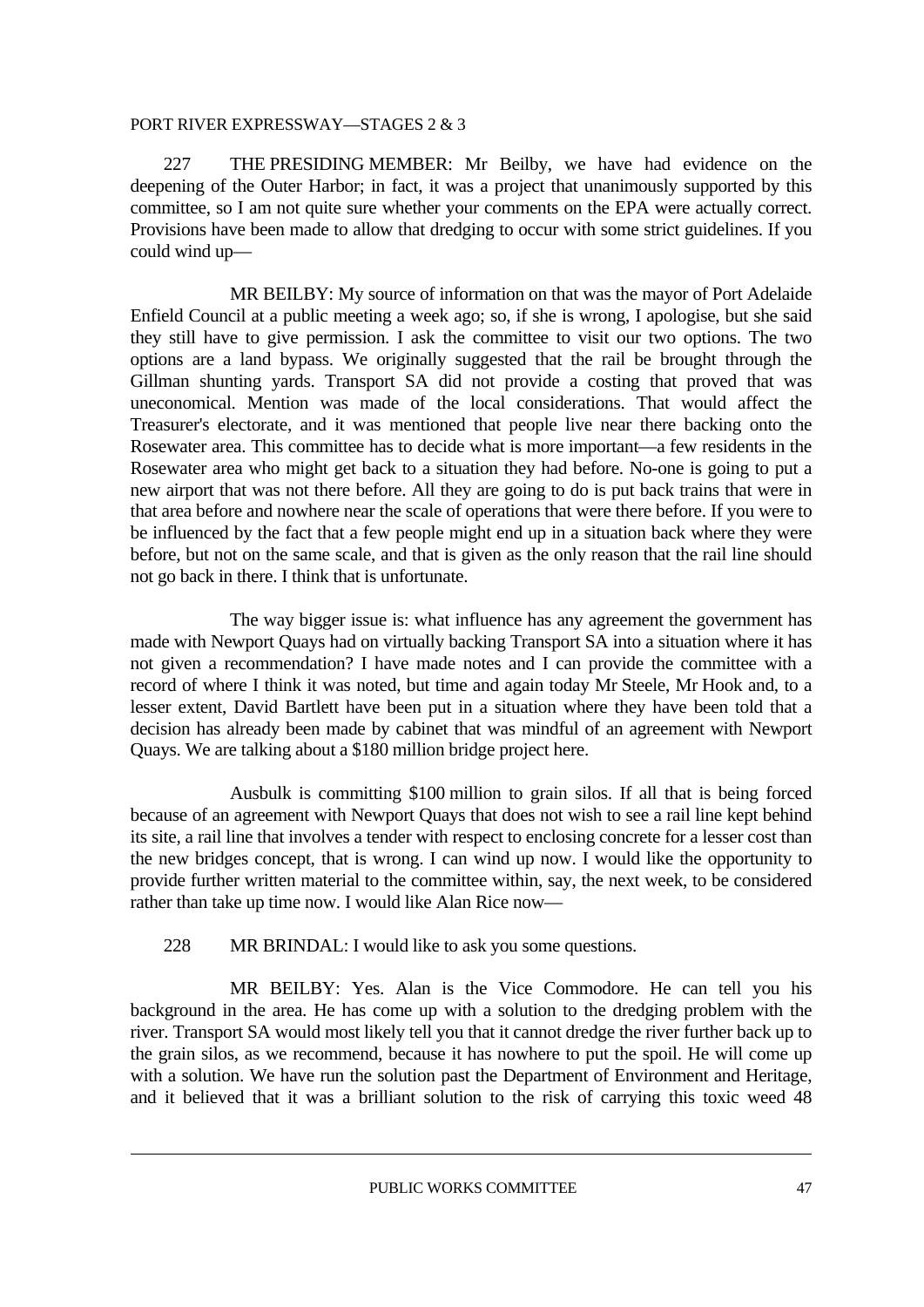227 THE PRESIDING MEMBER: Mr Beilby, we have had evidence on the deepening of the Outer Harbor; in fact, it was a project that unanimously supported by this committee, so I am not quite sure whether your comments on the EPA were actually correct. Provisions have been made to allow that dredging to occur with some strict guidelines. If you could wind up—

MR BEILBY: My source of information on that was the mayor of Port Adelaide Enfield Council at a public meeting a week ago; so, if she is wrong, I apologise, but she said they still have to give permission. I ask the committee to visit our two options. The two options are a land bypass. We originally suggested that the rail be brought through the Gillman shunting yards. Transport SA did not provide a costing that proved that was uneconomical. Mention was made of the local considerations. That would affect the Treasurer's electorate, and it was mentioned that people live near there backing onto the Rosewater area. This committee has to decide what is more important—a few residents in the Rosewater area who might get back to a situation they had before. No-one is going to put a new airport that was not there before. All they are going to do is put back trains that were in that area before and nowhere near the scale of operations that were there before. If you were to be influenced by the fact that a few people might end up in a situation back where they were before, but not on the same scale, and that is given as the only reason that the rail line should not go back in there. I think that is unfortunate.

The way bigger issue is: what influence has any agreement the government has made with Newport Quays had on virtually backing Transport SA into a situation where it has not given a recommendation? I have made notes and I can provide the committee with a record of where I think it was noted, but time and again today Mr Steele, Mr Hook and, to a lesser extent, David Bartlett have been put in a situation where they have been told that a decision has already been made by cabinet that was mindful of an agreement with Newport Quays. We are talking about a $180 million bridge project here.

Ausbulk is committing $100 million to grain silos. If all that is being forced because of an agreement with Newport Quays that does not wish to see a rail line kept behind its site, a rail line that involves a tender with respect to enclosing concrete for a lesser cost than the new bridges concept, that is wrong. I can wind up now. I would like the opportunity to provide further written material to the committee within, say, the next week, to be considered rather than take up time now. I would like Alan Rice now—

228 MR BRINDAL: I would like to ask you some questions.

MR BEILBY: Yes. Alan is the Vice Commodore. He can tell you his background in the area. He has come up with a solution to the dredging problem with the river. Transport SA would most likely tell you that it cannot dredge the river further back up to the grain silos, as we recommend, because it has nowhere to put the spoil. He will come up with a solution. We have run the solution past the Department of Environment and Heritage, and it believed that it was a brilliant solution to the risk of carrying this toxic weed 48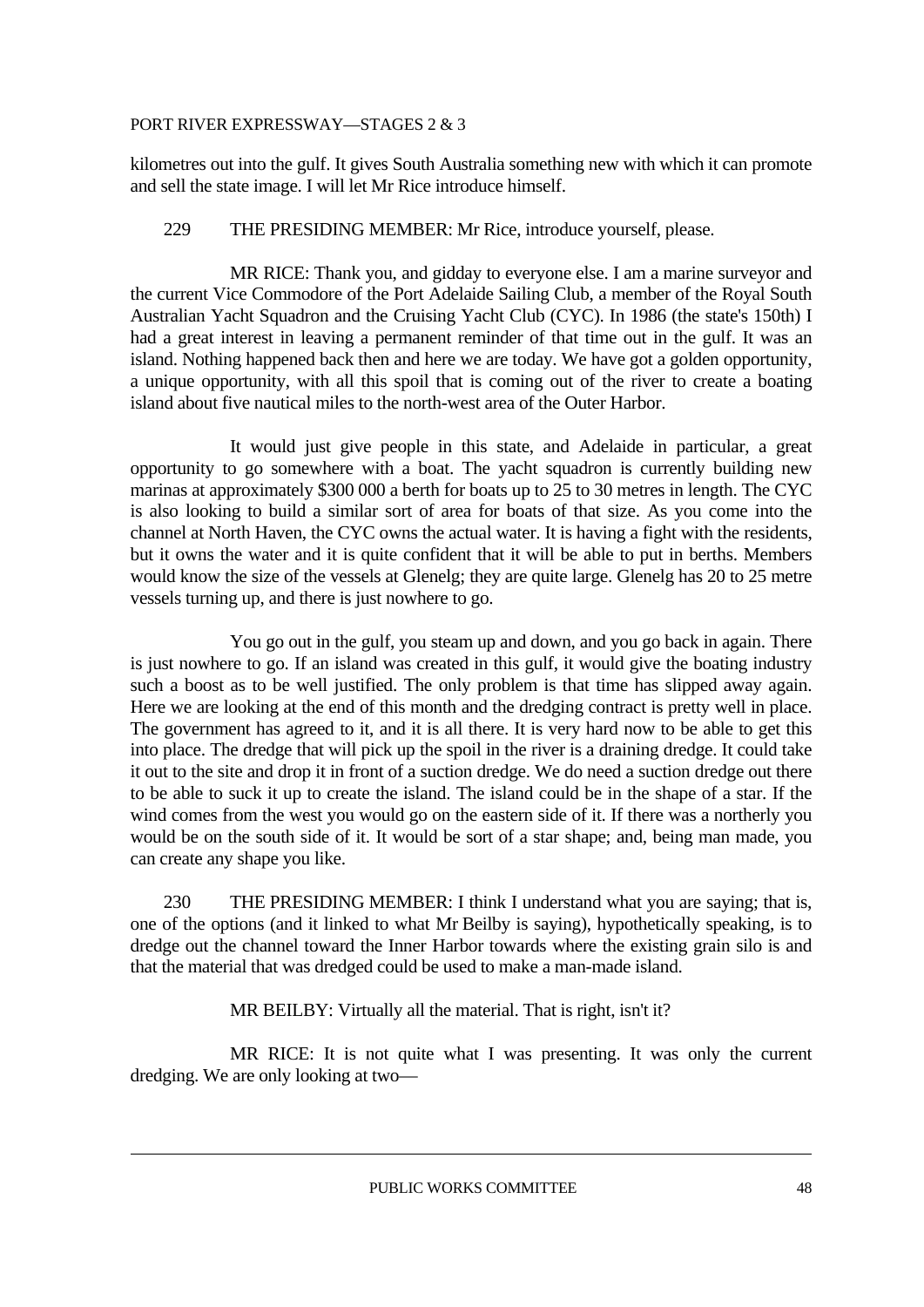kilometres out into the gulf. It gives South Australia something new with which it can promote and sell the state image. I will let Mr Rice introduce himself.

229 THE PRESIDING MEMBER: Mr Rice, introduce yourself, please.

MR RICE: Thank you, and gidday to everyone else. I am a marine surveyor and the current Vice Commodore of the Port Adelaide Sailing Club, a member of the Royal South Australian Yacht Squadron and the Cruising Yacht Club (CYC). In 1986 (the state's 150th) I had a great interest in leaving a permanent reminder of that time out in the gulf. It was an island. Nothing happened back then and here we are today. We have got a golden opportunity, a unique opportunity, with all this spoil that is coming out of the river to create a boating island about five nautical miles to the north-west area of the Outer Harbor.

It would just give people in this state, and Adelaide in particular, a great opportunity to go somewhere with a boat. The yacht squadron is currently building new marinas at approximately \$300 000 a berth for boats up to 25 to 30 metres in length. The CYC is also looking to build a similar sort of area for boats of that size. As you come into the channel at North Haven, the CYC owns the actual water. It is having a fight with the residents, but it owns the water and it is quite confident that it will be able to put in berths. Members would know the size of the vessels at Glenelg; they are quite large. Glenelg has 20 to 25 metre vessels turning up, and there is just nowhere to go.

You go out in the gulf, you steam up and down, and you go back in again. There is just nowhere to go. If an island was created in this gulf, it would give the boating industry such a boost as to be well justified. The only problem is that time has slipped away again. Here we are looking at the end of this month and the dredging contract is pretty well in place. The government has agreed to it, and it is all there. It is very hard now to be able to get this into place. The dredge that will pick up the spoil in the river is a draining dredge. It could take it out to the site and drop it in front of a suction dredge. We do need a suction dredge out there to be able to suck it up to create the island. The island could be in the shape of a star. If the wind comes from the west you would go on the eastern side of it. If there was a northerly you would be on the south side of it. It would be sort of a star shape; and, being man made, you can create any shape you like.

230 THE PRESIDING MEMBER: I think I understand what you are saying; that is, one of the options (and it linked to what Mr Beilby is saying), hypothetically speaking, is to dredge out the channel toward the Inner Harbor towards where the existing grain silo is and that the material that was dredged could be used to make a man-made island.

MR BEILBY: Virtually all the material. That is right, isn't it?

MR RICE: It is not quite what I was presenting. It was only the current dredging. We are only looking at two—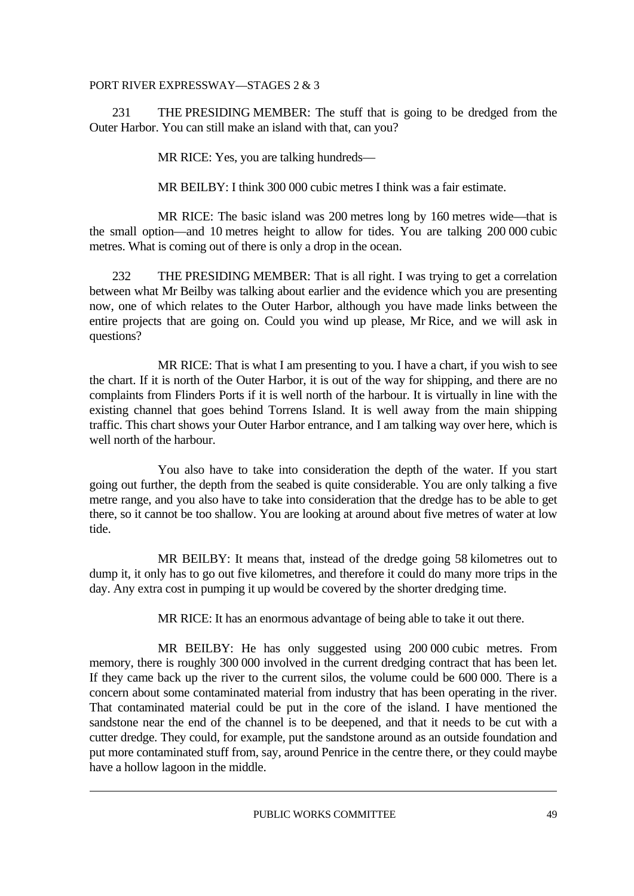231 THE PRESIDING MEMBER: The stuff that is going to be dredged from the Outer Harbor. You can still make an island with that, can you?

MR RICE: Yes, you are talking hundreds—

MR BEILBY: I think 300 000 cubic metres I think was a fair estimate.

MR RICE: The basic island was 200 metres long by 160 metres wide—that is the small option—and 10 metres height to allow for tides. You are talking 200 000 cubic metres. What is coming out of there is only a drop in the ocean.

232 THE PRESIDING MEMBER: That is all right. I was trying to get a correlation between what Mr Beilby was talking about earlier and the evidence which you are presenting now, one of which relates to the Outer Harbor, although you have made links between the entire projects that are going on. Could you wind up please, Mr Rice, and we will ask in questions?

MR RICE: That is what I am presenting to you. I have a chart, if you wish to see the chart. If it is north of the Outer Harbor, it is out of the way for shipping, and there are no complaints from Flinders Ports if it is well north of the harbour. It is virtually in line with the existing channel that goes behind Torrens Island. It is well away from the main shipping traffic. This chart shows your Outer Harbor entrance, and I am talking way over here, which is well north of the harbour.

You also have to take into consideration the depth of the water. If you start going out further, the depth from the seabed is quite considerable. You are only talking a five metre range, and you also have to take into consideration that the dredge has to be able to get there, so it cannot be too shallow. You are looking at around about five metres of water at low tide.

MR BEILBY: It means that, instead of the dredge going 58 kilometres out to dump it, it only has to go out five kilometres, and therefore it could do many more trips in the day. Any extra cost in pumping it up would be covered by the shorter dredging time.

MR RICE: It has an enormous advantage of being able to take it out there.

MR BEILBY: He has only suggested using 200 000 cubic metres. From memory, there is roughly 300 000 involved in the current dredging contract that has been let. If they came back up the river to the current silos, the volume could be 600 000. There is a concern about some contaminated material from industry that has been operating in the river. That contaminated material could be put in the core of the island. I have mentioned the sandstone near the end of the channel is to be deepened, and that it needs to be cut with a cutter dredge. They could, for example, put the sandstone around as an outside foundation and put more contaminated stuff from, say, around Penrice in the centre there, or they could maybe have a hollow lagoon in the middle.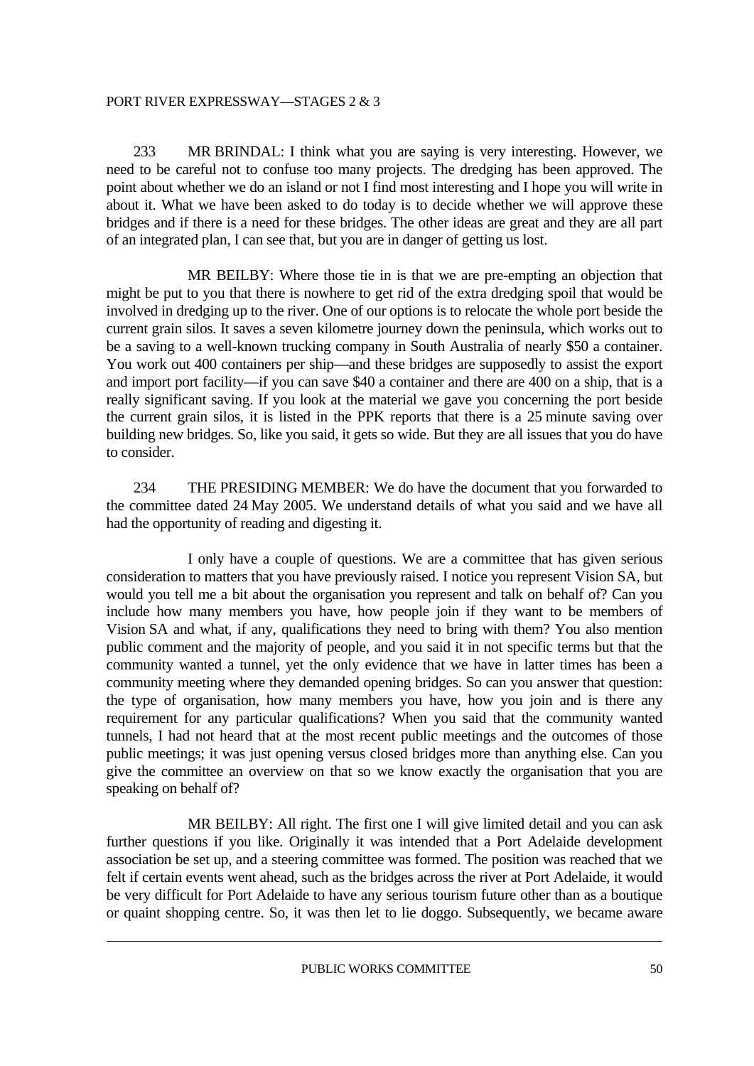233 MR BRINDAL: I think what you are saying is very interesting. However, we need to be careful not to confuse too many projects. The dredging has been approved. The point about whether we do an island or not I find most interesting and I hope you will write in about it. What we have been asked to do today is to decide whether we will approve these bridges and if there is a need for these bridges. The other ideas are great and they are all part of an integrated plan, I can see that, but you are in danger of getting us lost.

MR BEILBY: Where those tie in is that we are pre-empting an objection that might be put to you that there is nowhere to get rid of the extra dredging spoil that would be involved in dredging up to the river. One of our options is to relocate the whole port beside the current grain silos. It saves a seven kilometre journey down the peninsula, which works out to be a saving to a well-known trucking company in South Australia of nearly $50 a container. You work out 400 containers per ship—and these bridges are supposedly to assist the export and import port facility—if you can save $40 a container and there are 400 on a ship, that is a really significant saving. If you look at the material we gave you concerning the port beside the current grain silos, it is listed in the PPK reports that there is a 25 minute saving over building new bridges. So, like you said, it gets so wide. But they are all issues that you do have to consider.

234 THE PRESIDING MEMBER: We do have the document that you forwarded to the committee dated 24 May 2005. We understand details of what you said and we have all had the opportunity of reading and digesting it.

I only have a couple of questions. We are a committee that has given serious consideration to matters that you have previously raised. I notice you represent Vision SA, but would you tell me a bit about the organisation you represent and talk on behalf of? Can you include how many members you have, how people join if they want to be members of Vision SA and what, if any, qualifications they need to bring with them? You also mention public comment and the majority of people, and you said it in not specific terms but that the community wanted a tunnel, yet the only evidence that we have in latter times has been a community meeting where they demanded opening bridges. So can you answer that question: the type of organisation, how many members you have, how you join and is there any requirement for any particular qualifications? When you said that the community wanted tunnels, I had not heard that at the most recent public meetings and the outcomes of those public meetings; it was just opening versus closed bridges more than anything else. Can you give the committee an overview on that so we know exactly the organisation that you are speaking on behalf of?

MR BEILBY: All right. The first one I will give limited detail and you can ask further questions if you like. Originally it was intended that a Port Adelaide development association be set up, and a steering committee was formed. The position was reached that we felt if certain events went ahead, such as the bridges across the river at Port Adelaide, it would be very difficult for Port Adelaide to have any serious tourism future other than as a boutique or quaint shopping centre. So, it was then let to lie doggo. Subsequently, we became aware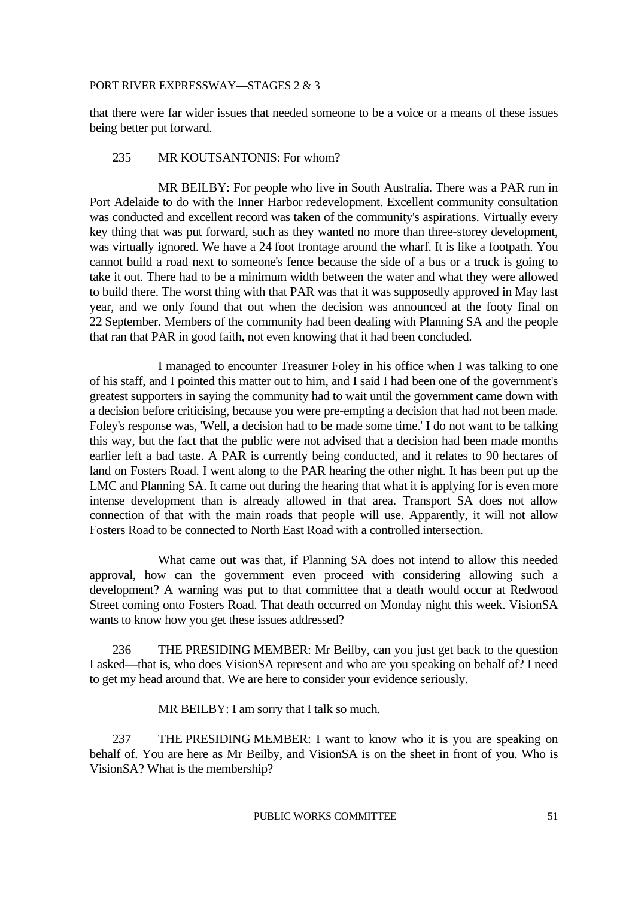that there were far wider issues that needed someone to be a voice or a means of these issues being better put forward.

235 MR KOUTSANTONIS: For whom?

MR BEILBY: For people who live in South Australia. There was a PAR run in Port Adelaide to do with the Inner Harbor redevelopment. Excellent community consultation was conducted and excellent record was taken of the community's aspirations. Virtually every key thing that was put forward, such as they wanted no more than three-storey development, was virtually ignored. We have a 24 foot frontage around the wharf. It is like a footpath. You cannot build a road next to someone's fence because the side of a bus or a truck is going to take it out. There had to be a minimum width between the water and what they were allowed to build there. The worst thing with that PAR was that it was supposedly approved in May last year, and we only found that out when the decision was announced at the footy final on 22 September. Members of the community had been dealing with Planning SA and the people that ran that PAR in good faith, not even knowing that it had been concluded.

I managed to encounter Treasurer Foley in his office when I was talking to one of his staff, and I pointed this matter out to him, and I said I had been one of the government's greatest supporters in saying the community had to wait until the government came down with a decision before criticising, because you were pre-empting a decision that had not been made. Foley's response was, 'Well, a decision had to be made some time.' I do not want to be talking this way, but the fact that the public were not advised that a decision had been made months earlier left a bad taste. A PAR is currently being conducted, and it relates to 90 hectares of land on Fosters Road. I went along to the PAR hearing the other night. It has been put up the LMC and Planning SA. It came out during the hearing that what it is applying for is even more intense development than is already allowed in that area. Transport SA does not allow connection of that with the main roads that people will use. Apparently, it will not allow Fosters Road to be connected to North East Road with a controlled intersection.

What came out was that, if Planning SA does not intend to allow this needed approval, how can the government even proceed with considering allowing such a development? A warning was put to that committee that a death would occur at Redwood Street coming onto Fosters Road. That death occurred on Monday night this week. VisionSA wants to know how you get these issues addressed?

236 THE PRESIDING MEMBER: Mr Beilby, can you just get back to the question I asked—that is, who does VisionSA represent and who are you speaking on behalf of? I need to get my head around that. We are here to consider your evidence seriously.

MR BEILBY: I am sorry that I talk so much.

237 THE PRESIDING MEMBER: I want to know who it is you are speaking on behalf of. You are here as Mr Beilby, and VisionSA is on the sheet in front of you. Who is VisionSA? What is the membership?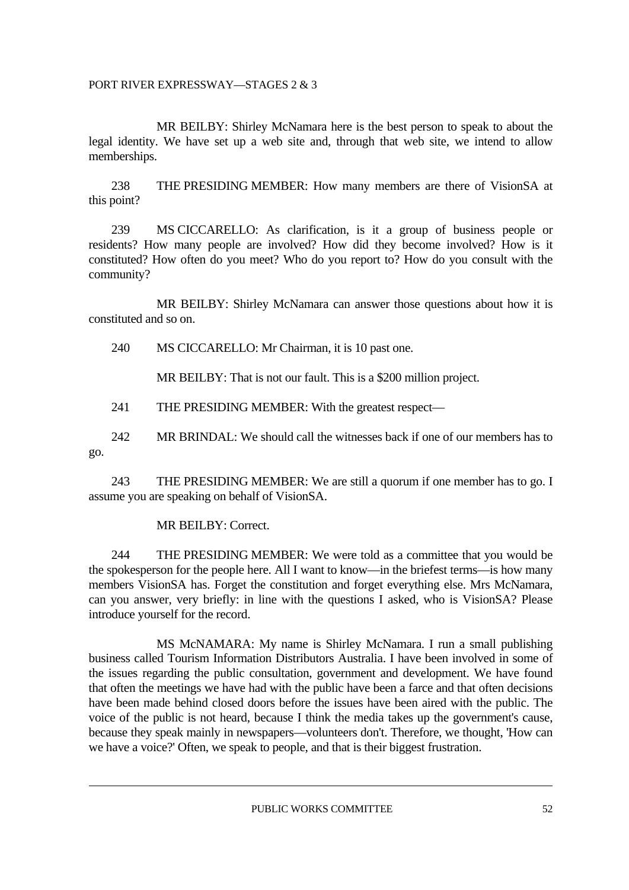MR BEILBY: Shirley McNamara here is the best person to speak to about the legal identity. We have set up a web site and, through that web site, we intend to allow memberships.

238 THE PRESIDING MEMBER: How many members are there of VisionSA at this point?

239 MS CICCARELLO: As clarification, is it a group of business people or residents? How many people are involved? How did they become involved? How is it constituted? How often do you meet? Who do you report to? How do you consult with the community?

MR BEILBY: Shirley McNamara can answer those questions about how it is constituted and so on.

240 MS CICCARELLO: Mr Chairman, it is 10 past one.

MR BEILBY: That is not our fault. This is a $200 million project.

241 THE PRESIDING MEMBER: With the greatest respect—

242 MR BRINDAL: We should call the witnesses back if one of our members has to go.

243 THE PRESIDING MEMBER: We are still a quorum if one member has to go. I assume you are speaking on behalf of VisionSA.

MR BEILBY: Correct.

244 THE PRESIDING MEMBER: We were told as a committee that you would be the spokesperson for the people here. All I want to know—in the briefest terms—is how many members VisionSA has. Forget the constitution and forget everything else. Mrs McNamara, can you answer, very briefly: in line with the questions I asked, who is VisionSA? Please introduce yourself for the record.

MS McNAMARA: My name is Shirley McNamara. I run a small publishing business called Tourism Information Distributors Australia. I have been involved in some of the issues regarding the public consultation, government and development. We have found that often the meetings we have had with the public have been a farce and that often decisions have been made behind closed doors before the issues have been aired with the public. The voice of the public is not heard, because I think the media takes up the government's cause, because they speak mainly in newspapers—volunteers don't. Therefore, we thought, 'How can we have a voice?' Often, we speak to people, and that is their biggest frustration.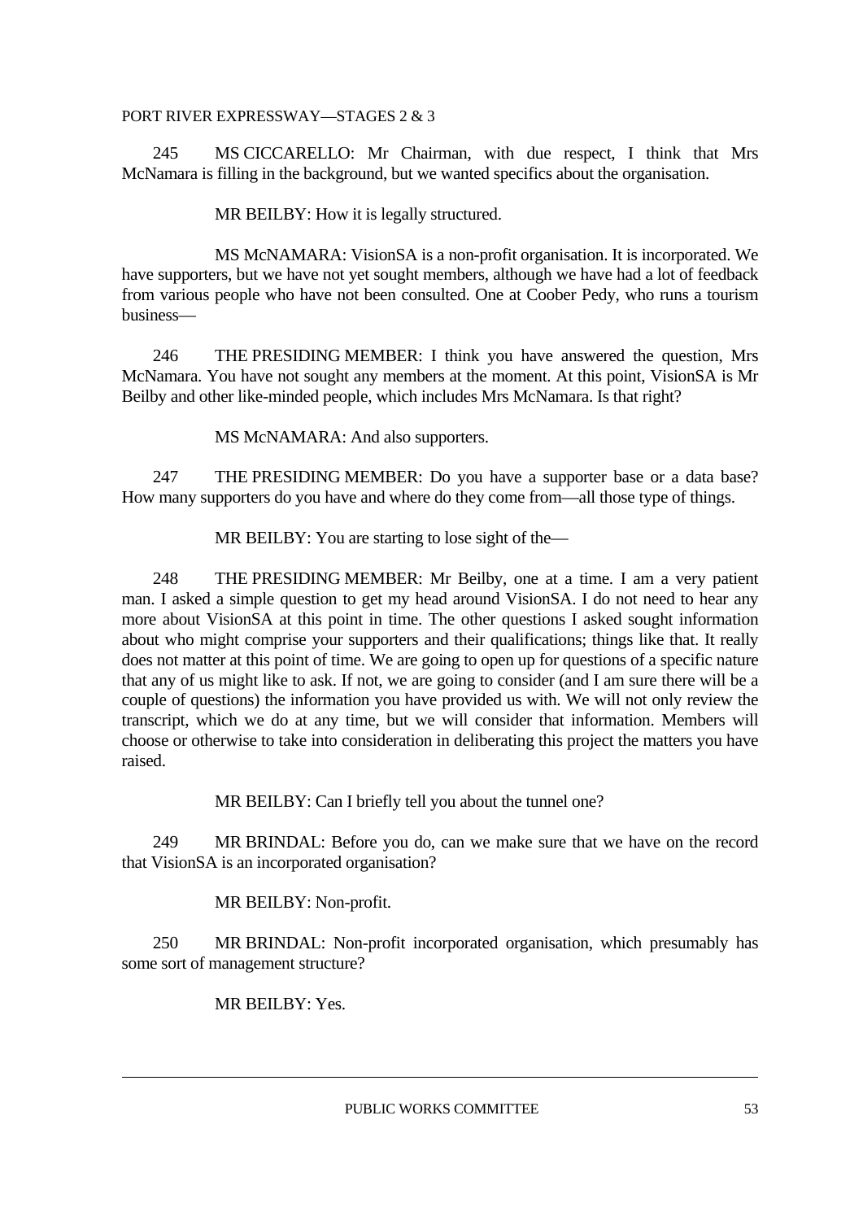245 MS CICCARELLO: Mr Chairman, with due respect, I think that Mrs McNamara is filling in the background, but we wanted specifics about the organisation.

MR BEILBY: How it is legally structured.

MS McNAMARA: VisionSA is a non-profit organisation. It is incorporated. We have supporters, but we have not yet sought members, although we have had a lot of feedback from various people who have not been consulted. One at Coober Pedy, who runs a tourism business—

246 THE PRESIDING MEMBER: I think you have answered the question, Mrs McNamara. You have not sought any members at the moment. At this point, VisionSA is Mr Beilby and other like-minded people, which includes Mrs McNamara. Is that right?

MS McNAMARA: And also supporters.

247 THE PRESIDING MEMBER: Do you have a supporter base or a data base? How many supporters do you have and where do they come from—all those type of things.

MR BEILBY: You are starting to lose sight of the—

248 THE PRESIDING MEMBER: Mr Beilby, one at a time. I am a very patient man. I asked a simple question to get my head around VisionSA. I do not need to hear any more about VisionSA at this point in time. The other questions I asked sought information about who might comprise your supporters and their qualifications; things like that. It really does not matter at this point of time. We are going to open up for questions of a specific nature that any of us might like to ask. If not, we are going to consider (and I am sure there will be a couple of questions) the information you have provided us with. We will not only review the transcript, which we do at any time, but we will consider that information. Members will choose or otherwise to take into consideration in deliberating this project the matters you have raised.

MR BEILBY: Can I briefly tell you about the tunnel one?

249 MR BRINDAL: Before you do, can we make sure that we have on the record that VisionSA is an incorporated organisation?

MR BEILBY: Non-profit.

250 MR BRINDAL: Non-profit incorporated organisation, which presumably has some sort of management structure?

MR BEILBY: Yes.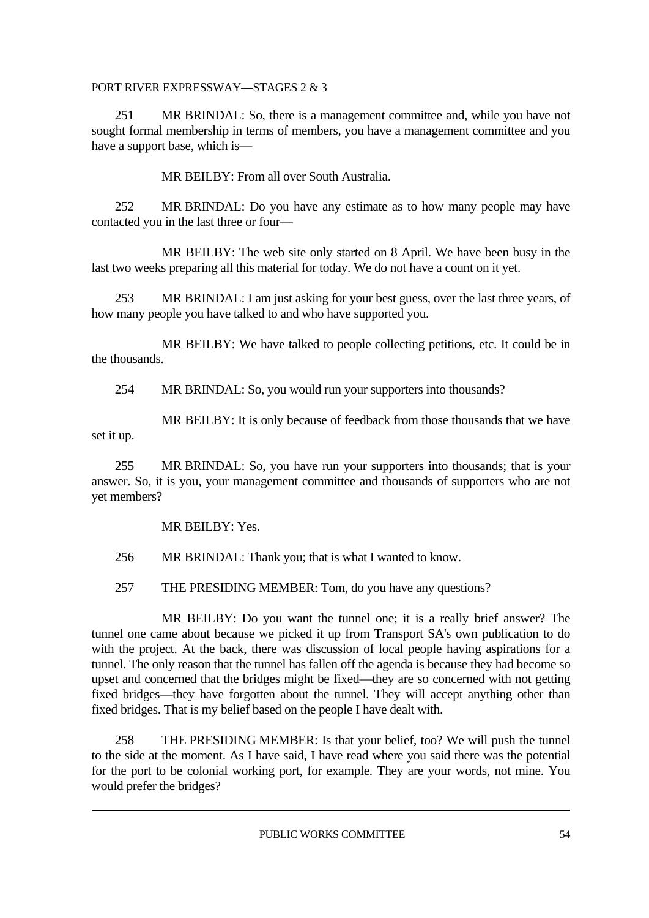251 MR BRINDAL: So, there is a management committee and, while you have not sought formal membership in terms of members, you have a management committee and you have a support base, which is—

MR BEILBY: From all over South Australia.

252 MR BRINDAL: Do you have any estimate as to how many people may have contacted you in the last three or four—

MR BEILBY: The web site only started on 8 April. We have been busy in the last two weeks preparing all this material for today. We do not have a count on it yet.

253 MR BRINDAL: I am just asking for your best guess, over the last three years, of how many people you have talked to and who have supported you.

MR BEILBY: We have talked to people collecting petitions, etc. It could be in the thousands.

254 MR BRINDAL: So, you would run your supporters into thousands?

MR BEILBY: It is only because of feedback from those thousands that we have set it up.

255 MR BRINDAL: So, you have run your supporters into thousands; that is your answer. So, it is you, your management committee and thousands of supporters who are not yet members?

MR BEILBY: Yes.

256 MR BRINDAL: Thank you; that is what I wanted to know.

257 THE PRESIDING MEMBER: Tom, do you have any questions?

MR BEILBY: Do you want the tunnel one; it is a really brief answer? The tunnel one came about because we picked it up from Transport SA's own publication to do with the project. At the back, there was discussion of local people having aspirations for a tunnel. The only reason that the tunnel has fallen off the agenda is because they had become so upset and concerned that the bridges might be fixed—they are so concerned with not getting fixed bridges—they have forgotten about the tunnel. They will accept anything other than fixed bridges. That is my belief based on the people I have dealt with.

258 THE PRESIDING MEMBER: Is that your belief, too? We will push the tunnel to the side at the moment. As I have said, I have read where you said there was the potential for the port to be colonial working port, for example. They are your words, not mine. You would prefer the bridges?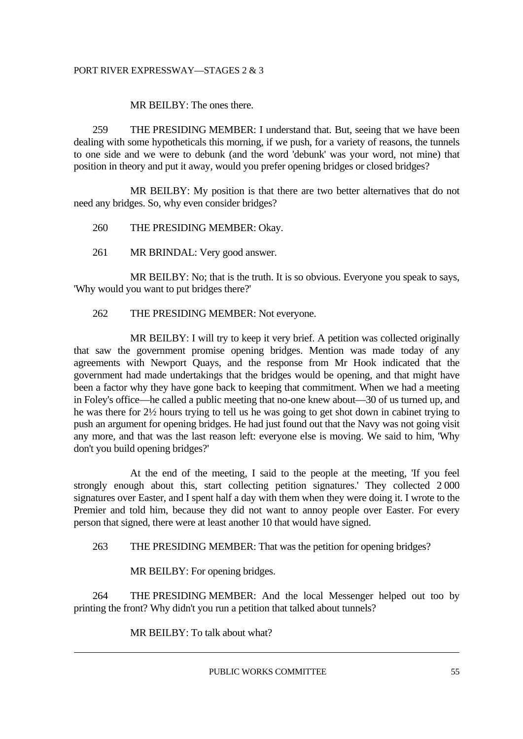MR BEILBY: The ones there.

259 THE PRESIDING MEMBER: I understand that. But, seeing that we have been dealing with some hypotheticals this morning, if we push, for a variety of reasons, the tunnels to one side and we were to debunk (and the word 'debunk' was your word, not mine) that position in theory and put it away, would you prefer opening bridges or closed bridges?

MR BEILBY: My position is that there are two better alternatives that do not need any bridges. So, why even consider bridges?

260 THE PRESIDING MEMBER: Okay.

261 MR BRINDAL: Very good answer.

MR BEILBY: No; that is the truth. It is so obvious. Everyone you speak to says, 'Why would you want to put bridges there?'

262 THE PRESIDING MEMBER: Not everyone.

MR BEILBY: I will try to keep it very brief. A petition was collected originally that saw the government promise opening bridges. Mention was made today of any agreements with Newport Quays, and the response from Mr Hook indicated that the government had made undertakings that the bridges would be opening, and that might have been a factor why they have gone back to keeping that commitment. When we had a meeting in Foley's office—he called a public meeting that no-one knew about—30 of us turned up, and he was there for 2½ hours trying to tell us he was going to get shot down in cabinet trying to push an argument for opening bridges. He had just found out that the Navy was not going visit any more, and that was the last reason left: everyone else is moving. We said to him, 'Why don't you build opening bridges?'

At the end of the meeting, I said to the people at the meeting, 'If you feel strongly enough about this, start collecting petition signatures.' They collected 2 000 signatures over Easter, and I spent half a day with them when they were doing it. I wrote to the Premier and told him, because they did not want to annoy people over Easter. For every person that signed, there were at least another 10 that would have signed.

263 THE PRESIDING MEMBER: That was the petition for opening bridges?

MR BEILBY: For opening bridges.

264 THE PRESIDING MEMBER: And the local Messenger helped out too by printing the front? Why didn't you run a petition that talked about tunnels?

MR BEILBY: To talk about what?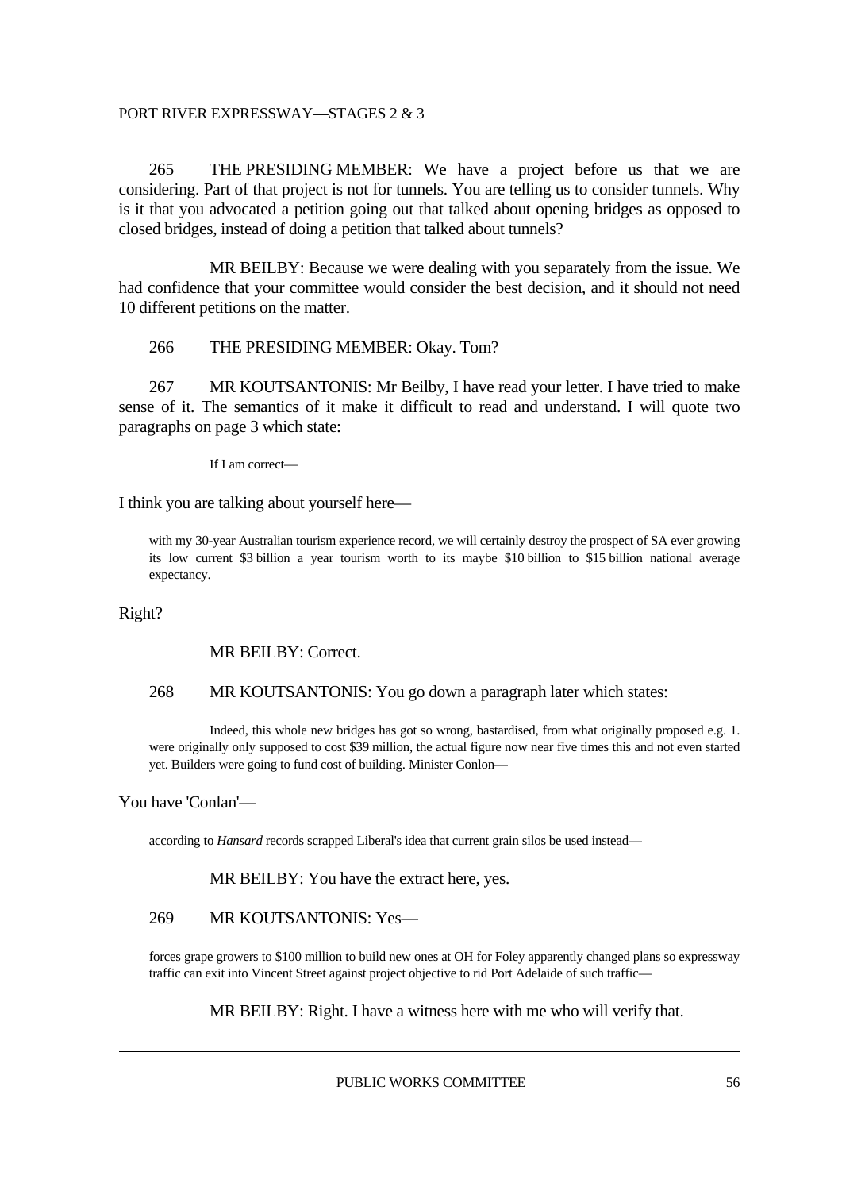265 THE PRESIDING MEMBER: We have a project before us that we are considering. Part of that project is not for tunnels. You are telling us to consider tunnels. Why is it that you advocated a petition going out that talked about opening bridges as opposed to closed bridges, instead of doing a petition that talked about tunnels?

MR BEILBY: Because we were dealing with you separately from the issue. We had confidence that your committee would consider the best decision, and it should not need 10 different petitions on the matter.

266 THE PRESIDING MEMBER: Okay. Tom?

267 MR KOUTSANTONIS: Mr Beilby, I have read your letter. I have tried to make sense of it. The semantics of it make it difficult to read and understand. I will quote two paragraphs on page 3 which state:

> If I am correct—

I think you are talking about yourself here—

> with my 30-year Australian tourism experience record, we will certainly destroy the prospect of SA ever growing its low current \$3 billion a year tourism worth to its maybe \$10 billion to \$15 billion national average expectancy.

Right?

MR BEILBY: Correct.

268 MR KOUTSANTONIS: You go down a paragraph later which states:

> Indeed, this whole new bridges has got so wrong, bastardised, from what originally proposed e.g. 1. were originally only supposed to cost \$39 million, the actual figure now near five times this and not even started yet. Builders were going to fund cost of building. Minister Conlon—

You have 'Conlan'—

> according to *Hansard* records scrapped Liberal's idea that current grain silos be used instead—

MR BEILBY: You have the extract here, yes.

269 MR KOUTSANTONIS: Yes—

> forces grape growers to \$100 million to build new ones at OH for Foley apparently changed plans so expressway traffic can exit into Vincent Street against project objective to rid Port Adelaide of such traffic—

MR BEILBY: Right. I have a witness here with me who will verify that.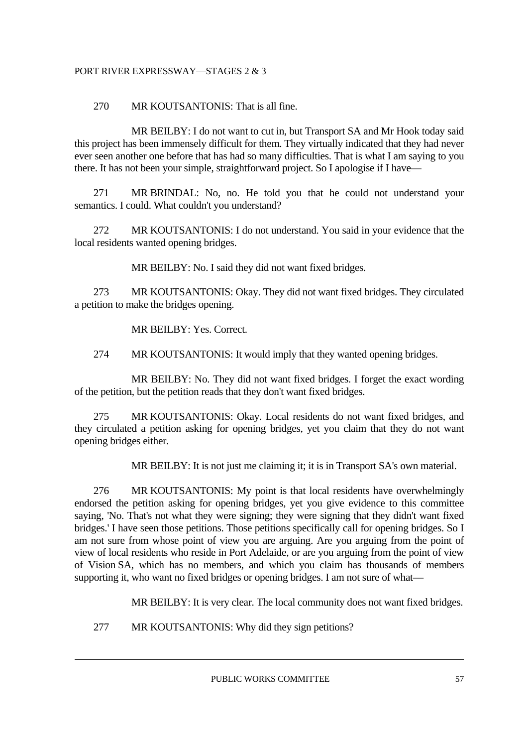270 MR KOUTSANTONIS: That is all fine.

MR BEILBY: I do not want to cut in, but Transport SA and Mr Hook today said this project has been immensely difficult for them. They virtually indicated that they had never ever seen another one before that has had so many difficulties. That is what I am saying to you there. It has not been your simple, straightforward project. So I apologise if I have—

271 MR BRINDAL: No, no. He told you that he could not understand your semantics. I could. What couldn't you understand?

272 MR KOUTSANTONIS: I do not understand. You said in your evidence that the local residents wanted opening bridges.

MR BEILBY: No. I said they did not want fixed bridges.

273 MR KOUTSANTONIS: Okay. They did not want fixed bridges. They circulated a petition to make the bridges opening.

MR BEILBY: Yes. Correct.

274 MR KOUTSANTONIS: It would imply that they wanted opening bridges.

MR BEILBY: No. They did not want fixed bridges. I forget the exact wording of the petition, but the petition reads that they don't want fixed bridges.

275 MR KOUTSANTONIS: Okay. Local residents do not want fixed bridges, and they circulated a petition asking for opening bridges, yet you claim that they do not want opening bridges either.

MR BEILBY: It is not just me claiming it; it is in Transport SA's own material.

276 MR KOUTSANTONIS: My point is that local residents have overwhelmingly endorsed the petition asking for opening bridges, yet you give evidence to this committee saying, 'No. That's not what they were signing; they were signing that they didn't want fixed bridges.' I have seen those petitions. Those petitions specifically call for opening bridges. So I am not sure from whose point of view you are arguing. Are you arguing from the point of view of local residents who reside in Port Adelaide, or are you arguing from the point of view of Vision SA, which has no members, and which you claim has thousands of members supporting it, who want no fixed bridges or opening bridges. I am not sure of what—

MR BEILBY: It is very clear. The local community does not want fixed bridges.

277 MR KOUTSANTONIS: Why did they sign petitions?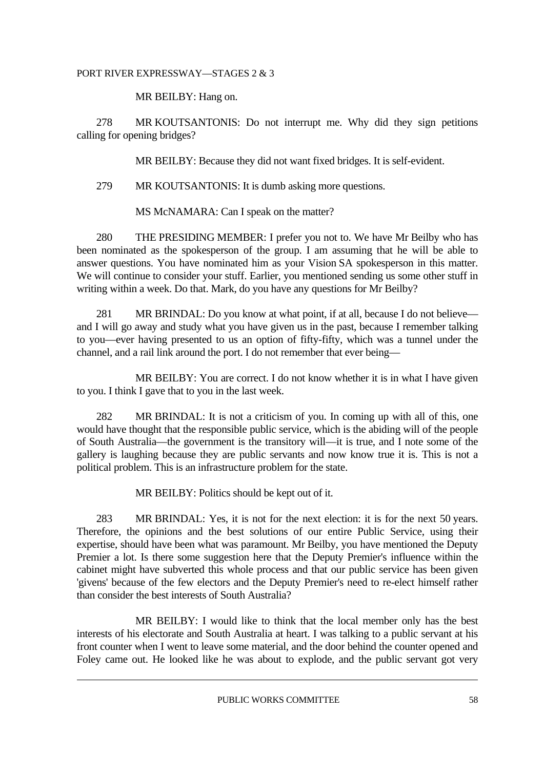MR BEILBY: Hang on.

278 MR KOUTSANTONIS: Do not interrupt me. Why did they sign petitions calling for opening bridges?

MR BEILBY: Because they did not want fixed bridges. It is self-evident.

279 MR KOUTSANTONIS: It is dumb asking more questions.

MS McNAMARA: Can I speak on the matter?

280 THE PRESIDING MEMBER: I prefer you not to. We have Mr Beilby who has been nominated as the spokesperson of the group. I am assuming that he will be able to answer questions. You have nominated him as your Vision SA spokesperson in this matter. We will continue to consider your stuff. Earlier, you mentioned sending us some other stuff in writing within a week. Do that. Mark, do you have any questions for Mr Beilby?

281 MR BRINDAL: Do you know at what point, if at all, because I do not believe—and I will go away and study what you have given us in the past, because I remember talking to you—ever having presented to us an option of fifty-fifty, which was a tunnel under the channel, and a rail link around the port. I do not remember that ever being—

MR BEILBY: You are correct. I do not know whether it is in what I have given to you. I think I gave that to you in the last week.

282 MR BRINDAL: It is not a criticism of you. In coming up with all of this, one would have thought that the responsible public service, which is the abiding will of the people of South Australia—the government is the transitory will—it is true, and I note some of the gallery is laughing because they are public servants and now know true it is. This is not a political problem. This is an infrastructure problem for the state.

MR BEILBY: Politics should be kept out of it.

283 MR BRINDAL: Yes, it is not for the next election: it is for the next 50 years. Therefore, the opinions and the best solutions of our entire Public Service, using their expertise, should have been what was paramount. Mr Beilby, you have mentioned the Deputy Premier a lot. Is there some suggestion here that the Deputy Premier's influence within the cabinet might have subverted this whole process and that our public service has been given 'givens' because of the few electors and the Deputy Premier's need to re-elect himself rather than consider the best interests of South Australia?

MR BEILBY: I would like to think that the local member only has the best interests of his electorate and South Australia at heart. I was talking to a public servant at his front counter when I went to leave some material, and the door behind the counter opened and Foley came out. He looked like he was about to explode, and the public servant got very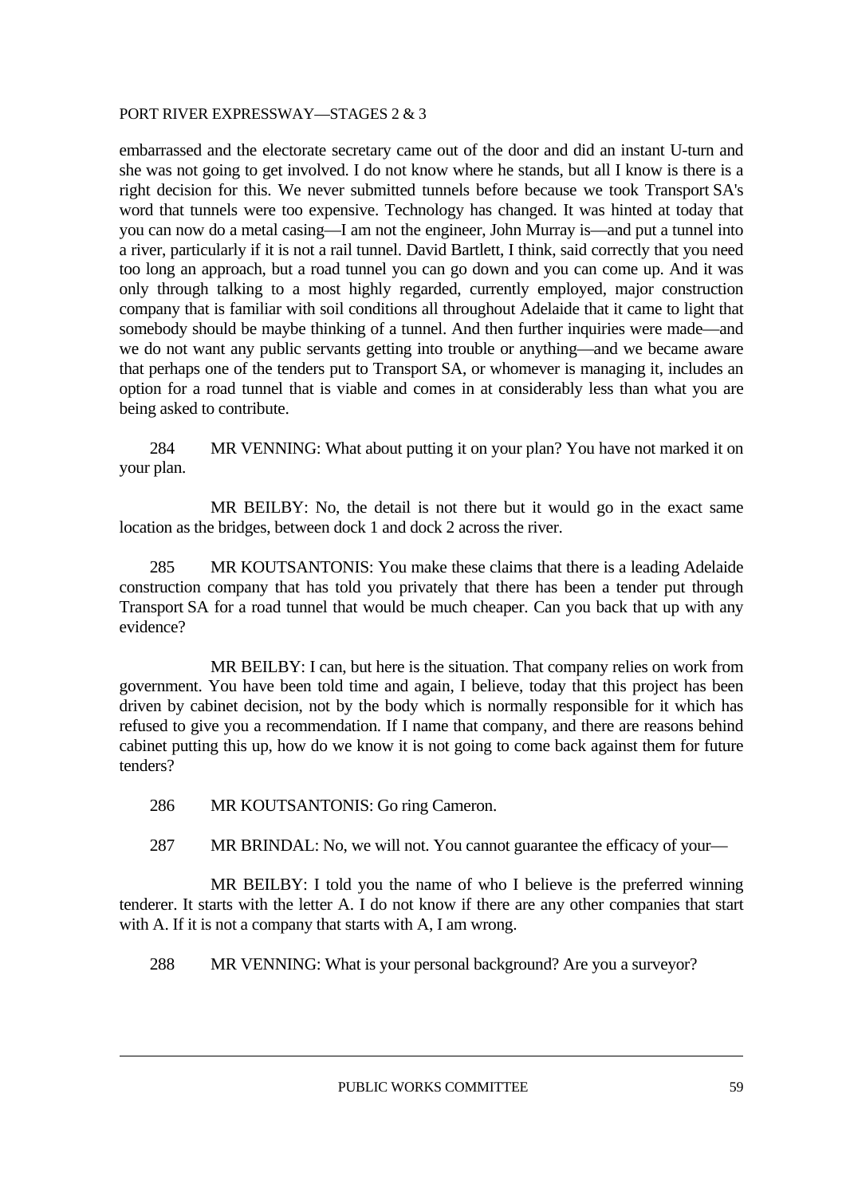embarrassed and the electorate secretary came out of the door and did an instant U-turn and she was not going to get involved. I do not know where he stands, but all I know is there is a right decision for this. We never submitted tunnels before because we took Transport SA's word that tunnels were too expensive. Technology has changed. It was hinted at today that you can now do a metal casing—I am not the engineer, John Murray is—and put a tunnel into a river, particularly if it is not a rail tunnel. David Bartlett, I think, said correctly that you need too long an approach, but a road tunnel you can go down and you can come up. And it was only through talking to a most highly regarded, currently employed, major construction company that is familiar with soil conditions all throughout Adelaide that it came to light that somebody should be maybe thinking of a tunnel. And then further inquiries were made—and we do not want any public servants getting into trouble or anything—and we became aware that perhaps one of the tenders put to Transport SA, or whomever is managing it, includes an option for a road tunnel that is viable and comes in at considerably less than what you are being asked to contribute.

284 MR VENNING: What about putting it on your plan? You have not marked it on your plan.

MR BEILBY: No, the detail is not there but it would go in the exact same location as the bridges, between dock 1 and dock 2 across the river.

285 MR KOUTSANTONIS: You make these claims that there is a leading Adelaide construction company that has told you privately that there has been a tender put through Transport SA for a road tunnel that would be much cheaper. Can you back that up with any evidence?

MR BEILBY: I can, but here is the situation. That company relies on work from government. You have been told time and again, I believe, today that this project has been driven by cabinet decision, not by the body which is normally responsible for it which has refused to give you a recommendation. If I name that company, and there are reasons behind cabinet putting this up, how do we know it is not going to come back against them for future tenders?

286 MR KOUTSANTONIS: Go ring Cameron.

287 MR BRINDAL: No, we will not. You cannot guarantee the efficacy of your—

MR BEILBY: I told you the name of who I believe is the preferred winning tenderer. It starts with the letter A. I do not know if there are any other companies that start with A. If it is not a company that starts with A, I am wrong.

288 MR VENNING: What is your personal background? Are you a surveyor?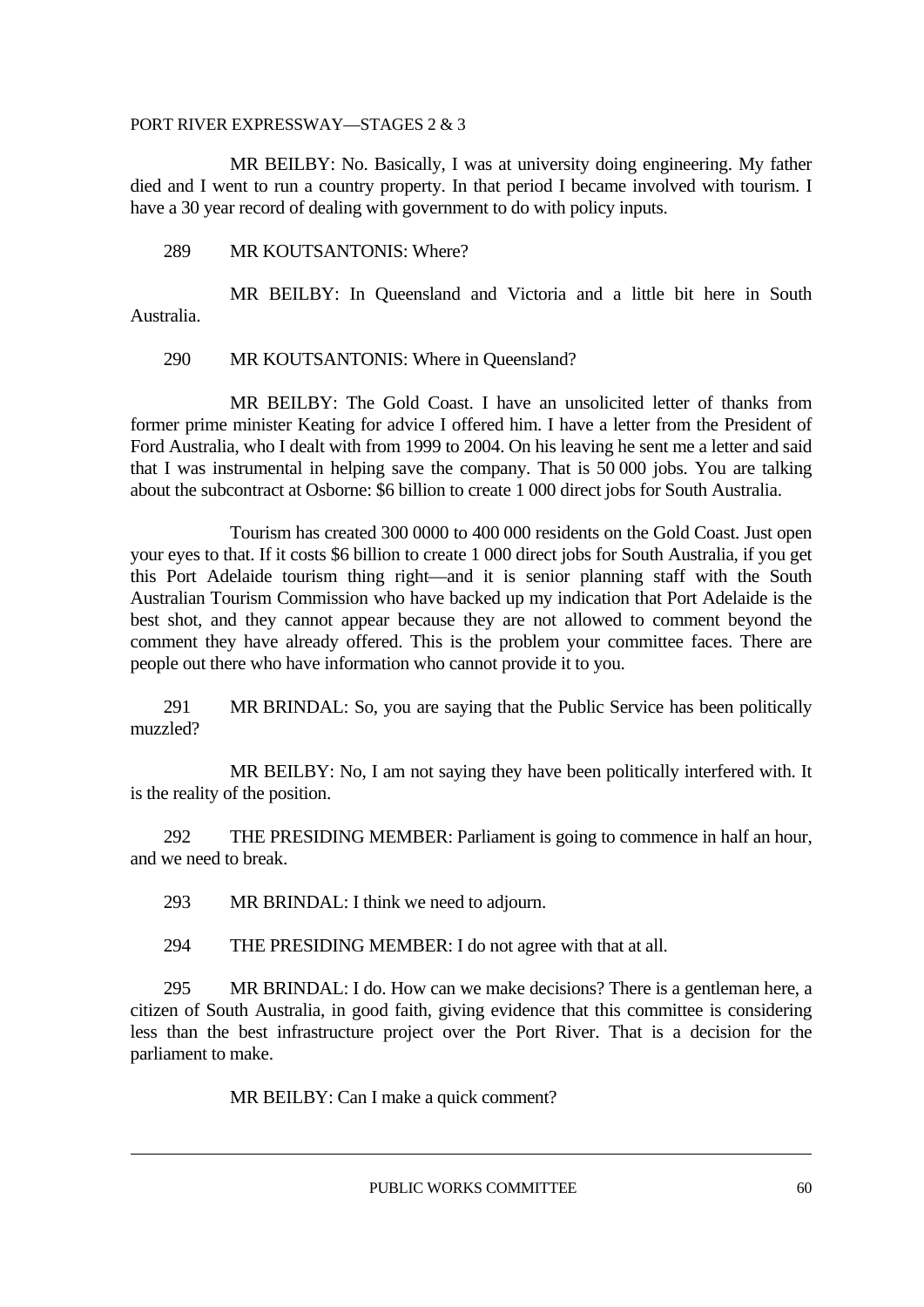MR BEILBY: No. Basically, I was at university doing engineering. My father died and I went to run a country property. In that period I became involved with tourism. I have a 30 year record of dealing with government to do with policy inputs.

289 MR KOUTSANTONIS: Where?

MR BEILBY: In Queensland and Victoria and a little bit here in South Australia.

290 MR KOUTSANTONIS: Where in Queensland?

MR BEILBY: The Gold Coast. I have an unsolicited letter of thanks from former prime minister Keating for advice I offered him. I have a letter from the President of Ford Australia, who I dealt with from 1999 to 2004. On his leaving he sent me a letter and said that I was instrumental in helping save the company. That is 50 000 jobs. You are talking about the subcontract at Osborne: $6 billion to create 1 000 direct jobs for South Australia.

Tourism has created 300 0000 to 400 000 residents on the Gold Coast. Just open your eyes to that. If it costs $6 billion to create 1 000 direct jobs for South Australia, if you get this Port Adelaide tourism thing right—and it is senior planning staff with the South Australian Tourism Commission who have backed up my indication that Port Adelaide is the best shot, and they cannot appear because they are not allowed to comment beyond the comment they have already offered. This is the problem your committee faces. There are people out there who have information who cannot provide it to you.

291 MR BRINDAL: So, you are saying that the Public Service has been politically muzzled?

MR BEILBY: No, I am not saying they have been politically interfered with. It is the reality of the position.

292 THE PRESIDING MEMBER: Parliament is going to commence in half an hour, and we need to break.

293 MR BRINDAL: I think we need to adjourn.

294 THE PRESIDING MEMBER: I do not agree with that at all.

295 MR BRINDAL: I do. How can we make decisions? There is a gentleman here, a citizen of South Australia, in good faith, giving evidence that this committee is considering less than the best infrastructure project over the Port River. That is a decision for the parliament to make.

MR BEILBY: Can I make a quick comment?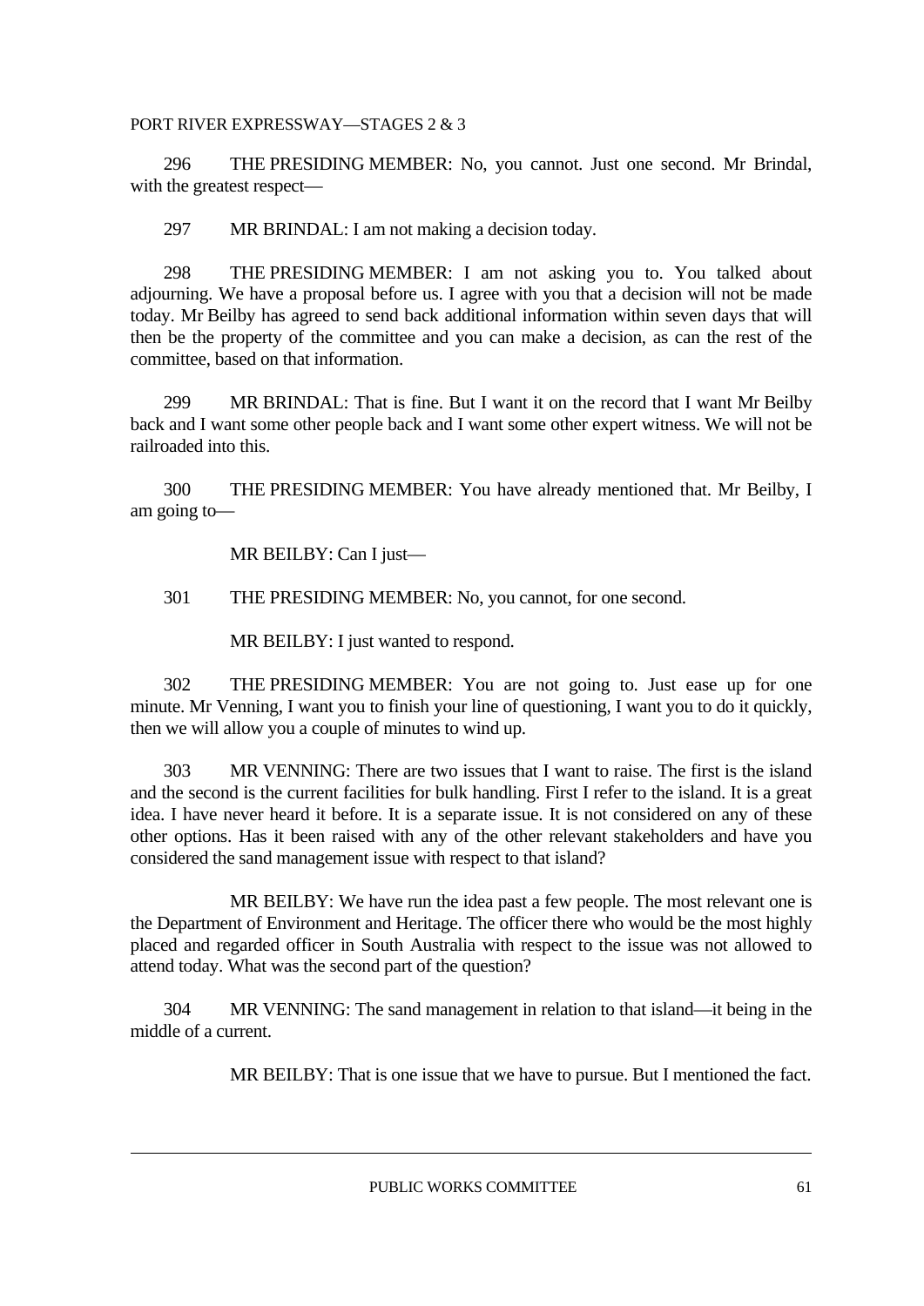296 THE PRESIDING MEMBER: No, you cannot. Just one second. Mr Brindal, with the greatest respect—

297 MR BRINDAL: I am not making a decision today.

298 THE PRESIDING MEMBER: I am not asking you to. You talked about adjourning. We have a proposal before us. I agree with you that a decision will not be made today. Mr Beilby has agreed to send back additional information within seven days that will then be the property of the committee and you can make a decision, as can the rest of the committee, based on that information.

299 MR BRINDAL: That is fine. But I want it on the record that I want Mr Beilby back and I want some other people back and I want some other expert witness. We will not be railroaded into this.

300 THE PRESIDING MEMBER: You have already mentioned that. Mr Beilby, I am going to—

MR BEILBY: Can I just—

301 THE PRESIDING MEMBER: No, you cannot, for one second.

MR BEILBY: I just wanted to respond.

302 THE PRESIDING MEMBER: You are not going to. Just ease up for one minute. Mr Venning, I want you to finish your line of questioning, I want you to do it quickly, then we will allow you a couple of minutes to wind up.

303 MR VENNING: There are two issues that I want to raise. The first is the island and the second is the current facilities for bulk handling. First I refer to the island. It is a great idea. I have never heard it before. It is a separate issue. It is not considered on any of these other options. Has it been raised with any of the other relevant stakeholders and have you considered the sand management issue with respect to that island?

MR BEILBY: We have run the idea past a few people. The most relevant one is the Department of Environment and Heritage. The officer there who would be the most highly placed and regarded officer in South Australia with respect to the issue was not allowed to attend today. What was the second part of the question?

304 MR VENNING: The sand management in relation to that island—it being in the middle of a current.

MR BEILBY: That is one issue that we have to pursue. But I mentioned the fact.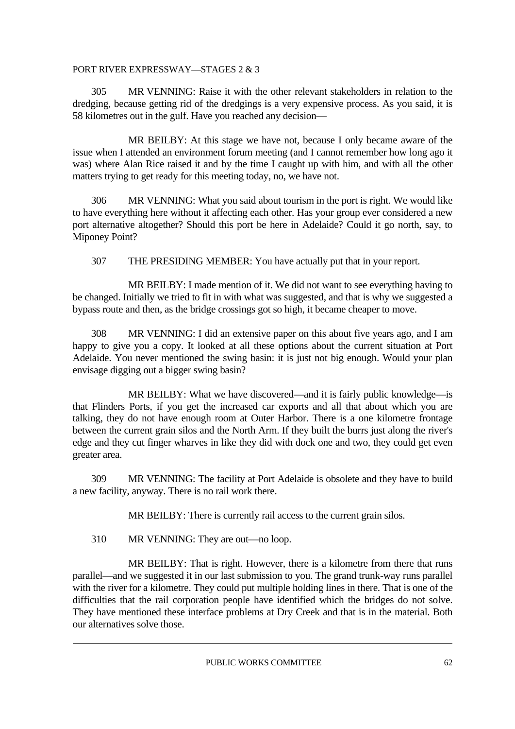305 MR VENNING: Raise it with the other relevant stakeholders in relation to the dredging, because getting rid of the dredgings is a very expensive process. As you said, it is 58 kilometres out in the gulf. Have you reached any decision—

MR BEILBY: At this stage we have not, because I only became aware of the issue when I attended an environment forum meeting (and I cannot remember how long ago it was) where Alan Rice raised it and by the time I caught up with him, and with all the other matters trying to get ready for this meeting today, no, we have not.

306 MR VENNING: What you said about tourism in the port is right. We would like to have everything here without it affecting each other. Has your group ever considered a new port alternative altogether? Should this port be here in Adelaide? Could it go north, say, to Miponey Point?

307 THE PRESIDING MEMBER: You have actually put that in your report.

MR BEILBY: I made mention of it. We did not want to see everything having to be changed. Initially we tried to fit in with what was suggested, and that is why we suggested a bypass route and then, as the bridge crossings got so high, it became cheaper to move.

308 MR VENNING: I did an extensive paper on this about five years ago, and I am happy to give you a copy. It looked at all these options about the current situation at Port Adelaide. You never mentioned the swing basin: it is just not big enough. Would your plan envisage digging out a bigger swing basin?

MR BEILBY: What we have discovered—and it is fairly public knowledge—is that Flinders Ports, if you get the increased car exports and all that about which you are talking, they do not have enough room at Outer Harbor. There is a one kilometre frontage between the current grain silos and the North Arm. If they built the burrs just along the river's edge and they cut finger wharves in like they did with dock one and two, they could get even greater area.

309 MR VENNING: The facility at Port Adelaide is obsolete and they have to build a new facility, anyway. There is no rail work there.

MR BEILBY: There is currently rail access to the current grain silos.

310 MR VENNING: They are out—no loop.

MR BEILBY: That is right. However, there is a kilometre from there that runs parallel—and we suggested it in our last submission to you. The grand trunk-way runs parallel with the river for a kilometre. They could put multiple holding lines in there. That is one of the difficulties that the rail corporation people have identified which the bridges do not solve. They have mentioned these interface problems at Dry Creek and that is in the material. Both our alternatives solve those.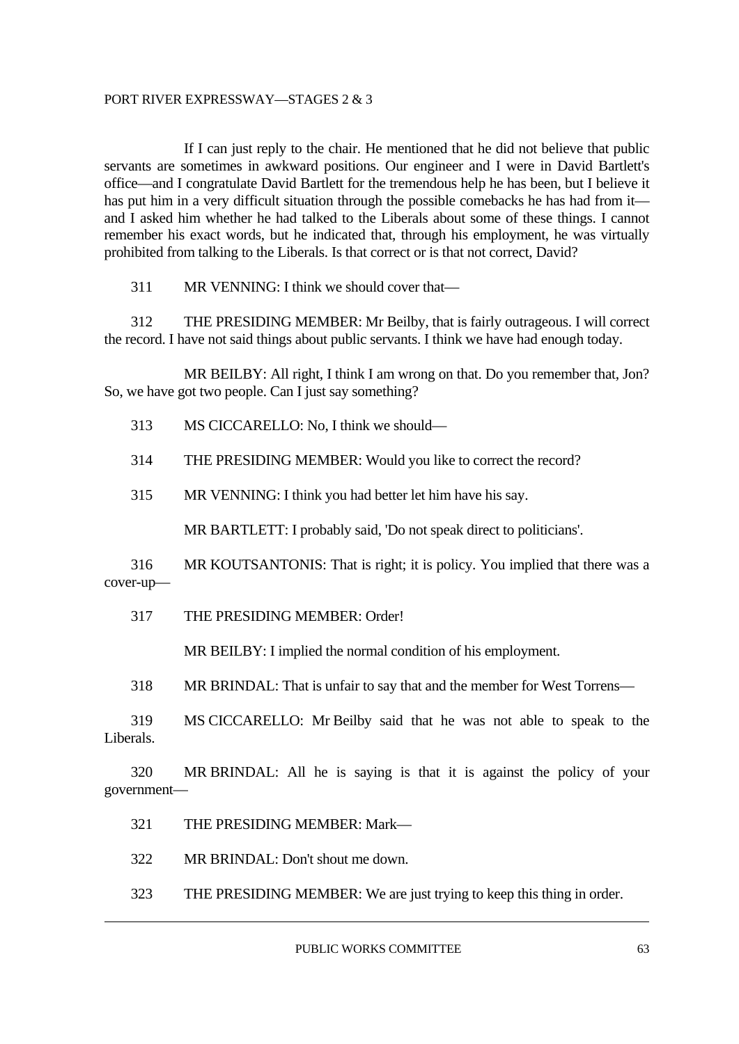If I can just reply to the chair. He mentioned that he did not believe that public servants are sometimes in awkward positions. Our engineer and I were in David Bartlett's office—and I congratulate David Bartlett for the tremendous help he has been, but I believe it has put him in a very difficult situation through the possible comebacks he has had from it—and I asked him whether he had talked to the Liberals about some of these things. I cannot remember his exact words, but he indicated that, through his employment, he was virtually prohibited from talking to the Liberals. Is that correct or is that not correct, David?

311 MR VENNING: I think we should cover that—

312 THE PRESIDING MEMBER: Mr Beilby, that is fairly outrageous. I will correct the record. I have not said things about public servants. I think we have had enough today.

MR BEILBY: All right, I think I am wrong on that. Do you remember that, Jon? So, we have got two people. Can I just say something?

313 MS CICCARELLO: No, I think we should—

314 THE PRESIDING MEMBER: Would you like to correct the record?

315 MR VENNING: I think you had better let him have his say.

MR BARTLETT: I probably said, 'Do not speak direct to politicians'.

316 MR KOUTSANTONIS: That is right; it is policy. You implied that there was a cover-up—

317 THE PRESIDING MEMBER: Order!

MR BEILBY: I implied the normal condition of his employment.

318 MR BRINDAL: That is unfair to say that and the member for West Torrens—

319 MS CICCARELLO: Mr Beilby said that he was not able to speak to the Liberals.

320 MR BRINDAL: All he is saying is that it is against the policy of your government—

321 THE PRESIDING MEMBER: Mark—

322 MR BRINDAL: Don't shout me down.

323 THE PRESIDING MEMBER: We are just trying to keep this thing in order.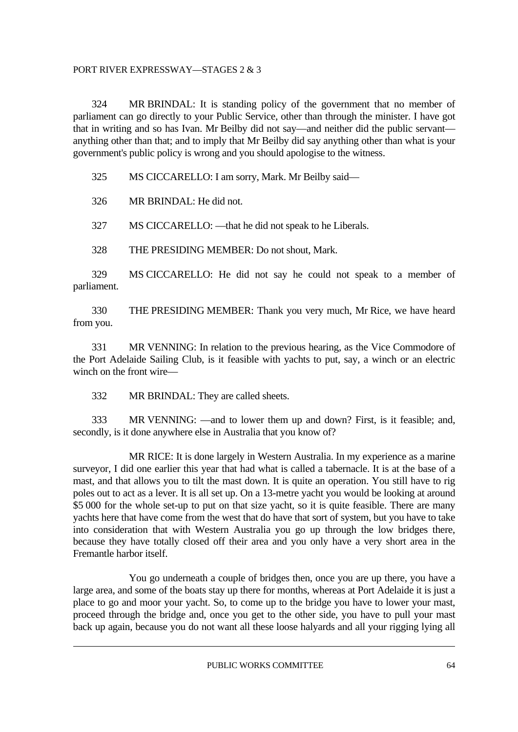324 MR BRINDAL: It is standing policy of the government that no member of parliament can go directly to your Public Service, other than through the minister. I have got that in writing and so has Ivan. Mr Beilby did not say—and neither did the public servant—anything other than that; and to imply that Mr Beilby did say anything other than what is your government's public policy is wrong and you should apologise to the witness.

325 MS CICCARELLO: I am sorry, Mark. Mr Beilby said—

326 MR BRINDAL: He did not.

327 MS CICCARELLO: —that he did not speak to he Liberals.

328 THE PRESIDING MEMBER: Do not shout, Mark.

329 MS CICCARELLO: He did not say he could not speak to a member of parliament.

330 THE PRESIDING MEMBER: Thank you very much, Mr Rice, we have heard from you.

331 MR VENNING: In relation to the previous hearing, as the Vice Commodore of the Port Adelaide Sailing Club, is it feasible with yachts to put, say, a winch or an electric winch on the front wire—

332 MR BRINDAL: They are called sheets.

333 MR VENNING: —and to lower them up and down? First, is it feasible; and, secondly, is it done anywhere else in Australia that you know of?

MR RICE: It is done largely in Western Australia. In my experience as a marine surveyor, I did one earlier this year that had what is called a tabernacle. It is at the base of a mast, and that allows you to tilt the mast down. It is quite an operation. You still have to rig poles out to act as a lever. It is all set up. On a 13-metre yacht you would be looking at around $5 000 for the whole set-up to put on that size yacht, so it is quite feasible. There are many yachts here that have come from the west that do have that sort of system, but you have to take into consideration that with Western Australia you go up through the low bridges there, because they have totally closed off their area and you only have a very short area in the Fremantle harbor itself.

You go underneath a couple of bridges then, once you are up there, you have a large area, and some of the boats stay up there for months, whereas at Port Adelaide it is just a place to go and moor your yacht. So, to come up to the bridge you have to lower your mast, proceed through the bridge and, once you get to the other side, you have to pull your mast back up again, because you do not want all these loose halyards and all your rigging lying all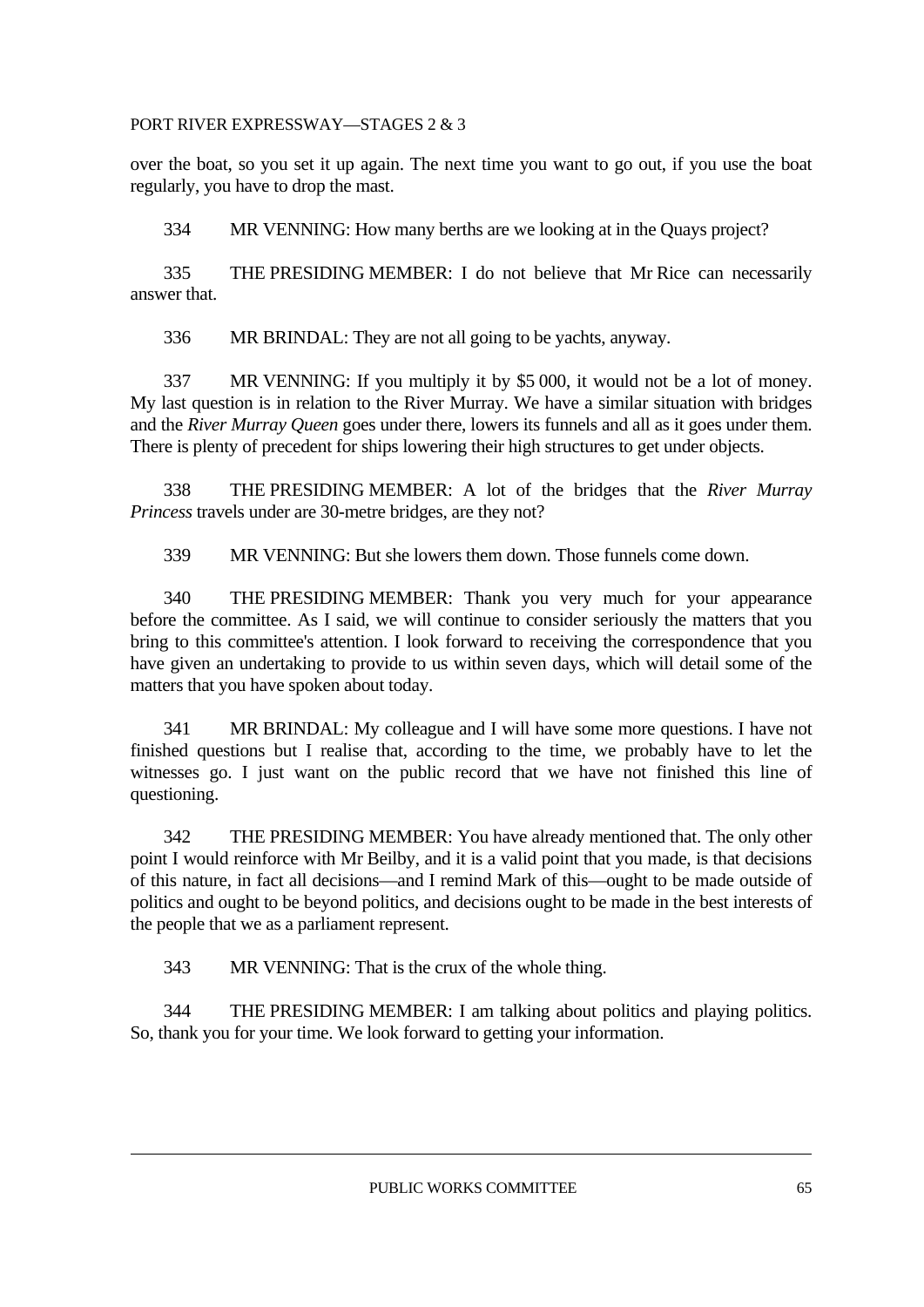over the boat, so you set it up again. The next time you want to go out, if you use the boat regularly, you have to drop the mast.

334 MR VENNING: How many berths are we looking at in the Quays project?

335 THE PRESIDING MEMBER: I do not believe that Mr Rice can necessarily answer that.

336 MR BRINDAL: They are not all going to be yachts, anyway.

337 MR VENNING: If you multiply it by \$5 000, it would not be a lot of money. My last question is in relation to the River Murray. We have a similar situation with bridges and the *River Murray Queen* goes under there, lowers its funnels and all as it goes under them. There is plenty of precedent for ships lowering their high structures to get under objects.

338 THE PRESIDING MEMBER: A lot of the bridges that the *River Murray Princess* travels under are 30-metre bridges, are they not?

339 MR VENNING: But she lowers them down. Those funnels come down.

340 THE PRESIDING MEMBER: Thank you very much for your appearance before the committee. As I said, we will continue to consider seriously the matters that you bring to this committee's attention. I look forward to receiving the correspondence that you have given an undertaking to provide to us within seven days, which will detail some of the matters that you have spoken about today.

341 MR BRINDAL: My colleague and I will have some more questions. I have not finished questions but I realise that, according to the time, we probably have to let the witnesses go. I just want on the public record that we have not finished this line of questioning.

342 THE PRESIDING MEMBER: You have already mentioned that. The only other point I would reinforce with Mr Beilby, and it is a valid point that you made, is that decisions of this nature, in fact all decisions—and I remind Mark of this—ought to be made outside of politics and ought to be beyond politics, and decisions ought to be made in the best interests of the people that we as a parliament represent.

343 MR VENNING: That is the crux of the whole thing.

344 THE PRESIDING MEMBER: I am talking about politics and playing politics. So, thank you for your time. We look forward to getting your information.